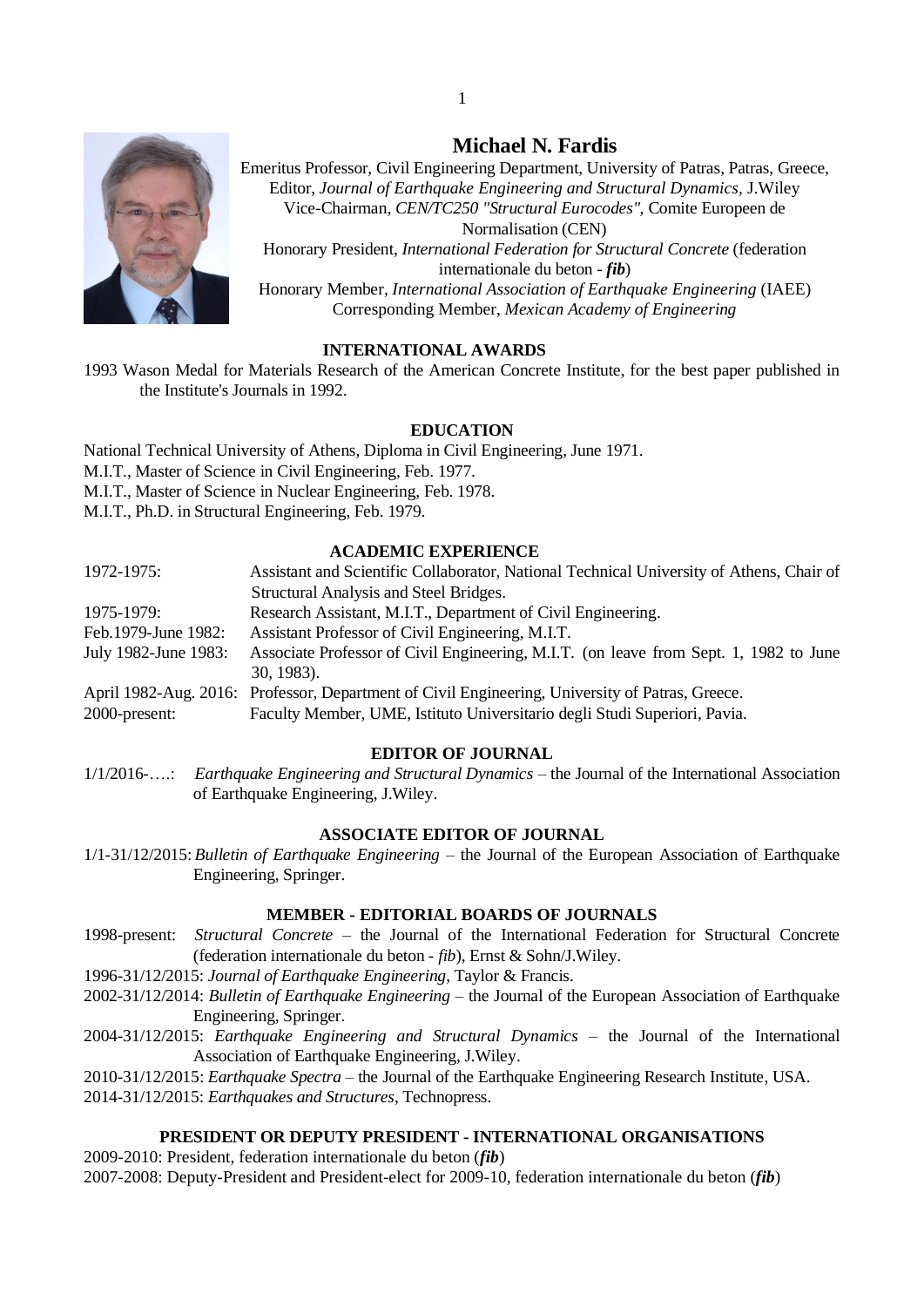# Michael N. Fardis

Emeritus Professor, Civil Engineering Department, University of Patras, Patras, Greece,
Editor, *Journal of Earthquake Engineering and Structural Dynamics*, J.Wiley
Vice-Chairman, *CEN/TC250 "Structural Eurocodes"*, Comite Europeen de Normalisation (CEN)
Honorary President, *International Federation for Structural Concrete* (federation internationale du beton - ***fib***)
Honorary Member, *International Association of Earthquake Engineering* (IAEE)
Corresponding Member, *Mexican Academy of Engineering*

## INTERNATIONAL AWARDS

1993 Wason Medal for Materials Research of the American Concrete Institute, for the best paper published in the Institute's Journals in 1992.

## EDUCATION

National Technical University of Athens, Diploma in Civil Engineering, June 1971.
M.I.T., Master of Science in Civil Engineering, Feb. 1977.
M.I.T., Master of Science in Nuclear Engineering, Feb. 1978.
M.I.T., Ph.D. in Structural Engineering, Feb. 1979.

## ACADEMIC EXPERIENCE

| | |
|---|---|
| 1972-1975: | Assistant and Scientific Collaborator, National Technical University of Athens, Chair of Structural Analysis and Steel Bridges. |
| 1975-1979: | Research Assistant, M.I.T., Department of Civil Engineering. |
| Feb.1979-June 1982: | Assistant Professor of Civil Engineering, M.I.T. |
| July 1982-June 1983: | Associate Professor of Civil Engineering, M.I.T. (on leave from Sept. 1, 1982 to June 30, 1983). |
| April 1982-Aug. 2016: | Professor, Department of Civil Engineering, University of Patras, Greece. |
| 2000-present: | Faculty Member, UME, Istituto Universitario degli Studi Superiori, Pavia. |

## EDITOR OF JOURNAL

1/1/2016-….: *Earthquake Engineering and Structural Dynamics* – the Journal of the International Association of Earthquake Engineering, J.Wiley.

## ASSOCIATE EDITOR OF JOURNAL

1/1-31/12/2015: *Bulletin of Earthquake Engineering* – the Journal of the European Association of Earthquake Engineering, Springer.

## MEMBER - EDITORIAL BOARDS OF JOURNALS

1998-present: *Structural Concrete* – the Journal of the International Federation for Structural Concrete (federation internationale du beton - *fib*), Ernst & Sohn/J.Wiley.
1996-31/12/2015: *Journal of Earthquake Engineering*, Taylor & Francis.
2002-31/12/2014: *Bulletin of Earthquake Engineering* – the Journal of the European Association of Earthquake Engineering, Springer.
2004-31/12/2015: *Earthquake Engineering and Structural Dynamics* – the Journal of the International Association of Earthquake Engineering, J.Wiley.
2010-31/12/2015: *Earthquake Spectra* – the Journal of the Earthquake Engineering Research Institute, USA.
2014-31/12/2015: *Earthquakes and Structures*, Technopress.

## PRESIDENT OR DEPUTY PRESIDENT - INTERNATIONAL ORGANISATIONS

2009-2010: President, federation internationale du beton (***fib***)
2007-2008: Deputy-President and President-elect for 2009-10, federation internationale du beton (***fib***)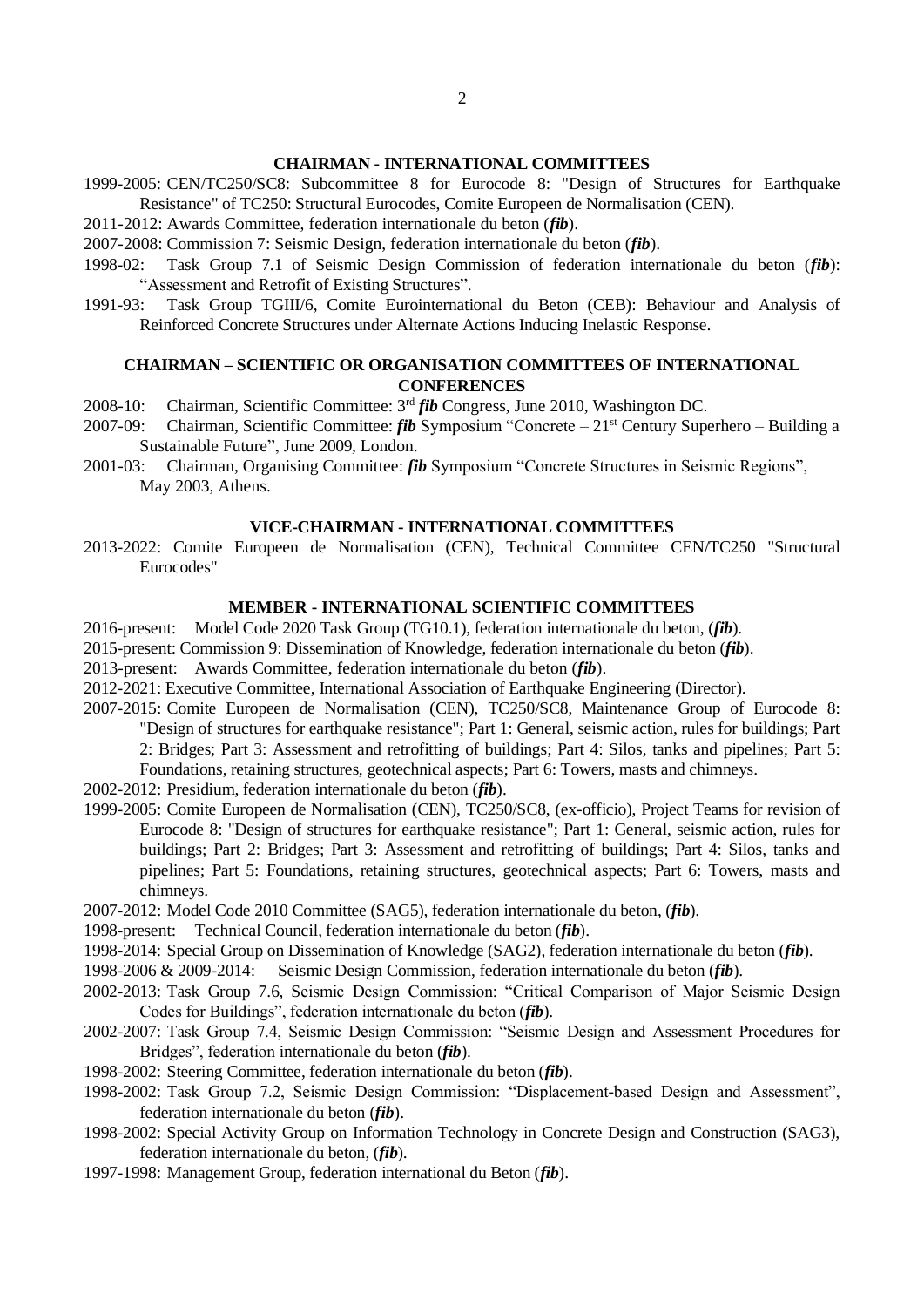## CHAIRMAN - INTERNATIONAL COMMITTEES

1999-2005: CEN/TC250/SC8: Subcommittee 8 for Eurocode 8: "Design of Structures for Earthquake Resistance" of TC250: Structural Eurocodes, Comite Europeen de Normalisation (CEN).

2011-2012: Awards Committee, federation internationale du beton (***fib***).

2007-2008: Commission 7: Seismic Design, federation internationale du beton (***fib***).

1998-02: Task Group 7.1 of Seismic Design Commission of federation internationale du beton (***fib***): "Assessment and Retrofit of Existing Structures".

1991-93: Task Group TGIII/6, Comite Eurointernational du Beton (CEB): Behaviour and Analysis of Reinforced Concrete Structures under Alternate Actions Inducing Inelastic Response.

## CHAIRMAN – SCIENTIFIC OR ORGANISATION COMMITTEES OF INTERNATIONAL CONFERENCES

2008-10: Chairman, Scientific Committee: 3rd ***fib*** Congress, June 2010, Washington DC.

2007-09: Chairman, Scientific Committee: ***fib*** Symposium "Concrete – 21st Century Superhero – Building a Sustainable Future", June 2009, London.

2001-03: Chairman, Organising Committee: ***fib*** Symposium "Concrete Structures in Seismic Regions", May 2003, Athens.

## VICE-CHAIRMAN - INTERNATIONAL COMMITTEES

2013-2022: Comite Europeen de Normalisation (CEN), Technical Committee CEN/TC250 "Structural Eurocodes"

## MEMBER - INTERNATIONAL SCIENTIFIC COMMITTEES

2016-present: Model Code 2020 Task Group (TG10.1), federation internationale du beton, (***fib***).

2015-present: Commission 9: Dissemination of Knowledge, federation internationale du beton (***fib***).

2013-present: Awards Committee, federation internationale du beton (***fib***).

2012-2021: Executive Committee, International Association of Earthquake Engineering (Director).

2007-2015: Comite Europeen de Normalisation (CEN), TC250/SC8, Maintenance Group of Eurocode 8: "Design of structures for earthquake resistance"; Part 1: General, seismic action, rules for buildings; Part 2: Bridges; Part 3: Assessment and retrofitting of buildings; Part 4: Silos, tanks and pipelines; Part 5: Foundations, retaining structures, geotechnical aspects; Part 6: Towers, masts and chimneys.

2002-2012: Presidium, federation internationale du beton (***fib***).

1999-2005: Comite Europeen de Normalisation (CEN), TC250/SC8, (ex-officio), Project Teams for revision of Eurocode 8: "Design of structures for earthquake resistance"; Part 1: General, seismic action, rules for buildings; Part 2: Bridges; Part 3: Assessment and retrofitting of buildings; Part 4: Silos, tanks and pipelines; Part 5: Foundations, retaining structures, geotechnical aspects; Part 6: Towers, masts and chimneys.

2007-2012: Model Code 2010 Committee (SAG5), federation internationale du beton, (***fib***).

1998-present: Technical Council, federation internationale du beton (***fib***).

1998-2014: Special Group on Dissemination of Knowledge (SAG2), federation internationale du beton (***fib***).

1998-2006 & 2009-2014: Seismic Design Commission, federation internationale du beton (***fib***).

2002-2013: Task Group 7.6, Seismic Design Commission: "Critical Comparison of Major Seismic Design Codes for Buildings", federation internationale du beton (***fib***).

2002-2007: Task Group 7.4, Seismic Design Commission: "Seismic Design and Assessment Procedures for Bridges", federation internationale du beton (***fib***).

1998-2002: Steering Committee, federation internationale du beton (***fib***).

1998-2002: Task Group 7.2, Seismic Design Commission: "Displacement-based Design and Assessment", federation internationale du beton (***fib***).

1998-2002: Special Activity Group on Information Technology in Concrete Design and Construction (SAG3), federation internationale du beton, (***fib***).

1997-1998: Management Group, federation international du Beton (***fib***).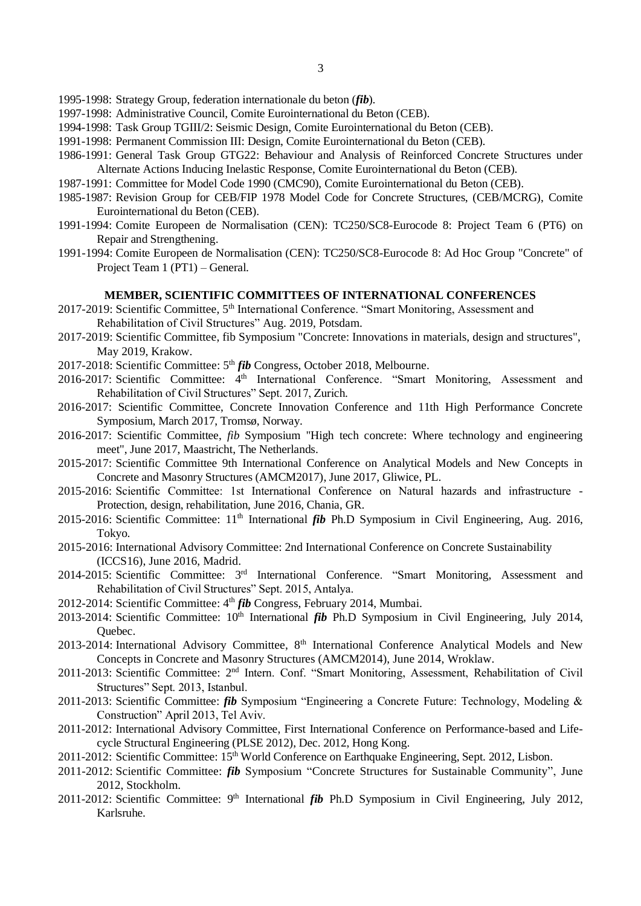1995-1998: Strategy Group, federation internationale du beton (***fib***).

1997-1998: Administrative Council, Comite Eurointernational du Beton (CEB).

1994-1998: Task Group TGIII/2: Seismic Design, Comite Eurointernational du Beton (CEB).

1991-1998: Permanent Commission III: Design, Comite Eurointernational du Beton (CEB).

1986-1991: General Task Group GTG22: Behaviour and Analysis of Reinforced Concrete Structures under Alternate Actions Inducing Inelastic Response, Comite Eurointernational du Beton (CEB).

1987-1991: Committee for Model Code 1990 (CMC90), Comite Eurointernational du Beton (CEB).

1985-1987: Revision Group for CEB/FIP 1978 Model Code for Concrete Structures, (CEB/MCRG), Comite Eurointernational du Beton (CEB).

1991-1994: Comite Europeen de Normalisation (CEN): TC250/SC8-Eurocode 8: Project Team 6 (PT6) on Repair and Strengthening.

1991-1994: Comite Europeen de Normalisation (CEN): TC250/SC8-Eurocode 8: Ad Hoc Group "Concrete" of Project Team 1 (PT1) – General.

**MEMBER, SCIENTIFIC COMMITTEES OF INTERNATIONAL CONFERENCES**

2017-2019: Scientific Committee, 5th International Conference. "Smart Monitoring, Assessment and Rehabilitation of Civil Structures" Aug. 2019, Potsdam.

2017-2019: Scientific Committee, fib Symposium "Concrete: Innovations in materials, design and structures", May 2019, Krakow.

2017-2018: Scientific Committee: 5th ***fib*** Congress, October 2018, Melbourne.

2016-2017: Scientific Committee: 4th International Conference. "Smart Monitoring, Assessment and Rehabilitation of Civil Structures" Sept. 2017, Zurich.

2016-2017: Scientific Committee, Concrete Innovation Conference and 11th High Performance Concrete Symposium, March 2017, Tromsø, Norway.

2016-2017: Scientific Committee, *fib* Symposium "High tech concrete: Where technology and engineering meet", June 2017, Maastricht, The Netherlands.

2015-2017: Scientific Committee 9th International Conference on Analytical Models and New Concepts in Concrete and Masonry Structures (AMCM2017), June 2017, Gliwice, PL.

2015-2016: Scientific Committee: 1st International Conference on Natural hazards and infrastructure - Protection, design, rehabilitation, June 2016, Chania, GR.

2015-2016: Scientific Committee: 11th International ***fib*** Ph.D Symposium in Civil Engineering, Aug. 2016, Tokyo.

2015-2016: International Advisory Committee: 2nd International Conference on Concrete Sustainability (ICCS16), June 2016, Madrid.

2014-2015: Scientific Committee: 3rd International Conference. "Smart Monitoring, Assessment and Rehabilitation of Civil Structures" Sept. 2015, Antalya.

2012-2014: Scientific Committee: 4th ***fib*** Congress, February 2014, Mumbai.

2013-2014: Scientific Committee: 10th International ***fib*** Ph.D Symposium in Civil Engineering, July 2014, Quebec.

2013-2014: International Advisory Committee, 8th International Conference Analytical Models and New Concepts in Concrete and Masonry Structures (AMCM2014), June 2014, Wroklaw.

2011-2013: Scientific Committee: 2nd Intern. Conf. "Smart Monitoring, Assessment, Rehabilitation of Civil Structures" Sept. 2013, Istanbul.

2011-2013: Scientific Committee: ***fib*** Symposium "Engineering a Concrete Future: Technology, Modeling & Construction" April 2013, Tel Aviv.

2011-2012: International Advisory Committee, First International Conference on Performance-based and Life-cycle Structural Engineering (PLSE 2012), Dec. 2012, Hong Kong.

2011-2012: Scientific Committee: 15th World Conference on Earthquake Engineering, Sept. 2012, Lisbon.

2011-2012: Scientific Committee: ***fib*** Symposium "Concrete Structures for Sustainable Community", June 2012, Stockholm.

2011-2012: Scientific Committee: 9th International ***fib*** Ph.D Symposium in Civil Engineering, July 2012, Karlsruhe.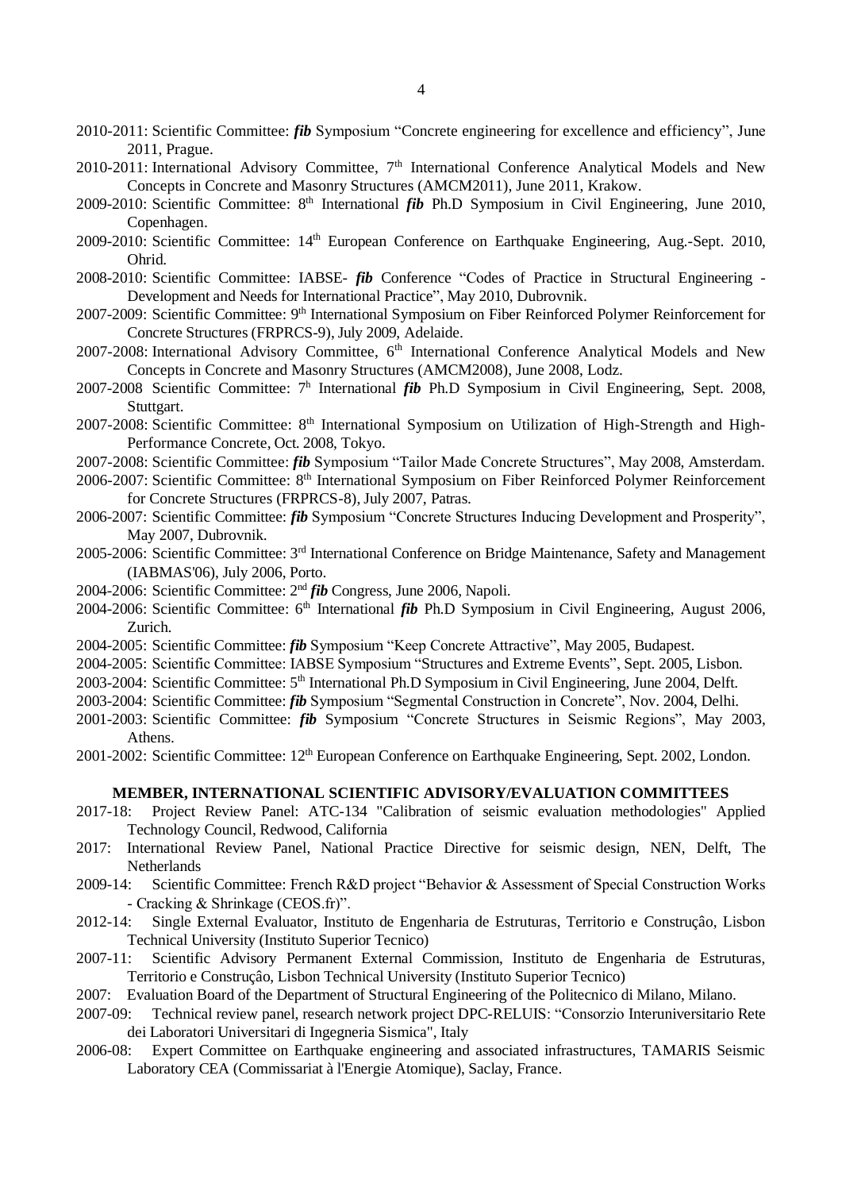2010-2011: Scientific Committee: ***fib*** Symposium "Concrete engineering for excellence and efficiency", June 2011, Prague.

2010-2011: International Advisory Committee, 7th International Conference Analytical Models and New Concepts in Concrete and Masonry Structures (AMCM2011), June 2011, Krakow.

2009-2010: Scientific Committee: 8th International ***fib*** Ph.D Symposium in Civil Engineering, June 2010, Copenhagen.

2009-2010: Scientific Committee: 14th European Conference on Earthquake Engineering, Aug.-Sept. 2010, Ohrid.

2008-2010: Scientific Committee: IABSE- ***fib*** Conference "Codes of Practice in Structural Engineering - Development and Needs for International Practice", May 2010, Dubrovnik.

2007-2009: Scientific Committee: 9th International Symposium on Fiber Reinforced Polymer Reinforcement for Concrete Structures (FRPRCS-9), July 2009, Adelaide.

2007-2008: International Advisory Committee, 6th International Conference Analytical Models and New Concepts in Concrete and Masonry Structures (AMCM2008), June 2008, Lodz.

2007-2008 Scientific Committee: 7th International ***fib*** Ph.D Symposium in Civil Engineering, Sept. 2008, Stuttgart.

2007-2008: Scientific Committee: 8th International Symposium on Utilization of High-Strength and High-Performance Concrete, Oct. 2008, Tokyo.

2007-2008: Scientific Committee: ***fib*** Symposium "Tailor Made Concrete Structures", May 2008, Amsterdam.

2006-2007: Scientific Committee: 8th International Symposium on Fiber Reinforced Polymer Reinforcement for Concrete Structures (FRPRCS-8), July 2007, Patras.

2006-2007: Scientific Committee: ***fib*** Symposium "Concrete Structures Inducing Development and Prosperity", May 2007, Dubrovnik.

2005-2006: Scientific Committee: 3rd International Conference on Bridge Maintenance, Safety and Management (IABMAS'06), July 2006, Porto.

2004-2006: Scientific Committee: 2nd ***fib*** Congress, June 2006, Napoli.

2004-2006: Scientific Committee: 6th International ***fib*** Ph.D Symposium in Civil Engineering, August 2006, Zurich.

2004-2005: Scientific Committee: ***fib*** Symposium "Keep Concrete Attractive", May 2005, Budapest.

2004-2005: Scientific Committee: IABSE Symposium "Structures and Extreme Events", Sept. 2005, Lisbon.

2003-2004: Scientific Committee: 5th International Ph.D Symposium in Civil Engineering, June 2004, Delft.

2003-2004: Scientific Committee: ***fib*** Symposium "Segmental Construction in Concrete", Nov. 2004, Delhi.

2001-2003: Scientific Committee: ***fib*** Symposium "Concrete Structures in Seismic Regions", May 2003, Athens.

2001-2002: Scientific Committee: 12th European Conference on Earthquake Engineering, Sept. 2002, London.

## MEMBER, INTERNATIONAL SCIENTIFIC ADVISORY/EVALUATION COMMITTEES

2017-18: Project Review Panel: ATC-134 "Calibration of seismic evaluation methodologies" Applied Technology Council, Redwood, California

2017: International Review Panel, National Practice Directive for seismic design, NEN, Delft, The Netherlands

2009-14: Scientific Committee: French R&D project "Behavior & Assessment of Special Construction Works - Cracking & Shrinkage (CEOS.fr)".

2012-14: Single External Evaluator, Instituto de Engenharia de Estruturas, Territorio e Construçâo, Lisbon Technical University (Instituto Superior Tecnico)

2007-11: Scientific Advisory Permanent External Commission, Instituto de Engenharia de Estruturas, Territorio e Construçâo, Lisbon Technical University (Instituto Superior Tecnico)

2007: Evaluation Board of the Department of Structural Engineering of the Politecnico di Milano, Milano.

2007-09: Technical review panel, research network project DPC-RELUIS: "Consorzio Interuniversitario Rete dei Laboratori Universitari di Ingegneria Sismica", Italy

2006-08: Expert Committee on Earthquake engineering and associated infrastructures, TAMARIS Seismic Laboratory CEA (Commissariat à l'Energie Atomique), Saclay, France.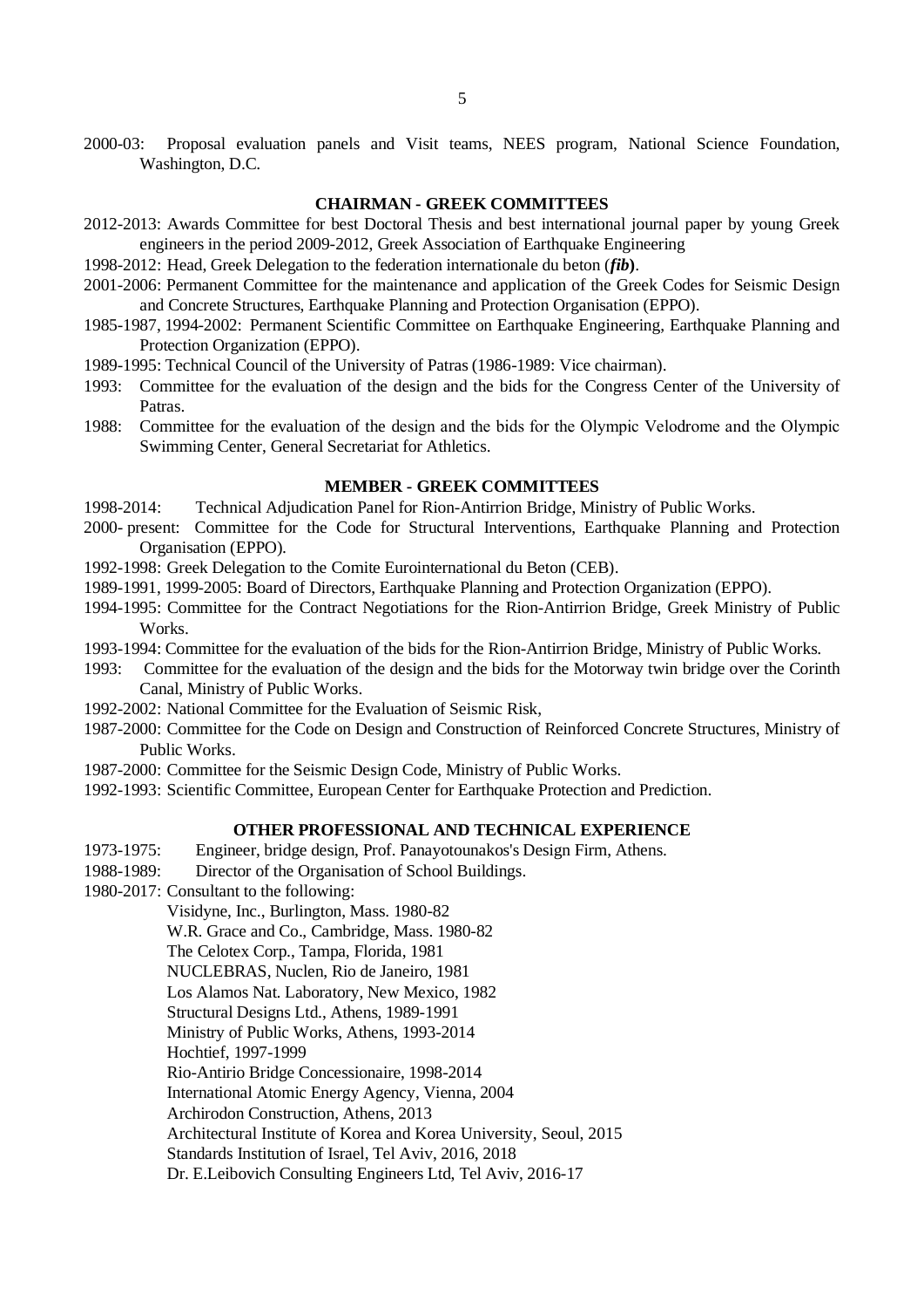2000-03: Proposal evaluation panels and Visit teams, NEES program, National Science Foundation, Washington, D.C.

## CHAIRMAN - GREEK COMMITTEES

2012-2013: Awards Committee for best Doctoral Thesis and best international journal paper by young Greek engineers in the period 2009-2012, Greek Association of Earthquake Engineering

1998-2012: Head, Greek Delegation to the federation internationale du beton (***fib***).

2001-2006: Permanent Committee for the maintenance and application of the Greek Codes for Seismic Design and Concrete Structures, Earthquake Planning and Protection Organisation (EPPO).

1985-1987, 1994-2002: Permanent Scientific Committee on Earthquake Engineering, Earthquake Planning and Protection Organization (EPPO).

1989-1995: Technical Council of the University of Patras (1986-1989: Vice chairman).

1993: Committee for the evaluation of the design and the bids for the Congress Center of the University of Patras.

1988: Committee for the evaluation of the design and the bids for the Olympic Velodrome and the Olympic Swimming Center, General Secretariat for Athletics.

## MEMBER - GREEK COMMITTEES

1998-2014: Technical Adjudication Panel for Rion-Antirrion Bridge, Ministry of Public Works.

2000- present: Committee for the Code for Structural Interventions, Earthquake Planning and Protection Organisation (EPPO).

1992-1998: Greek Delegation to the Comite Eurointernational du Beton (CEB).

1989-1991, 1999-2005: Board of Directors, Earthquake Planning and Protection Organization (EPPO).

1994-1995: Committee for the Contract Negotiations for the Rion-Antirrion Bridge, Greek Ministry of Public Works.

1993-1994: Committee for the evaluation of the bids for the Rion-Antirrion Bridge, Ministry of Public Works.

1993: Committee for the evaluation of the design and the bids for the Motorway twin bridge over the Corinth Canal, Ministry of Public Works.

1992-2002: National Committee for the Evaluation of Seismic Risk,

1987-2000: Committee for the Code on Design and Construction of Reinforced Concrete Structures, Ministry of Public Works.

1987-2000: Committee for the Seismic Design Code, Ministry of Public Works.

1992-1993: Scientific Committee, European Center for Earthquake Protection and Prediction.

## OTHER PROFESSIONAL AND TECHNICAL EXPERIENCE

1973-1975: Engineer, bridge design, Prof. Panayotounakos's Design Firm, Athens.

1988-1989: Director of the Organisation of School Buildings.

1980-2017: Consultant to the following:

- Visidyne, Inc., Burlington, Mass. 1980-82
- W.R. Grace and Co., Cambridge, Mass. 1980-82
- The Celotex Corp., Tampa, Florida, 1981
- NUCLEBRAS, Nuclen, Rio de Janeiro, 1981
- Los Alamos Nat. Laboratory, New Mexico, 1982
- Structural Designs Ltd., Athens, 1989-1991
- Ministry of Public Works, Athens, 1993-2014
- Hochtief, 1997-1999
- Rio-Antirio Bridge Concessionaire, 1998-2014
- International Atomic Energy Agency, Vienna, 2004
- Archirodon Construction, Athens, 2013
- Architectural Institute of Korea and Korea University, Seoul, 2015
- Standards Institution of Israel, Tel Aviv, 2016, 2018
- Dr. E.Leibovich Consulting Engineers Ltd, Tel Aviv, 2016-17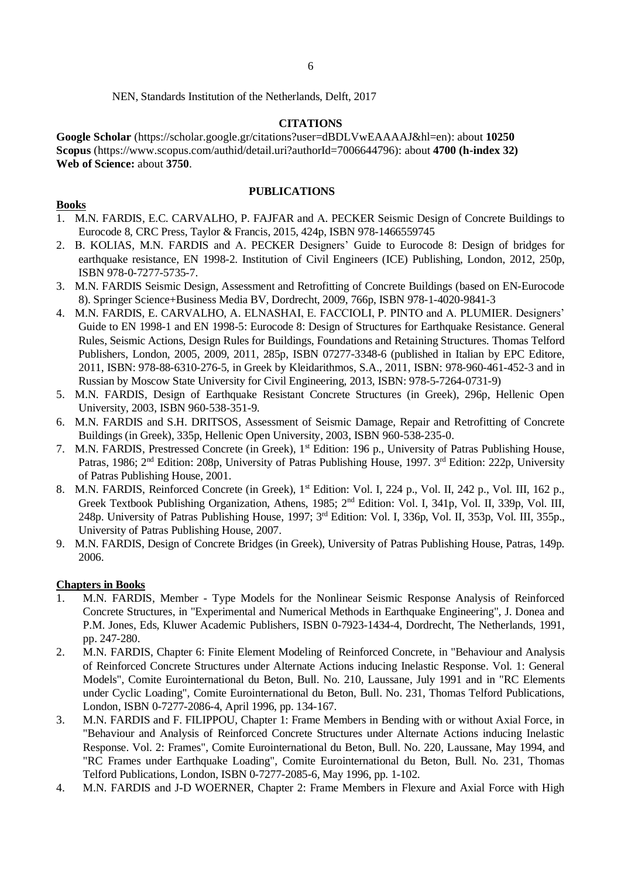NEN, Standards Institution of the Netherlands, Delft, 2017

## CITATIONS

**Google Scholar** (https://scholar.google.gr/citations?user=dBDLVwEAAAAJ&hl=en): about **10250**
**Scopus** (https://www.scopus.com/authid/detail.uri?authorId=7006644796): about **4700 (h-index 32)**
**Web of Science:** about **3750**.

## PUBLICATIONS

### Books

1. M.N. FARDIS, E.C. CARVALHO, P. FAJFAR and A. PECKER Seismic Design of Concrete Buildings to Eurocode 8, CRC Press, Taylor & Francis, 2015, 424p, ISBN 978-1466559745
2. B. KOLIAS, M.N. FARDIS and A. PECKER Designers' Guide to Eurocode 8: Design of bridges for earthquake resistance, EN 1998-2. Institution of Civil Engineers (ICE) Publishing, London, 2012, 250p, ISBN 978-0-7277-5735-7.
3. M.N. FARDIS Seismic Design, Assessment and Retrofitting of Concrete Buildings (based on EN-Eurocode 8). Springer Science+Business Media BV, Dordrecht, 2009, 766p, ISBN 978-1-4020-9841-3
4. M.N. FARDIS, E. CARVALHO, A. ELNASHAI, E. FACCIOLI, P. PINTO and A. PLUMIER. Designers' Guide to EN 1998-1 and EN 1998-5: Eurocode 8: Design of Structures for Earthquake Resistance. General Rules, Seismic Actions, Design Rules for Buildings, Foundations and Retaining Structures. Thomas Telford Publishers, London, 2005, 2009, 2011, 285p, ISBN 07277-3348-6 (published in Italian by EPC Editore, 2011, ISBN: 978-88-6310-276-5, in Greek by Kleidarithmos, S.A., 2011, ISBN: 978-960-461-452-3 and in Russian by Moscow State University for Civil Engineering, 2013, ISBN: 978-5-7264-0731-9)
5. M.N. FARDIS, Design of Earthquake Resistant Concrete Structures (in Greek), 296p, Hellenic Open University, 2003, ISBN 960-538-351-9.
6. M.N. FARDIS and S.H. DRITSOS, Assessment of Seismic Damage, Repair and Retrofitting of Concrete Buildings (in Greek), 335p, Hellenic Open University, 2003, ISBN 960-538-235-0.
7. M.N. FARDIS, Prestressed Concrete (in Greek), 1st Edition: 196 p., University of Patras Publishing House, Patras, 1986; 2nd Edition: 208p, University of Patras Publishing House, 1997. 3rd Edition: 222p, University of Patras Publishing House, 2001.
8. M.N. FARDIS, Reinforced Concrete (in Greek), 1st Edition: Vol. I, 224 p., Vol. II, 242 p., Vol. III, 162 p., Greek Textbook Publishing Organization, Athens, 1985; 2nd Edition: Vol. I, 341p, Vol. II, 339p, Vol. III, 248p. University of Patras Publishing House, 1997; 3rd Edition: Vol. I, 336p, Vol. II, 353p, Vol. III, 355p., University of Patras Publishing House, 2007.
9. M.N. FARDIS, Design of Concrete Bridges (in Greek), University of Patras Publishing House, Patras, 149p. 2006.

### Chapters in Books

1. M.N. FARDIS, Member - Type Models for the Nonlinear Seismic Response Analysis of Reinforced Concrete Structures, in "Experimental and Numerical Methods in Earthquake Engineering", J. Donea and P.M. Jones, Eds, Kluwer Academic Publishers, ISBN 0-7923-1434-4, Dordrecht, The Netherlands, 1991, pp. 247-280.
2. M.N. FARDIS, Chapter 6: Finite Element Modeling of Reinforced Concrete, in "Behaviour and Analysis of Reinforced Concrete Structures under Alternate Actions inducing Inelastic Response. Vol. 1: General Models", Comite Eurointernational du Beton, Bull. No. 210, Laussane, July 1991 and in "RC Elements under Cyclic Loading", Comite Eurointernational du Beton, Bull. No. 231, Thomas Telford Publications, London, ISBN 0-7277-2086-4, April 1996, pp. 134-167.
3. M.N. FARDIS and F. FILIPPOU, Chapter 1: Frame Members in Bending with or without Axial Force, in "Behaviour and Analysis of Reinforced Concrete Structures under Alternate Actions inducing Inelastic Response. Vol. 2: Frames", Comite Eurointernational du Beton, Bull. No. 220, Laussane, May 1994, and "RC Frames under Earthquake Loading", Comite Eurointernational du Beton, Bull. No. 231, Thomas Telford Publications, London, ISBN 0-7277-2085-6, May 1996, pp. 1-102.
4. M.N. FARDIS and J-D WOERNER, Chapter 2: Frame Members in Flexure and Axial Force with High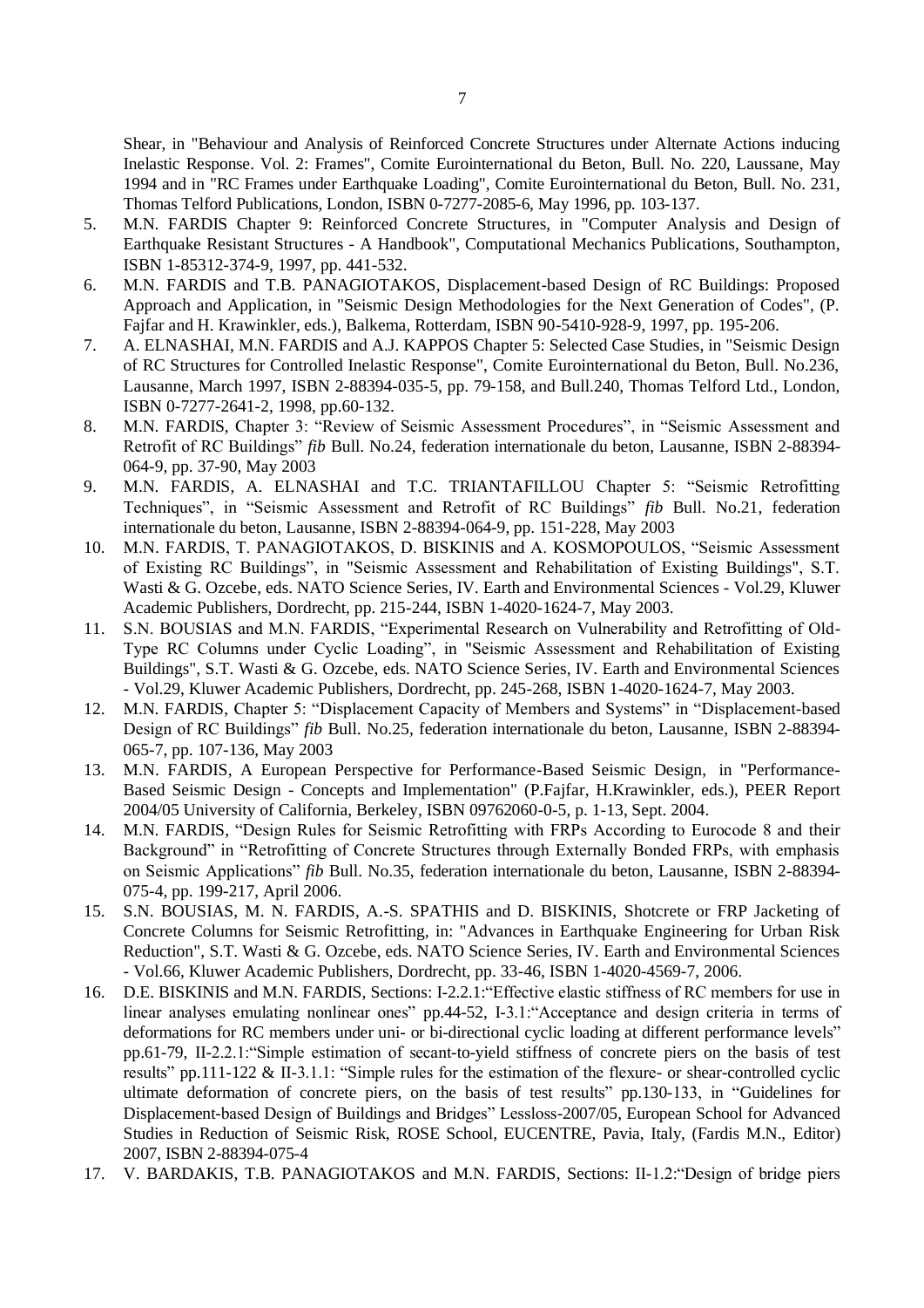Shear, in "Behaviour and Analysis of Reinforced Concrete Structures under Alternate Actions inducing Inelastic Response. Vol. 2: Frames", Comite Eurointernational du Beton, Bull. No. 220, Laussane, May 1994 and in "RC Frames under Earthquake Loading", Comite Eurointernational du Beton, Bull. No. 231, Thomas Telford Publications, London, ISBN 0-7277-2085-6, May 1996, pp. 103-137.

5. M.N. FARDIS Chapter 9: Reinforced Concrete Structures, in "Computer Analysis and Design of Earthquake Resistant Structures - A Handbook", Computational Mechanics Publications, Southampton, ISBN 1-85312-374-9, 1997, pp. 441-532.
6. M.N. FARDIS and T.B. PANAGIOTAKOS, Displacement-based Design of RC Buildings: Proposed Approach and Application, in "Seismic Design Methodologies for the Next Generation of Codes", (P. Fajfar and H. Krawinkler, eds.), Balkema, Rotterdam, ISBN 90-5410-928-9, 1997, pp. 195-206.
7. A. ELNASHAI, M.N. FARDIS and A.J. KAPPOS Chapter 5: Selected Case Studies, in "Seismic Design of RC Structures for Controlled Inelastic Response", Comite Eurointernational du Beton, Bull. No.236, Lausanne, March 1997, ISBN 2-88394-035-5, pp. 79-158, and Bull.240, Thomas Telford Ltd., London, ISBN 0-7277-2641-2, 1998, pp.60-132.
8. M.N. FARDIS, Chapter 3: "Review of Seismic Assessment Procedures", in "Seismic Assessment and Retrofit of RC Buildings" *fib* Bull. No.24, federation internationale du beton, Lausanne, ISBN 2-88394-064-9, pp. 37-90, May 2003
9. M.N. FARDIS, A. ELNASHAI and T.C. TRIANTAFILLOU Chapter 5: "Seismic Retrofitting Techniques", in "Seismic Assessment and Retrofit of RC Buildings" *fib* Bull. No.21, federation internationale du beton, Lausanne, ISBN 2-88394-064-9, pp. 151-228, May 2003
10. M.N. FARDIS, T. PANAGIOTAKOS, D. BISKINIS and A. KOSMOPOULOS, "Seismic Assessment of Existing RC Buildings", in "Seismic Assessment and Rehabilitation of Existing Buildings", S.T. Wasti & G. Ozcebe, eds. NATO Science Series, IV. Earth and Environmental Sciences - Vol.29, Kluwer Academic Publishers, Dordrecht, pp. 215-244, ISBN 1-4020-1624-7, May 2003.
11. S.N. BOUSIAS and M.N. FARDIS, "Experimental Research on Vulnerability and Retrofitting of Old-Type RC Columns under Cyclic Loading", in "Seismic Assessment and Rehabilitation of Existing Buildings", S.T. Wasti & G. Ozcebe, eds. NATO Science Series, IV. Earth and Environmental Sciences - Vol.29, Kluwer Academic Publishers, Dordrecht, pp. 245-268, ISBN 1-4020-1624-7, May 2003.
12. M.N. FARDIS, Chapter 5: "Displacement Capacity of Members and Systems" in "Displacement-based Design of RC Buildings" *fib* Bull. No.25, federation internationale du beton, Lausanne, ISBN 2-88394-065-7, pp. 107-136, May 2003
13. M.N. FARDIS, A European Perspective for Performance-Based Seismic Design, in "Performance-Based Seismic Design - Concepts and Implementation" (P.Fajfar, H.Krawinkler, eds.), PEER Report 2004/05 University of California, Berkeley, ISBN 09762060-0-5, p. 1-13, Sept. 2004.
14. M.N. FARDIS, "Design Rules for Seismic Retrofitting with FRPs According to Eurocode 8 and their Background" in "Retrofitting of Concrete Structures through Externally Bonded FRPs, with emphasis on Seismic Applications" *fib* Bull. No.35, federation internationale du beton, Lausanne, ISBN 2-88394-075-4, pp. 199-217, April 2006.
15. S.N. BOUSIAS, M. N. FARDIS, A.-S. SPATHIS and D. BISKINIS, Shotcrete or FRP Jacketing of Concrete Columns for Seismic Retrofitting, in: "Advances in Earthquake Engineering for Urban Risk Reduction", S.T. Wasti & G. Ozcebe, eds. NATO Science Series, IV. Earth and Environmental Sciences - Vol.66, Kluwer Academic Publishers, Dordrecht, pp. 33-46, ISBN 1-4020-4569-7, 2006.
16. D.E. BISKINIS and M.N. FARDIS, Sections: I-2.2.1:"Effective elastic stiffness of RC members for use in linear analyses emulating nonlinear ones" pp.44-52, I-3.1:"Acceptance and design criteria in terms of deformations for RC members under uni- or bi-directional cyclic loading at different performance levels" pp.61-79, II-2.2.1:"Simple estimation of secant-to-yield stiffness of concrete piers on the basis of test results" pp.111-122 & II-3.1.1: "Simple rules for the estimation of the flexure- or shear-controlled cyclic ultimate deformation of concrete piers, on the basis of test results" pp.130-133, in "Guidelines for Displacement-based Design of Buildings and Bridges" Lessloss-2007/05, European School for Advanced Studies in Reduction of Seismic Risk, ROSE School, EUCENTRE, Pavia, Italy, (Fardis M.N., Editor) 2007, ISBN 2-88394-075-4
17. V. BARDAKIS, T.B. PANAGIOTAKOS and M.N. FARDIS, Sections: II-1.2:"Design of bridge piers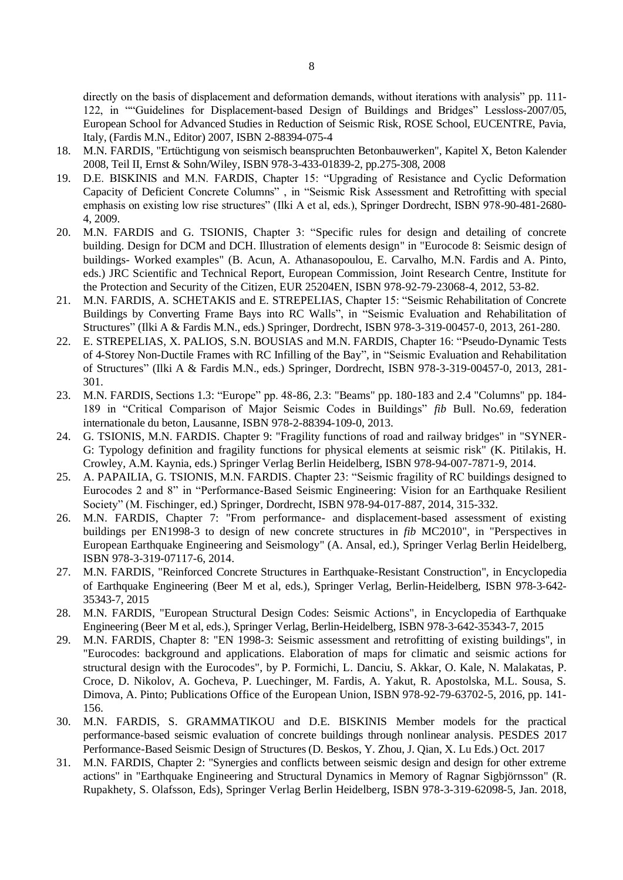directly on the basis of displacement and deformation demands, without iterations with analysis" pp. 111-122, in ""Guidelines for Displacement-based Design of Buildings and Bridges" Lessloss-2007/05, European School for Advanced Studies in Reduction of Seismic Risk, ROSE School, EUCENTRE, Pavia, Italy, (Fardis M.N., Editor) 2007, ISBN 2-88394-075-4

18. M.N. FARDIS, "Ertüchtigung von seismisch beanspruchten Betonbauwerken", Kapitel X, Beton Kalender 2008, Teil II, Ernst & Sohn/Wiley, ISBN 978-3-433-01839-2, pp.275-308, 2008
19. D.E. BISKINIS and M.N. FARDIS, Chapter 15: "Upgrading of Resistance and Cyclic Deformation Capacity of Deficient Concrete Columns" , in "Seismic Risk Assessment and Retrofitting with special emphasis on existing low rise structures" (Ilki A et al, eds.), Springer Dordrecht, ISBN 978-90-481-2680-4, 2009.
20. M.N. FARDIS and G. TSIONIS, Chapter 3: "Specific rules for design and detailing of concrete building. Design for DCM and DCH. Illustration of elements design" in "Eurocode 8: Seismic design of buildings- Worked examples" (B. Acun, A. Athanasopoulou, E. Carvalho, M.N. Fardis and A. Pinto, eds.) JRC Scientific and Technical Report, European Commission, Joint Research Centre, Institute for the Protection and Security of the Citizen, EUR 25204EN, ISBN 978-92-79-23068-4, 2012, 53-82.
21. M.N. FARDIS, A. SCHETAKIS and E. STREPELIAS, Chapter 15: "Seismic Rehabilitation of Concrete Buildings by Converting Frame Bays into RC Walls", in "Seismic Evaluation and Rehabilitation of Structures" (Ilki A & Fardis M.N., eds.) Springer, Dordrecht, ISBN 978-3-319-00457-0, 2013, 261-280.
22. E. STREPELIAS, X. PALIOS, S.N. BOUSIAS and M.N. FARDIS, Chapter 16: "Pseudo-Dynamic Tests of 4-Storey Non-Ductile Frames with RC Infilling of the Bay", in "Seismic Evaluation and Rehabilitation of Structures" (Ilki A & Fardis M.N., eds.) Springer, Dordrecht, ISBN 978-3-319-00457-0, 2013, 281-301.
23. M.N. FARDIS, Sections 1.3: "Europe" pp. 48-86, 2.3: "Beams" pp. 180-183 and 2.4 "Columns" pp. 184-189 in "Critical Comparison of Major Seismic Codes in Buildings" *fib* Bull. No.69, federation internationale du beton, Lausanne, ISBN 978-2-88394-109-0, 2013.
24. G. TSIONIS, M.N. FARDIS. Chapter 9: "Fragility functions of road and railway bridges" in "SYNER-G: Typology definition and fragility functions for physical elements at seismic risk" (K. Pitilakis, H. Crowley, A.M. Kaynia, eds.) Springer Verlag Berlin Heidelberg, ISBN 978-94-007-7871-9, 2014.
25. A. PAPAILIA, G. TSIONIS, M.N. FARDIS. Chapter 23: "Seismic fragility of RC buildings designed to Eurocodes 2 and 8" in "Performance-Based Seismic Engineering: Vision for an Earthquake Resilient Society" (M. Fischinger, ed.) Springer, Dordrecht, ISBN 978-94-017-887, 2014, 315-332.
26. M.N. FARDIS, Chapter 7: "From performance- and displacement-based assessment of existing buildings per EN1998-3 to design of new concrete structures in *fib* MC2010", in "Perspectives in European Earthquake Engineering and Seismology" (A. Ansal, ed.), Springer Verlag Berlin Heidelberg, ISBN 978-3-319-07117-6, 2014.
27. M.N. FARDIS, "Reinforced Concrete Structures in Earthquake-Resistant Construction", in Encyclopedia of Earthquake Engineering (Beer M et al, eds.), Springer Verlag, Berlin-Heidelberg, ISBN 978-3-642-35343-7, 2015
28. M.N. FARDIS, "European Structural Design Codes: Seismic Actions", in Encyclopedia of Earthquake Engineering (Beer M et al, eds.), Springer Verlag, Berlin-Heidelberg, ISBN 978-3-642-35343-7, 2015
29. M.N. FARDIS, Chapter 8: "EN 1998-3: Seismic assessment and retrofitting of existing buildings", in "Eurocodes: background and applications. Elaboration of maps for climatic and seismic actions for structural design with the Eurocodes", by P. Formichi, L. Danciu, S. Akkar, O. Kale, N. Malakatas, P. Croce, D. Nikolov, A. Gocheva, P. Luechinger, M. Fardis, A. Yakut, R. Apostolska, M.L. Sousa, S. Dimova, A. Pinto; Publications Office of the European Union, ISBN 978-92-79-63702-5, 2016, pp. 141-156.
30. M.N. FARDIS, S. GRAMMATIKOU and D.E. BISKINIS Member models for the practical performance-based seismic evaluation of concrete buildings through nonlinear analysis. PESDES 2017 Performance-Based Seismic Design of Structures (D. Beskos, Y. Zhou, J. Qian, X. Lu Eds.) Oct. 2017
31. M.N. FARDIS, Chapter 2: "Synergies and conflicts between seismic design and design for other extreme actions" in "Earthquake Engineering and Structural Dynamics in Memory of Ragnar Sigbjörnsson" (R. Rupakhety, S. Olafsson, Eds), Springer Verlag Berlin Heidelberg, ISBN 978-3-319-62098-5, Jan. 2018,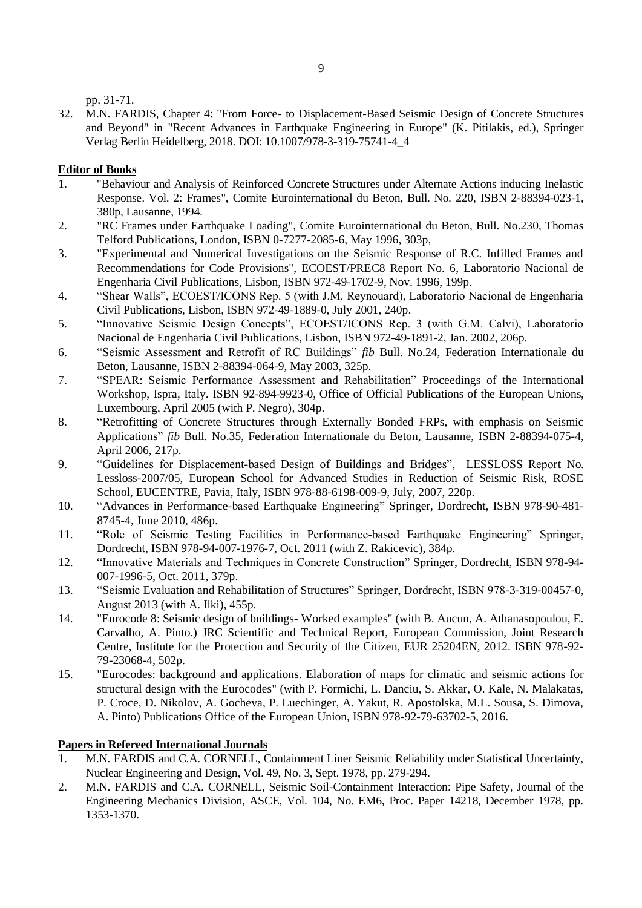pp. 31-71.

32. M.N. FARDIS, Chapter 4: "From Force- to Displacement-Based Seismic Design of Concrete Structures and Beyond" in "Recent Advances in Earthquake Engineering in Europe" (K. Pitilakis, ed.), Springer Verlag Berlin Heidelberg, 2018. DOI: 10.1007/978-3-319-75741-4_4

**Editor of Books**

1. "Behaviour and Analysis of Reinforced Concrete Structures under Alternate Actions inducing Inelastic Response. Vol. 2: Frames", Comite Eurointernational du Beton, Bull. No. 220, ISBN 2-88394-023-1, 380p, Lausanne, 1994.
2. "RC Frames under Earthquake Loading", Comite Eurointernational du Beton, Bull. No.230, Thomas Telford Publications, London, ISBN 0-7277-2085-6, May 1996, 303p,
3. "Experimental and Numerical Investigations on the Seismic Response of R.C. Infilled Frames and Recommendations for Code Provisions", ECOEST/PREC8 Report No. 6, Laboratorio Nacional de Engenharia Civil Publications, Lisbon, ISBN 972-49-1702-9, Nov. 1996, 199p.
4. "Shear Walls", ECOEST/ICONS Rep. 5 (with J.M. Reynouard), Laboratorio Nacional de Engenharia Civil Publications, Lisbon, ISBN 972-49-1889-0, July 2001, 240p.
5. "Innovative Seismic Design Concepts", ECOEST/ICONS Rep. 3 (with G.M. Calvi), Laboratorio Nacional de Engenharia Civil Publications, Lisbon, ISBN 972-49-1891-2, Jan. 2002, 206p.
6. "Seismic Assessment and Retrofit of RC Buildings" *fib* Bull. No.24, Federation Internationale du Beton, Lausanne, ISBN 2-88394-064-9, May 2003, 325p.
7. "SPEAR: Seismic Performance Assessment and Rehabilitation" Proceedings of the International Workshop, Ispra, Italy. ISBN 92-894-9923-0, Office of Official Publications of the European Unions, Luxembourg, April 2005 (with P. Negro), 304p.
8. "Retrofitting of Concrete Structures through Externally Bonded FRPs, with emphasis on Seismic Applications" *fib* Bull. No.35, Federation Internationale du Beton, Lausanne, ISBN 2-88394-075-4, April 2006, 217p.
9. "Guidelines for Displacement-based Design of Buildings and Bridges", LESSLOSS Report No. Lessloss-2007/05, European School for Advanced Studies in Reduction of Seismic Risk, ROSE School, EUCENTRE, Pavia, Italy, ISBN 978-88-6198-009-9, July, 2007, 220p.
10. "Advances in Performance-based Earthquake Engineering" Springer, Dordrecht, ISBN 978-90-481-8745-4, June 2010, 486p.
11. "Role of Seismic Testing Facilities in Performance-based Earthquake Engineering" Springer, Dordrecht, ISBN 978-94-007-1976-7, Oct. 2011 (with Z. Rakicevic), 384p.
12. "Innovative Materials and Techniques in Concrete Construction" Springer, Dordrecht, ISBN 978-94-007-1996-5, Oct. 2011, 379p.
13. "Seismic Evaluation and Rehabilitation of Structures" Springer, Dordrecht, ISBN 978-3-319-00457-0, August 2013 (with A. Ilki), 455p.
14. "Eurocode 8: Seismic design of buildings- Worked examples" (with B. Aucun, A. Athanasopoulou, E. Carvalho, A. Pinto.) JRC Scientific and Technical Report, European Commission, Joint Research Centre, Institute for the Protection and Security of the Citizen, EUR 25204EN, 2012. ISBN 978-92-79-23068-4, 502p.
15. "Eurocodes: background and applications. Elaboration of maps for climatic and seismic actions for structural design with the Eurocodes" (with P. Formichi, L. Danciu, S. Akkar, O. Kale, N. Malakatas, P. Croce, D. Nikolov, A. Gocheva, P. Luechinger, A. Yakut, R. Apostolska, M.L. Sousa, S. Dimova, A. Pinto) Publications Office of the European Union, ISBN 978-92-79-63702-5, 2016.

**Papers in Refereed International Journals**

1. M.N. FARDIS and C.A. CORNELL, Containment Liner Seismic Reliability under Statistical Uncertainty, Nuclear Engineering and Design, Vol. 49, No. 3, Sept. 1978, pp. 279-294.
2. M.N. FARDIS and C.A. CORNELL, Seismic Soil-Containment Interaction: Pipe Safety, Journal of the Engineering Mechanics Division, ASCE, Vol. 104, No. EM6, Proc. Paper 14218, December 1978, pp. 1353-1370.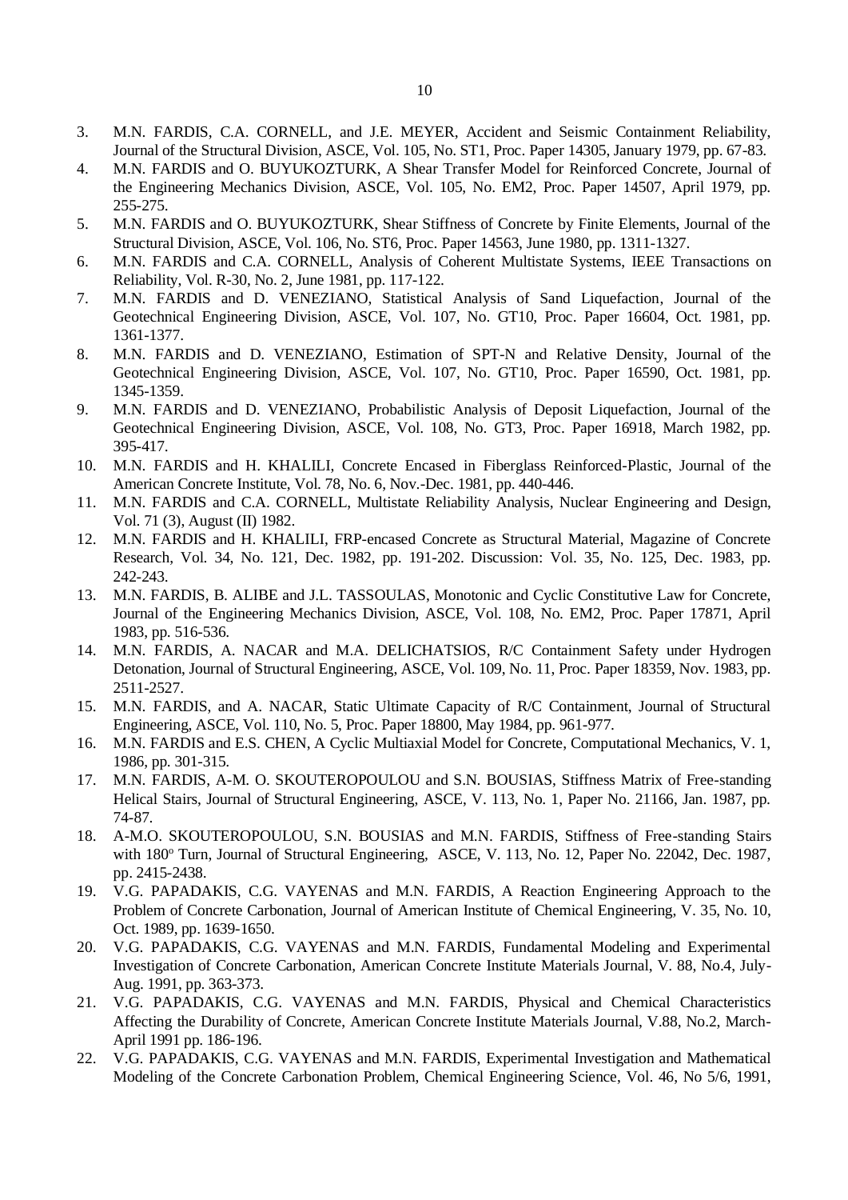3. M.N. FARDIS, C.A. CORNELL, and J.E. MEYER, Accident and Seismic Containment Reliability, Journal of the Structural Division, ASCE, Vol. 105, No. ST1, Proc. Paper 14305, January 1979, pp. 67-83.
4. M.N. FARDIS and O. BUYUKOZTURK, A Shear Transfer Model for Reinforced Concrete, Journal of the Engineering Mechanics Division, ASCE, Vol. 105, No. EM2, Proc. Paper 14507, April 1979, pp. 255-275.
5. M.N. FARDIS and O. BUYUKOZTURK, Shear Stiffness of Concrete by Finite Elements, Journal of the Structural Division, ASCE, Vol. 106, No. ST6, Proc. Paper 14563, June 1980, pp. 1311-1327.
6. M.N. FARDIS and C.A. CORNELL, Analysis of Coherent Multistate Systems, IEEE Transactions on Reliability, Vol. R-30, No. 2, June 1981, pp. 117-122.
7. M.N. FARDIS and D. VENEZIANO, Statistical Analysis of Sand Liquefaction, Journal of the Geotechnical Engineering Division, ASCE, Vol. 107, No. GT10, Proc. Paper 16604, Oct. 1981, pp. 1361-1377.
8. M.N. FARDIS and D. VENEZIANO, Estimation of SPT-N and Relative Density, Journal of the Geotechnical Engineering Division, ASCE, Vol. 107, No. GT10, Proc. Paper 16590, Oct. 1981, pp. 1345-1359.
9. M.N. FARDIS and D. VENEZIANO, Probabilistic Analysis of Deposit Liquefaction, Journal of the Geotechnical Engineering Division, ASCE, Vol. 108, No. GT3, Proc. Paper 16918, March 1982, pp. 395-417.
10. M.N. FARDIS and H. KHALILI, Concrete Encased in Fiberglass Reinforced-Plastic, Journal of the American Concrete Institute, Vol. 78, No. 6, Nov.-Dec. 1981, pp. 440-446.
11. M.N. FARDIS and C.A. CORNELL, Multistate Reliability Analysis, Nuclear Engineering and Design, Vol. 71 (3), August (II) 1982.
12. M.N. FARDIS and H. KHALILI, FRP-encased Concrete as Structural Material, Magazine of Concrete Research, Vol. 34, No. 121, Dec. 1982, pp. 191-202. Discussion: Vol. 35, No. 125, Dec. 1983, pp. 242-243.
13. M.N. FARDIS, B. ALIBE and J.L. TASSOULAS, Monotonic and Cyclic Constitutive Law for Concrete, Journal of the Engineering Mechanics Division, ASCE, Vol. 108, No. EM2, Proc. Paper 17871, April 1983, pp. 516-536.
14. M.N. FARDIS, A. NACAR and M.A. DELICHATSIOS, R/C Containment Safety under Hydrogen Detonation, Journal of Structural Engineering, ASCE, Vol. 109, No. 11, Proc. Paper 18359, Nov. 1983, pp. 2511-2527.
15. M.N. FARDIS, and A. NACAR, Static Ultimate Capacity of R/C Containment, Journal of Structural Engineering, ASCE, Vol. 110, No. 5, Proc. Paper 18800, May 1984, pp. 961-977.
16. M.N. FARDIS and E.S. CHEN, A Cyclic Multiaxial Model for Concrete, Computational Mechanics, V. 1, 1986, pp. 301-315.
17. M.N. FARDIS, A-M. O. SKOUTEROPOULOU and S.N. BOUSIAS, Stiffness Matrix of Free-standing Helical Stairs, Journal of Structural Engineering, ASCE, V. 113, No. 1, Paper No. 21166, Jan. 1987, pp. 74-87.
18. A-M.O. SKOUTEROPOULOU, S.N. BOUSIAS and M.N. FARDIS, Stiffness of Free-standing Stairs with $180^o$ Turn, Journal of Structural Engineering, ASCE, V. 113, No. 12, Paper No. 22042, Dec. 1987, pp. 2415-2438.
19. V.G. PAPADAKIS, C.G. VAYENAS and M.N. FARDIS, A Reaction Engineering Approach to the Problem of Concrete Carbonation, Journal of American Institute of Chemical Engineering, V. 35, No. 10, Oct. 1989, pp. 1639-1650.
20. V.G. PAPADAKIS, C.G. VAYENAS and M.N. FARDIS, Fundamental Modeling and Experimental Investigation of Concrete Carbonation, American Concrete Institute Materials Journal, V. 88, No.4, July-Aug. 1991, pp. 363-373.
21. V.G. PAPADAKIS, C.G. VAYENAS and M.N. FARDIS, Physical and Chemical Characteristics Affecting the Durability of Concrete, American Concrete Institute Materials Journal, V.88, No.2, March-April 1991 pp. 186-196.
22. V.G. PAPADAKIS, C.G. VAYENAS and M.N. FARDIS, Experimental Investigation and Mathematical Modeling of the Concrete Carbonation Problem, Chemical Engineering Science, Vol. 46, No 5/6, 1991,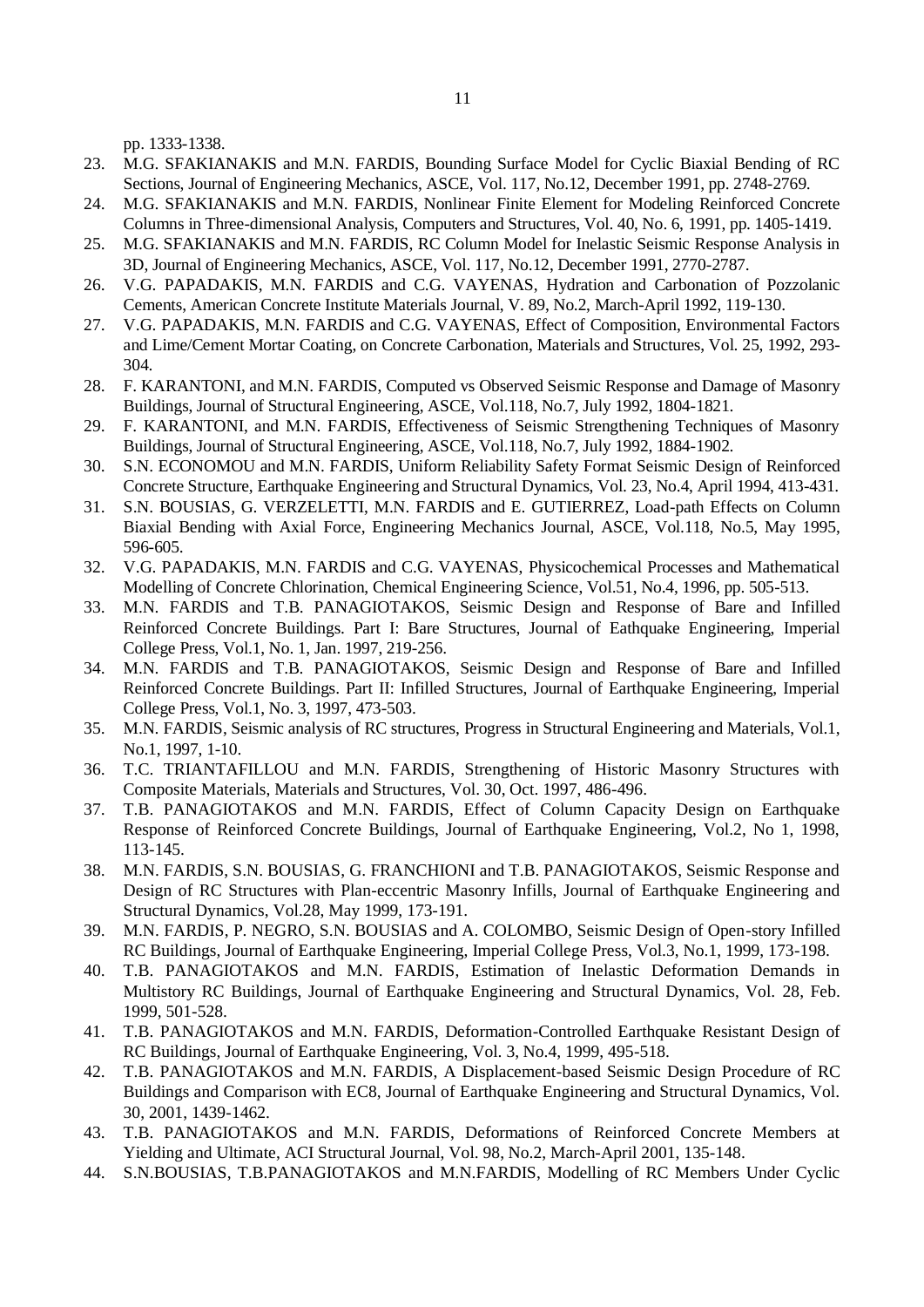pp. 1333-1338.

23. M.G. SFAKIANAKIS and M.N. FARDIS, Bounding Surface Model for Cyclic Biaxial Bending of RC Sections, Journal of Engineering Mechanics, ASCE, Vol. 117, No.12, December 1991, pp. 2748-2769.
24. M.G. SFAKIANAKIS and M.N. FARDIS, Nonlinear Finite Element for Modeling Reinforced Concrete Columns in Three-dimensional Analysis, Computers and Structures, Vol. 40, No. 6, 1991, pp. 1405-1419.
25. M.G. SFAKIANAKIS and M.N. FARDIS, RC Column Model for Inelastic Seismic Response Analysis in 3D, Journal of Engineering Mechanics, ASCE, Vol. 117, No.12, December 1991, 2770-2787.
26. V.G. PAPADAKIS, M.N. FARDIS and C.G. VAYENAS, Hydration and Carbonation of Pozzolanic Cements, American Concrete Institute Materials Journal, V. 89, No.2, March-April 1992, 119-130.
27. V.G. PAPADAKIS, M.N. FARDIS and C.G. VAYENAS, Effect of Composition, Environmental Factors and Lime/Cement Mortar Coating, on Concrete Carbonation, Materials and Structures, Vol. 25, 1992, 293-304.
28. F. KARANTONI, and M.N. FARDIS, Computed vs Observed Seismic Response and Damage of Masonry Buildings, Journal of Structural Engineering, ASCE, Vol.118, No.7, July 1992, 1804-1821.
29. F. KARANTONI, and M.N. FARDIS, Effectiveness of Seismic Strengthening Techniques of Masonry Buildings, Journal of Structural Engineering, ASCE, Vol.118, No.7, July 1992, 1884-1902.
30. S.N. ECONOMOU and M.N. FARDIS, Uniform Reliability Safety Format Seismic Design of Reinforced Concrete Structure, Earthquake Engineering and Structural Dynamics, Vol. 23, No.4, April 1994, 413-431.
31. S.N. BOUSIAS, G. VERZELETTI, M.N. FARDIS and E. GUTIERREZ, Load-path Effects on Column Biaxial Bending with Axial Force, Engineering Mechanics Journal, ASCE, Vol.118, No.5, May 1995, 596-605.
32. V.G. PAPADAKIS, M.N. FARDIS and C.G. VAYENAS, Physicochemical Processes and Mathematical Modelling of Concrete Chlorination, Chemical Engineering Science, Vol.51, No.4, 1996, pp. 505-513.
33. M.N. FARDIS and T.B. PANAGIOTAKOS, Seismic Design and Response of Bare and Infilled Reinforced Concrete Buildings. Part I: Bare Structures, Journal of Eathquake Engineering, Imperial College Press, Vol.1, No. 1, Jan. 1997, 219-256.
34. M.N. FARDIS and T.B. PANAGIOTAKOS, Seismic Design and Response of Bare and Infilled Reinforced Concrete Buildings. Part II: Infilled Structures, Journal of Earthquake Engineering, Imperial College Press, Vol.1, No. 3, 1997, 473-503.
35. M.N. FARDIS, Seismic analysis of RC structures, Progress in Structural Engineering and Materials, Vol.1, No.1, 1997, 1-10.
36. T.C. TRIANTAFILLOU and M.N. FARDIS, Strengthening of Historic Masonry Structures with Composite Materials, Materials and Structures, Vol. 30, Oct. 1997, 486-496.
37. T.B. PANAGIOTAKOS and M.N. FARDIS, Effect of Column Capacity Design on Earthquake Response of Reinforced Concrete Buildings, Journal of Earthquake Engineering, Vol.2, No 1, 1998, 113-145.
38. M.N. FARDIS, S.N. BOUSIAS, G. FRANCHIONI and T.B. PANAGIOTAKOS, Seismic Response and Design of RC Structures with Plan-eccentric Masonry Infills, Journal of Earthquake Engineering and Structural Dynamics, Vol.28, May 1999, 173-191.
39. M.N. FARDIS, P. NEGRO, S.N. BOUSIAS and A. COLOMBO, Seismic Design of Open-story Infilled RC Buildings, Journal of Earthquake Engineering, Imperial College Press, Vol.3, No.1, 1999, 173-198.
40. T.B. PANAGIOTAKOS and M.N. FARDIS, Estimation of Inelastic Deformation Demands in Multistory RC Buildings, Journal of Earthquake Engineering and Structural Dynamics, Vol. 28, Feb. 1999, 501-528.
41. T.B. PANAGIOTAKOS and M.N. FARDIS, Deformation-Controlled Earthquake Resistant Design of RC Buildings, Journal of Earthquake Engineering, Vol. 3, No.4, 1999, 495-518.
42. T.B. PANAGIOTAKOS and M.N. FARDIS, A Displacement-based Seismic Design Procedure of RC Buildings and Comparison with EC8, Journal of Earthquake Engineering and Structural Dynamics, Vol. 30, 2001, 1439-1462.
43. T.B. PANAGIOTAKOS and M.N. FARDIS, Deformations of Reinforced Concrete Members at Yielding and Ultimate, ACI Structural Journal, Vol. 98, No.2, March-April 2001, 135-148.
44. S.N.BOUSIAS, T.B.PANAGIOTAKOS and M.N.FARDIS, Modelling of RC Members Under Cyclic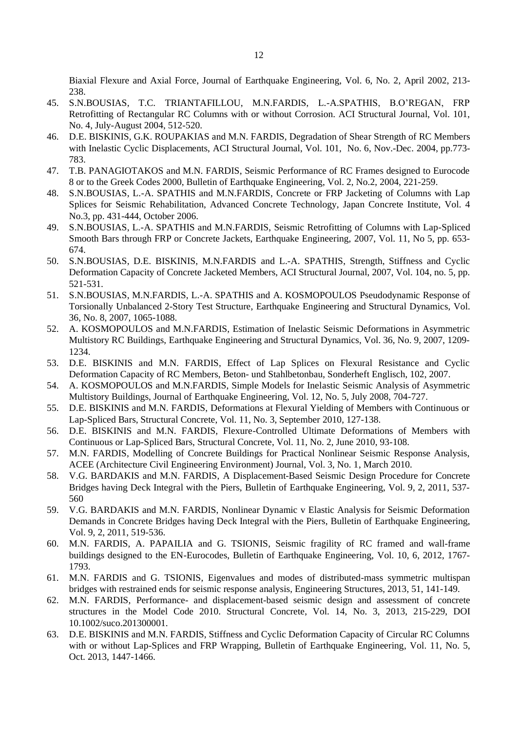Biaxial Flexure and Axial Force, Journal of Earthquake Engineering, Vol. 6, No. 2, April 2002, 213-238.

45. S.N.BOUSIAS, T.C. TRIANTAFILLOU, M.N.FARDIS, L.-A.SPATHIS, B.O'REGAN, FRP Retrofitting of Rectangular RC Columns with or without Corrosion. ACI Structural Journal, Vol. 101, No. 4, July-August 2004, 512-520.
46. D.E. BISKINIS, G.K. ROUPAKIAS and M.N. FARDIS, Degradation of Shear Strength of RC Members with Inelastic Cyclic Displacements, ACI Structural Journal, Vol. 101, No. 6, Nov.-Dec. 2004, pp.773-783.
47. T.B. PANAGIOTAKOS and M.N. FARDIS, Seismic Performance of RC Frames designed to Eurocode 8 or to the Greek Codes 2000, Bulletin of Earthquake Engineering, Vol. 2, No.2, 2004, 221-259.
48. S.N.BOUSIAS, L.-A. SPATHIS and M.N.FARDIS, Concrete or FRP Jacketing of Columns with Lap Splices for Seismic Rehabilitation, Advanced Concrete Technology, Japan Concrete Institute, Vol. 4 No.3, pp. 431-444, October 2006.
49. S.N.BOUSIAS, L.-A. SPATHIS and M.N.FARDIS, Seismic Retrofitting of Columns with Lap-Spliced Smooth Bars through FRP or Concrete Jackets, Earthquake Engineering, 2007, Vol. 11, No 5, pp. 653-674.
50. S.N.BOUSIAS, D.E. BISKINIS, M.N.FARDIS and L.-A. SPATHIS, Strength, Stiffness and Cyclic Deformation Capacity of Concrete Jacketed Members, ACI Structural Journal, 2007, Vol. 104, no. 5, pp. 521-531.
51. S.N.BOUSIAS, M.N.FARDIS, L.-A. SPATHIS and A. KOSMOPOULOS Pseudodynamic Response of Torsionally Unbalanced 2-Story Test Structure, Earthquake Engineering and Structural Dynamics, Vol. 36, No. 8, 2007, 1065-1088.
52. A. KOSMOPOULOS and M.N.FARDIS, Estimation of Inelastic Seismic Deformations in Asymmetric Multistory RC Buildings, Earthquake Engineering and Structural Dynamics, Vol. 36, No. 9, 2007, 1209-1234.
53. D.E. BISKINIS and M.N. FARDIS, Effect of Lap Splices on Flexural Resistance and Cyclic Deformation Capacity of RC Members, Beton- und Stahlbetonbau, Sonderheft Englisch, 102, 2007.
54. A. KOSMOPOULOS and M.N.FARDIS, Simple Models for Inelastic Seismic Analysis of Asymmetric Multistory Buildings, Journal of Earthquake Engineering, Vol. 12, No. 5, July 2008, 704-727.
55. D.E. BISKINIS and M.N. FARDIS, Deformations at Flexural Yielding of Members with Continuous or Lap-Spliced Bars, Structural Concrete, Vol. 11, No. 3, September 2010, 127-138.
56. D.E. BISKINIS and M.N. FARDIS, Flexure-Controlled Ultimate Deformations of Members with Continuous or Lap-Spliced Bars, Structural Concrete, Vol. 11, No. 2, June 2010, 93-108.
57. M.N. FARDIS, Modelling of Concrete Buildings for Practical Nonlinear Seismic Response Analysis, ACEE (Architecture Civil Engineering Environment) Journal, Vol. 3, No. 1, March 2010.
58. V.G. BARDAKIS and M.N. FARDIS, A Displacement-Based Seismic Design Procedure for Concrete Bridges having Deck Integral with the Piers, Bulletin of Earthquake Engineering, Vol. 9, 2, 2011, 537-560
59. V.G. BARDAKIS and M.N. FARDIS, Nonlinear Dynamic v Elastic Analysis for Seismic Deformation Demands in Concrete Bridges having Deck Integral with the Piers, Bulletin of Earthquake Engineering, Vol. 9, 2, 2011, 519-536.
60. M.N. FARDIS, A. PAPAILIA and G. TSIONIS, Seismic fragility of RC framed and wall-frame buildings designed to the EN-Eurocodes, Bulletin of Earthquake Engineering, Vol. 10, 6, 2012, 1767-1793.
61. M.N. FARDIS and G. TSIONIS, Eigenvalues and modes of distributed-mass symmetric multispan bridges with restrained ends for seismic response analysis, Engineering Structures, 2013, 51, 141-149.
62. M.N. FARDIS, Performance- and displacement-based seismic design and assessment of concrete structures in the Model Code 2010. Structural Concrete, Vol. 14, No. 3, 2013, 215-229, DOI 10.1002/suco.201300001.
63. D.E. BISKINIS and M.N. FARDIS, Stiffness and Cyclic Deformation Capacity of Circular RC Columns with or without Lap-Splices and FRP Wrapping, Bulletin of Earthquake Engineering, Vol. 11, No. 5, Oct. 2013, 1447-1466.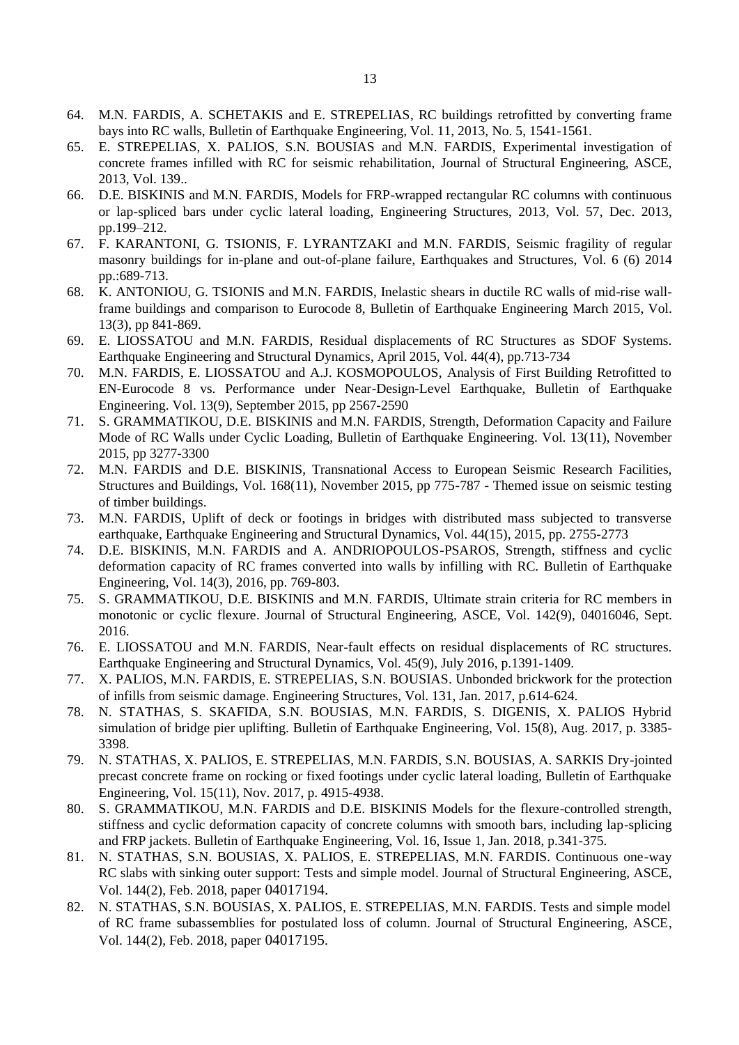64. M.N. FARDIS, A. SCHETAKIS and E. STREPELIAS, RC buildings retrofitted by converting frame bays into RC walls, Bulletin of Earthquake Engineering, Vol. 11, 2013, No. 5, 1541-1561.
65. E. STREPELIAS, X. PALIOS, S.N. BOUSIAS and M.N. FARDIS, Experimental investigation of concrete frames infilled with RC for seismic rehabilitation, Journal of Structural Engineering, ASCE, 2013, Vol. 139..
66. D.E. BISKINIS and M.N. FARDIS, Models for FRP-wrapped rectangular RC columns with continuous or lap-spliced bars under cyclic lateral loading, Engineering Structures, 2013, Vol. 57, Dec. 2013, pp.199–212.
67. F. KARANTONI, G. TSIONIS, F. LYRANTZAKI and M.N. FARDIS, Seismic fragility of regular masonry buildings for in-plane and out-of-plane failure, Earthquakes and Structures, Vol. 6 (6) 2014 pp.:689-713.
68. K. ANTONIOU, G. TSIONIS and M.N. FARDIS, Inelastic shears in ductile RC walls of mid-rise wall-frame buildings and comparison to Eurocode 8, Bulletin of Earthquake Engineering March 2015, Vol. 13(3), pp 841-869.
69. E. LIOSSATOU and M.N. FARDIS, Residual displacements of RC Structures as SDOF Systems. Earthquake Engineering and Structural Dynamics, April 2015, Vol. 44(4), pp.713-734
70. M.N. FARDIS, E. LIOSSATOU and A.J. KOSMOPOULOS, Analysis of First Building Retrofitted to EN-Eurocode 8 vs. Performance under Near-Design-Level Earthquake, Bulletin of Earthquake Engineering. Vol. 13(9), September 2015, pp 2567-2590
71. S. GRAMMATIKOU, D.E. BISKINIS and M.N. FARDIS, Strength, Deformation Capacity and Failure Mode of RC Walls under Cyclic Loading, Bulletin of Earthquake Engineering. Vol. 13(11), November 2015, pp 3277-3300
72. M.N. FARDIS and D.E. BISKINIS, Transnational Access to European Seismic Research Facilities, Structures and Buildings, Vol. 168(11), November 2015, pp 775-787 - Themed issue on seismic testing of timber buildings.
73. M.N. FARDIS, Uplift of deck or footings in bridges with distributed mass subjected to transverse earthquake, Earthquake Engineering and Structural Dynamics, Vol. 44(15), 2015, pp. 2755-2773
74. D.E. BISKINIS, M.N. FARDIS and A. ANDRIOPOULOS-PSAROS, Strength, stiffness and cyclic deformation capacity of RC frames converted into walls by infilling with RC. Bulletin of Earthquake Engineering, Vol. 14(3), 2016, pp. 769-803.
75. S. GRAMMATIKOU, D.E. BISKINIS and M.N. FARDIS, Ultimate strain criteria for RC members in monotonic or cyclic flexure. Journal of Structural Engineering, ASCE, Vol. 142(9), 04016046, Sept. 2016.
76. E. LIOSSATOU and M.N. FARDIS, Near-fault effects on residual displacements of RC structures. Earthquake Engineering and Structural Dynamics, Vol. 45(9), July 2016, p.1391-1409.
77. X. PALIOS, M.N. FARDIS, E. STREPELIAS, S.N. BOUSIAS. Unbonded brickwork for the protection of infills from seismic damage. Engineering Structures, Vol. 131, Jan. 2017, p.614-624.
78. N. STATHAS, S. SKAFIDA, S.N. BOUSIAS, M.N. FARDIS, S. DIGENIS, X. PALIOS Hybrid simulation of bridge pier uplifting. Bulletin of Earthquake Engineering, Vol. 15(8), Aug. 2017, p. 3385-3398.
79. N. STATHAS, X. PALIOS, E. STREPELIAS, M.N. FARDIS, S.N. BOUSIAS, A. SARKIS Dry-jointed precast concrete frame on rocking or fixed footings under cyclic lateral loading, Bulletin of Earthquake Engineering, Vol. 15(11), Nov. 2017, p. 4915-4938.
80. S. GRAMMATIKOU, M.N. FARDIS and D.E. BISKINIS Models for the flexure-controlled strength, stiffness and cyclic deformation capacity of concrete columns with smooth bars, including lap-splicing and FRP jackets. Bulletin of Earthquake Engineering, Vol. 16, Issue 1, Jan. 2018, p.341-375.
81. N. STATHAS, S.N. BOUSIAS, X. PALIOS, E. STREPELIAS, M.N. FARDIS. Continuous one-way RC slabs with sinking outer support: Tests and simple model. Journal of Structural Engineering, ASCE, Vol. 144(2), Feb. 2018, paper 04017194.
82. N. STATHAS, S.N. BOUSIAS, X. PALIOS, E. STREPELIAS, M.N. FARDIS. Tests and simple model of RC frame subassemblies for postulated loss of column. Journal of Structural Engineering, ASCE, Vol. 144(2), Feb. 2018, paper 04017195.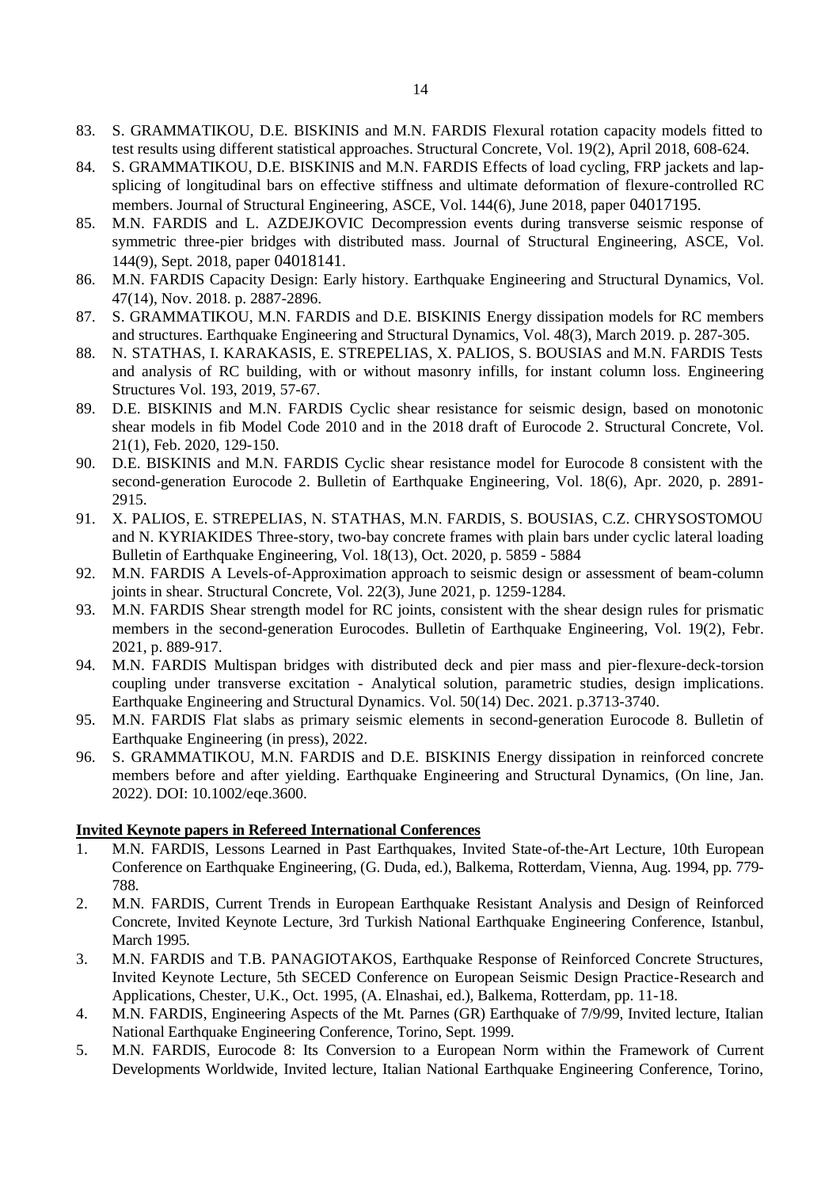83. S. GRAMMATIKOU, D.E. BISKINIS and M.N. FARDIS Flexural rotation capacity models fitted to test results using different statistical approaches. Structural Concrete, Vol. 19(2), April 2018, 608-624.
84. S. GRAMMATIKOU, D.E. BISKINIS and M.N. FARDIS Effects of load cycling, FRP jackets and lap-splicing of longitudinal bars on effective stiffness and ultimate deformation of flexure-controlled RC members. Journal of Structural Engineering, ASCE, Vol. 144(6), June 2018, paper 04017195.
85. M.N. FARDIS and L. AZDEJKOVIC Decompression events during transverse seismic response of symmetric three-pier bridges with distributed mass. Journal of Structural Engineering, ASCE, Vol. 144(9), Sept. 2018, paper 04018141.
86. M.N. FARDIS Capacity Design: Early history. Earthquake Engineering and Structural Dynamics, Vol. 47(14), Nov. 2018. p. 2887-2896.
87. S. GRAMMATIKOU, M.N. FARDIS and D.E. BISKINIS Energy dissipation models for RC members and structures. Earthquake Engineering and Structural Dynamics, Vol. 48(3), March 2019. p. 287-305.
88. N. STATHAS, I. KARAKASIS, E. STREPELIAS, X. PALIOS, S. BOUSIAS and M.N. FARDIS Tests and analysis of RC building, with or without masonry infills, for instant column loss. Engineering Structures Vol. 193, 2019, 57-67.
89. D.E. BISKINIS and M.N. FARDIS Cyclic shear resistance for seismic design, based on monotonic shear models in fib Model Code 2010 and in the 2018 draft of Eurocode 2. Structural Concrete, Vol. 21(1), Feb. 2020, 129-150.
90. D.E. BISKINIS and M.N. FARDIS Cyclic shear resistance model for Eurocode 8 consistent with the second-generation Eurocode 2. Bulletin of Earthquake Engineering, Vol. 18(6), Apr. 2020, p. 2891-2915.
91. X. PALIOS, E. STREPELIAS, N. STATHAS, M.N. FARDIS, S. BOUSIAS, C.Z. CHRYSOSTOMOU and N. KYRIAKIDES Three-story, two-bay concrete frames with plain bars under cyclic lateral loading Bulletin of Earthquake Engineering, Vol. 18(13), Oct. 2020, p. 5859 - 5884
92. M.N. FARDIS A Levels-of-Approximation approach to seismic design or assessment of beam-column joints in shear. Structural Concrete, Vol. 22(3), June 2021, p. 1259-1284.
93. M.N. FARDIS Shear strength model for RC joints, consistent with the shear design rules for prismatic members in the second-generation Eurocodes. Bulletin of Earthquake Engineering, Vol. 19(2), Febr. 2021, p. 889-917.
94. M.N. FARDIS Multispan bridges with distributed deck and pier mass and pier-flexure-deck-torsion coupling under transverse excitation - Analytical solution, parametric studies, design implications. Earthquake Engineering and Structural Dynamics. Vol. 50(14) Dec. 2021. p.3713-3740.
95. M.N. FARDIS Flat slabs as primary seismic elements in second-generation Eurocode 8. Bulletin of Earthquake Engineering (in press), 2022.
96. S. GRAMMATIKOU, M.N. FARDIS and D.E. BISKINIS Energy dissipation in reinforced concrete members before and after yielding. Earthquake Engineering and Structural Dynamics, (On line, Jan. 2022). DOI: 10.1002/eqe.3600.

**Invited Keynote papers in Refereed International Conferences**

1. M.N. FARDIS, Lessons Learned in Past Earthquakes, Invited State-of-the-Art Lecture, 10th European Conference on Earthquake Engineering, (G. Duda, ed.), Balkema, Rotterdam, Vienna, Aug. 1994, pp. 779-788.
2. M.N. FARDIS, Current Trends in European Earthquake Resistant Analysis and Design of Reinforced Concrete, Invited Keynote Lecture, 3rd Turkish National Earthquake Engineering Conference, Istanbul, March 1995.
3. M.N. FARDIS and T.B. PANAGIOTAKOS, Earthquake Response of Reinforced Concrete Structures, Invited Keynote Lecture, 5th SECED Conference on European Seismic Design Practice-Research and Applications, Chester, U.K., Oct. 1995, (A. Elnashai, ed.), Balkema, Rotterdam, pp. 11-18.
4. M.N. FARDIS, Engineering Aspects of the Mt. Parnes (GR) Earthquake of 7/9/99, Invited lecture, Italian National Earthquake Engineering Conference, Torino, Sept. 1999.
5. M.N. FARDIS, Eurocode 8: Its Conversion to a European Norm within the Framework of Current Developments Worldwide, Invited lecture, Italian National Earthquake Engineering Conference, Torino,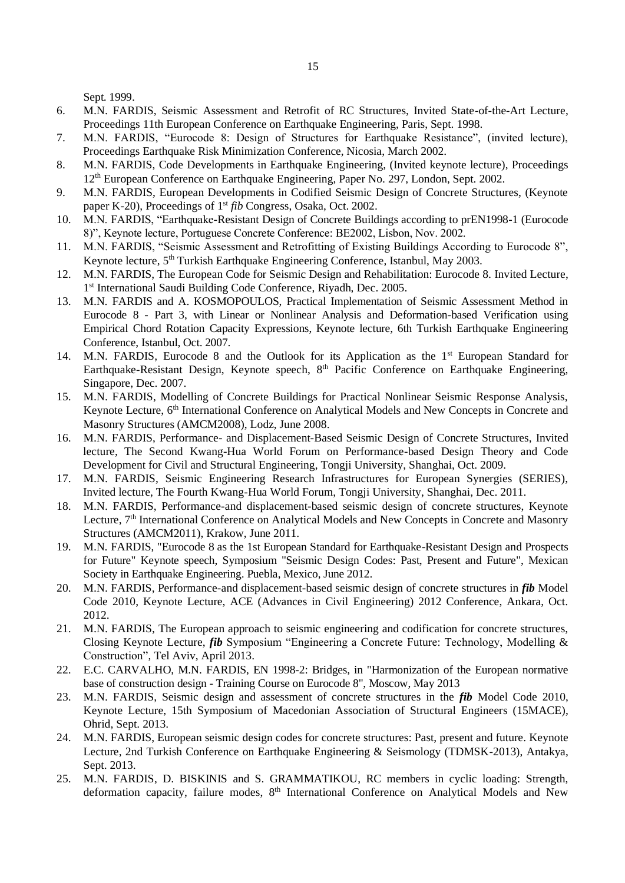Sept. 1999.

6. M.N. FARDIS, Seismic Assessment and Retrofit of RC Structures, Invited State-of-the-Art Lecture, Proceedings 11th European Conference on Earthquake Engineering, Paris, Sept. 1998.
7. M.N. FARDIS, "Eurocode 8: Design of Structures for Earthquake Resistance", (invited lecture), Proceedings Earthquake Risk Minimization Conference, Nicosia, March 2002.
8. M.N. FARDIS, Code Developments in Earthquake Engineering, (Invited keynote lecture), Proceedings 12th European Conference on Earthquake Engineering, Paper No. 297, London, Sept. 2002.
9. M.N. FARDIS, European Developments in Codified Seismic Design of Concrete Structures, (Keynote paper K-20), Proceedings of 1st *fib* Congress, Osaka, Oct. 2002.
10. M.N. FARDIS, "Earthquake-Resistant Design of Concrete Buildings according to prEN1998-1 (Eurocode 8)", Keynote lecture, Portuguese Concrete Conference: BE2002, Lisbon, Nov. 2002.
11. M.N. FARDIS, "Seismic Assessment and Retrofitting of Existing Buildings According to Eurocode 8", Keynote lecture, 5th Turkish Earthquake Engineering Conference, Istanbul, May 2003.
12. M.N. FARDIS, The European Code for Seismic Design and Rehabilitation: Eurocode 8. Invited Lecture, 1st International Saudi Building Code Conference, Riyadh, Dec. 2005.
13. M.N. FARDIS and A. KOSMOPOULOS, Practical Implementation of Seismic Assessment Method in Eurocode 8 - Part 3, with Linear or Nonlinear Analysis and Deformation-based Verification using Empirical Chord Rotation Capacity Expressions, Keynote lecture, 6th Turkish Earthquake Engineering Conference, Istanbul, Oct. 2007.
14. M.N. FARDIS, Eurocode 8 and the Outlook for its Application as the 1st European Standard for Earthquake-Resistant Design, Keynote speech, 8th Pacific Conference on Earthquake Engineering, Singapore, Dec. 2007.
15. M.N. FARDIS, Modelling of Concrete Buildings for Practical Nonlinear Seismic Response Analysis, Keynote Lecture, 6th International Conference on Analytical Models and New Concepts in Concrete and Masonry Structures (AMCM2008), Lodz, June 2008.
16. M.N. FARDIS, Performance- and Displacement-Based Seismic Design of Concrete Structures, Invited lecture, The Second Kwang-Hua World Forum on Performance-based Design Theory and Code Development for Civil and Structural Engineering, Tongji University, Shanghai, Oct. 2009.
17. M.N. FARDIS, Seismic Engineering Research Infrastructures for European Synergies (SERIES), Invited lecture, The Fourth Kwang-Hua World Forum, Tongji University, Shanghai, Dec. 2011.
18. M.N. FARDIS, Performance-and displacement-based seismic design of concrete structures, Keynote Lecture, 7th International Conference on Analytical Models and New Concepts in Concrete and Masonry Structures (AMCM2011), Krakow, June 2011.
19. M.N. FARDIS, "Eurocode 8 as the 1st European Standard for Earthquake-Resistant Design and Prospects for Future" Keynote speech, Symposium "Seismic Design Codes: Past, Present and Future", Mexican Society in Earthquake Engineering. Puebla, Mexico, June 2012.
20. M.N. FARDIS, Performance-and displacement-based seismic design of concrete structures in ***fib*** Model Code 2010, Keynote Lecture, ACE (Advances in Civil Engineering) 2012 Conference, Ankara, Oct. 2012.
21. M.N. FARDIS, The European approach to seismic engineering and codification for concrete structures, Closing Keynote Lecture, ***fib*** Symposium "Engineering a Concrete Future: Technology, Modelling & Construction", Tel Aviv, April 2013.
22. E.C. CARVALHO, M.N. FARDIS, EN 1998-2: Bridges, in "Harmonization of the European normative base of construction design - Training Course on Eurocode 8", Moscow, May 2013
23. M.N. FARDIS, Seismic design and assessment of concrete structures in the ***fib*** Model Code 2010, Keynote Lecture, 15th Symposium of Macedonian Association of Structural Engineers (15MACE), Ohrid, Sept. 2013.
24. M.N. FARDIS, European seismic design codes for concrete structures: Past, present and future. Keynote Lecture, 2nd Turkish Conference on Earthquake Engineering & Seismology (TDMSK-2013), Antakya, Sept. 2013.
25. M.N. FARDIS, D. BISKINIS and S. GRAMMATIKOU, RC members in cyclic loading: Strength, deformation capacity, failure modes, 8th International Conference on Analytical Models and New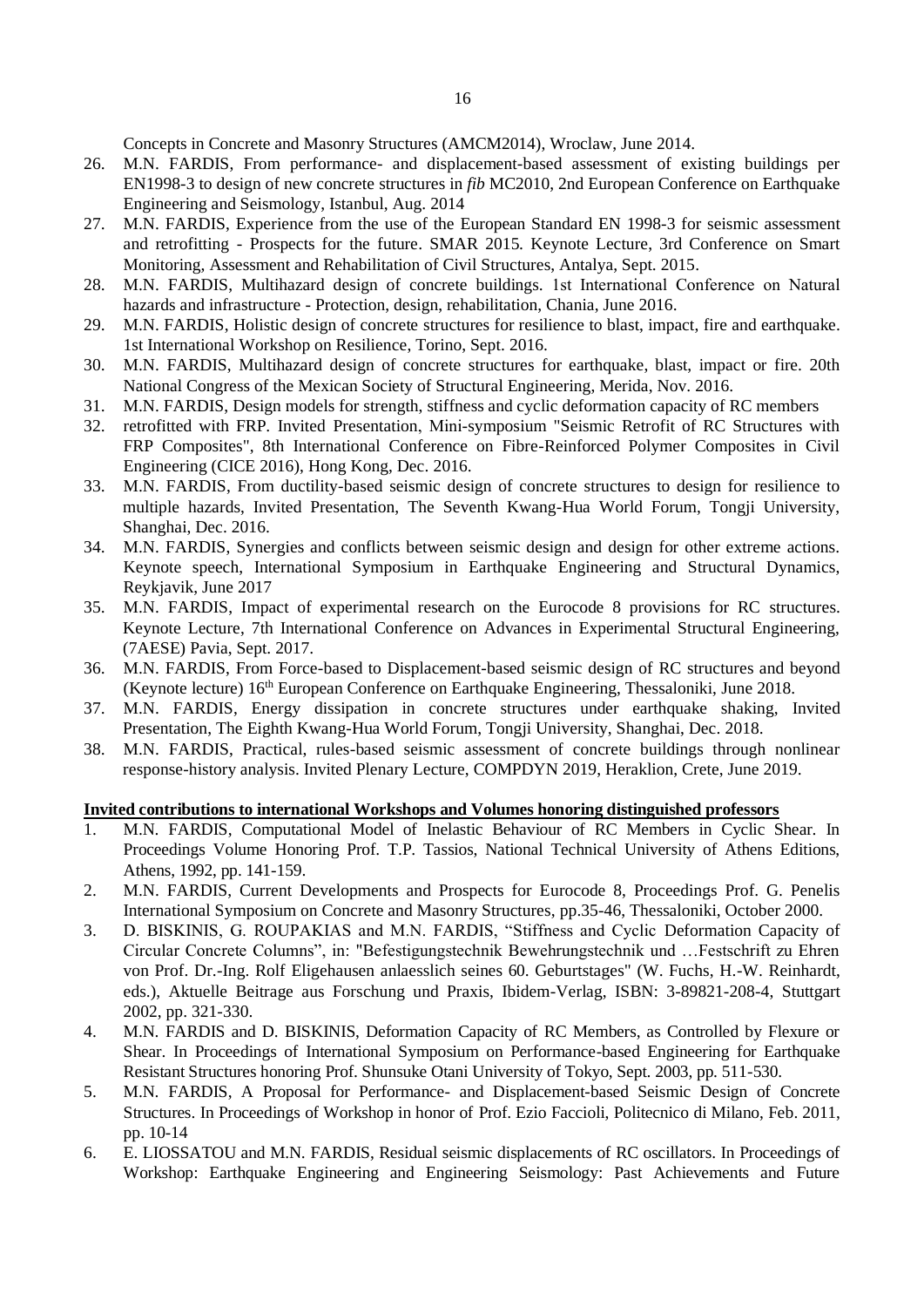Concepts in Concrete and Masonry Structures (AMCM2014), Wroclaw, June 2014.

26. M.N. FARDIS, From performance- and displacement-based assessment of existing buildings per EN1998-3 to design of new concrete structures in *fib* MC2010, 2nd European Conference on Earthquake Engineering and Seismology, Istanbul, Aug. 2014
27. M.N. FARDIS, Experience from the use of the European Standard EN 1998-3 for seismic assessment and retrofitting - Prospects for the future. SMAR 2015. Keynote Lecture, 3rd Conference on Smart Monitoring, Assessment and Rehabilitation of Civil Structures, Antalya, Sept. 2015.
28. M.N. FARDIS, Multihazard design of concrete buildings. 1st International Conference on Natural hazards and infrastructure - Protection, design, rehabilitation, Chania, June 2016.
29. M.N. FARDIS, Holistic design of concrete structures for resilience to blast, impact, fire and earthquake. 1st International Workshop on Resilience, Torino, Sept. 2016.
30. M.N. FARDIS, Multihazard design of concrete structures for earthquake, blast, impact or fire. 20th National Congress of the Mexican Society of Structural Engineering, Merida, Nov. 2016.
31. M.N. FARDIS, Design models for strength, stiffness and cyclic deformation capacity of RC members
32. retrofitted with FRP. Invited Presentation, Mini-symposium "Seismic Retrofit of RC Structures with FRP Composites", 8th International Conference on Fibre-Reinforced Polymer Composites in Civil Engineering (CICE 2016), Hong Kong, Dec. 2016.
33. M.N. FARDIS, From ductility-based seismic design of concrete structures to design for resilience to multiple hazards, Invited Presentation, The Seventh Kwang-Hua World Forum, Tongji University, Shanghai, Dec. 2016.
34. M.N. FARDIS, Synergies and conflicts between seismic design and design for other extreme actions. Keynote speech, International Symposium in Earthquake Engineering and Structural Dynamics, Reykjavik, June 2017
35. M.N. FARDIS, Impact of experimental research on the Eurocode 8 provisions for RC structures. Keynote Lecture, 7th International Conference on Advances in Experimental Structural Engineering, (7AESE) Pavia, Sept. 2017.
36. M.N. FARDIS, From Force-based to Displacement-based seismic design of RC structures and beyond (Keynote lecture) 16th European Conference on Earthquake Engineering, Thessaloniki, June 2018.
37. M.N. FARDIS, Energy dissipation in concrete structures under earthquake shaking, Invited Presentation, The Eighth Kwang-Hua World Forum, Tongji University, Shanghai, Dec. 2018.
38. M.N. FARDIS, Practical, rules-based seismic assessment of concrete buildings through nonlinear response-history analysis. Invited Plenary Lecture, COMPDYN 2019, Heraklion, Crete, June 2019.

**Invited contributions to international Workshops and Volumes honoring distinguished professors**

1. M.N. FARDIS, Computational Model of Inelastic Behaviour of RC Members in Cyclic Shear. In Proceedings Volume Honoring Prof. T.P. Tassios, National Technical University of Athens Editions, Athens, 1992, pp. 141-159.
2. M.N. FARDIS, Current Developments and Prospects for Eurocode 8, Proceedings Prof. G. Penelis International Symposium on Concrete and Masonry Structures, pp.35-46, Thessaloniki, October 2000.
3. D. BISKINIS, G. ROUPAKIAS and M.N. FARDIS, “Stiffness and Cyclic Deformation Capacity of Circular Concrete Columns”, in: "Befestigungstechnik Bewehrungstechnik und …Festschrift zu Ehren von Prof. Dr.-Ing. Rolf Eligehausen anlaesslich seines 60. Geburtstages" (W. Fuchs, H.-W. Reinhardt, eds.), Aktuelle Beitrage aus Forschung und Praxis, Ibidem-Verlag, ISBN: 3-89821-208-4, Stuttgart 2002, pp. 321-330.
4. M.N. FARDIS and D. BISKINIS, Deformation Capacity of RC Members, as Controlled by Flexure or Shear. In Proceedings of International Symposium on Performance-based Engineering for Earthquake Resistant Structures honoring Prof. Shunsuke Otani University of Tokyo, Sept. 2003, pp. 511-530.
5. M.N. FARDIS, A Proposal for Performance- and Displacement-based Seismic Design of Concrete Structures. In Proceedings of Workshop in honor of Prof. Ezio Faccioli, Politecnico di Milano, Feb. 2011, pp. 10-14
6. E. LIOSSATOU and M.N. FARDIS, Residual seismic displacements of RC oscillators. In Proceedings of Workshop: Earthquake Engineering and Engineering Seismology: Past Achievements and Future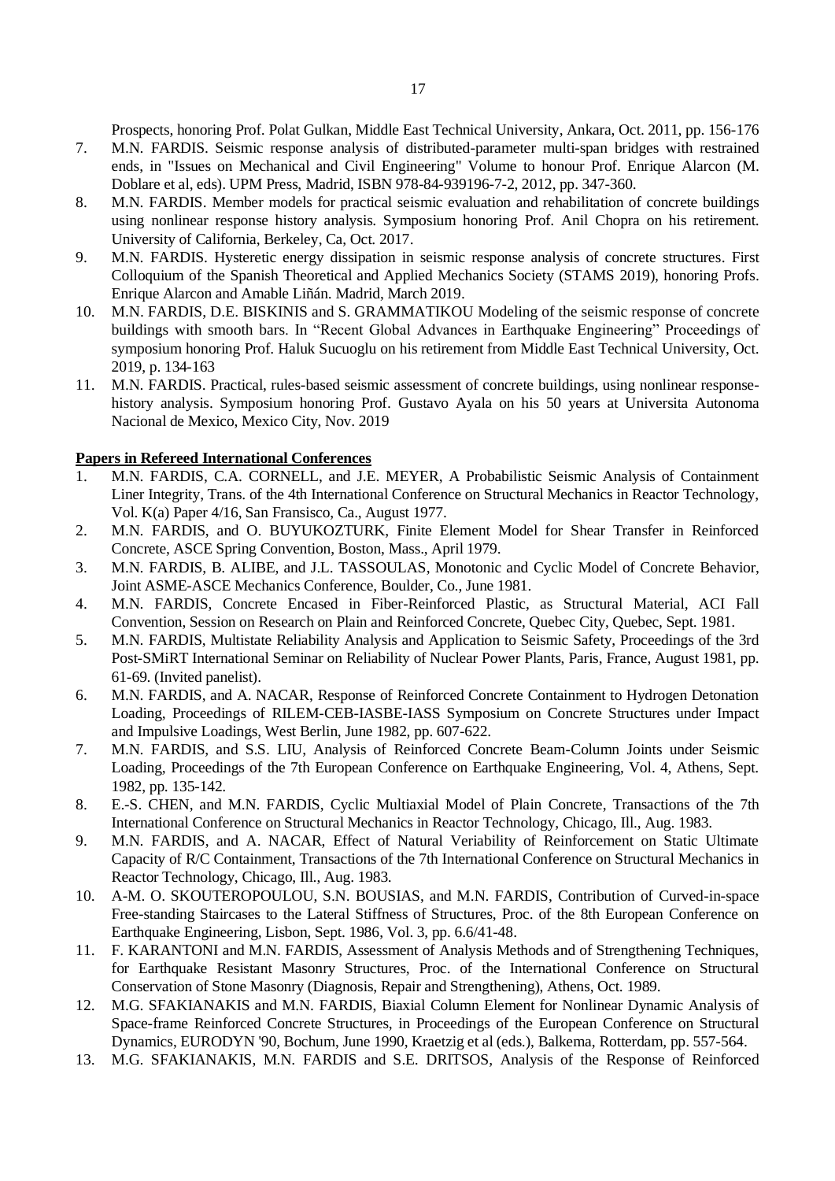Prospects, honoring Prof. Polat Gulkan, Middle East Technical University, Ankara, Oct. 2011, pp. 156-176

7. M.N. FARDIS. Seismic response analysis of distributed-parameter multi-span bridges with restrained ends, in "Issues on Mechanical and Civil Engineering" Volume to honour Prof. Enrique Alarcon (M. Doblare et al, eds). UPM Press, Madrid, ISBN 978-84-939196-7-2, 2012, pp. 347-360.
8. M.N. FARDIS. Member models for practical seismic evaluation and rehabilitation of concrete buildings using nonlinear response history analysis. Symposium honoring Prof. Anil Chopra on his retirement. University of California, Berkeley, Ca, Oct. 2017.
9. M.N. FARDIS. Hysteretic energy dissipation in seismic response analysis of concrete structures. First Colloquium of the Spanish Theoretical and Applied Mechanics Society (STAMS 2019), honoring Profs. Enrique Alarcon and Amable Liñán. Madrid, March 2019.
10. M.N. FARDIS, D.E. BISKINIS and S. GRAMMATIKOU Modeling of the seismic response of concrete buildings with smooth bars. In "Recent Global Advances in Earthquake Engineering" Proceedings of symposium honoring Prof. Haluk Sucuoglu on his retirement from Middle East Technical University, Oct. 2019, p. 134-163
11. M.N. FARDIS. Practical, rules-based seismic assessment of concrete buildings, using nonlinear response-history analysis. Symposium honoring Prof. Gustavo Ayala on his 50 years at Universita Autonoma Nacional de Mexico, Mexico City, Nov. 2019

**Papers in Refereed International Conferences**

1. M.N. FARDIS, C.A. CORNELL, and J.E. MEYER, A Probabilistic Seismic Analysis of Containment Liner Integrity, Trans. of the 4th International Conference on Structural Mechanics in Reactor Technology, Vol. K(a) Paper 4/16, San Fransisco, Ca., August 1977.
2. M.N. FARDIS, and O. BUYUKOZTURK, Finite Element Model for Shear Transfer in Reinforced Concrete, ASCE Spring Convention, Boston, Mass., April 1979.
3. M.N. FARDIS, B. ALIBE, and J.L. TASSOULAS, Monotonic and Cyclic Model of Concrete Behavior, Joint ASME-ASCE Mechanics Conference, Boulder, Co., June 1981.
4. M.N. FARDIS, Concrete Encased in Fiber-Reinforced Plastic, as Structural Material, ACI Fall Convention, Session on Research on Plain and Reinforced Concrete, Quebec City, Quebec, Sept. 1981.
5. M.N. FARDIS, Multistate Reliability Analysis and Application to Seismic Safety, Proceedings of the 3rd Post-SMiRT International Seminar on Reliability of Nuclear Power Plants, Paris, France, August 1981, pp. 61-69. (Invited panelist).
6. M.N. FARDIS, and A. NACAR, Response of Reinforced Concrete Containment to Hydrogen Detonation Loading, Proceedings of RILEM-CEB-IASBE-IASS Symposium on Concrete Structures under Impact and Impulsive Loadings, West Berlin, June 1982, pp. 607-622.
7. M.N. FARDIS, and S.S. LIU, Analysis of Reinforced Concrete Beam-Column Joints under Seismic Loading, Proceedings of the 7th European Conference on Earthquake Engineering, Vol. 4, Athens, Sept. 1982, pp. 135-142.
8. E.-S. CHEN, and M.N. FARDIS, Cyclic Multiaxial Model of Plain Concrete, Transactions of the 7th International Conference on Structural Mechanics in Reactor Technology, Chicago, Ill., Aug. 1983.
9. M.N. FARDIS, and A. NACAR, Effect of Natural Veriability of Reinforcement on Static Ultimate Capacity of R/C Containment, Transactions of the 7th International Conference on Structural Mechanics in Reactor Technology, Chicago, Ill., Aug. 1983.
10. A-M. O. SKOUTEROPOULOU, S.N. BOUSIAS, and M.N. FARDIS, Contribution of Curved-in-space Free-standing Staircases to the Lateral Stiffness of Structures, Proc. of the 8th European Conference on Earthquake Engineering, Lisbon, Sept. 1986, Vol. 3, pp. 6.6/41-48.
11. F. KARANTONI and M.N. FARDIS, Assessment of Analysis Methods and of Strengthening Techniques, for Earthquake Resistant Masonry Structures, Proc. of the International Conference on Structural Conservation of Stone Masonry (Diagnosis, Repair and Strengthening), Athens, Oct. 1989.
12. M.G. SFAKIANAKIS and M.N. FARDIS, Biaxial Column Element for Nonlinear Dynamic Analysis of Space-frame Reinforced Concrete Structures, in Proceedings of the European Conference on Structural Dynamics, EURODYN '90, Bochum, June 1990, Kraetzig et al (eds.), Balkema, Rotterdam, pp. 557-564.
13. M.G. SFAKIANAKIS, M.N. FARDIS and S.E. DRITSOS, Analysis of the Response of Reinforced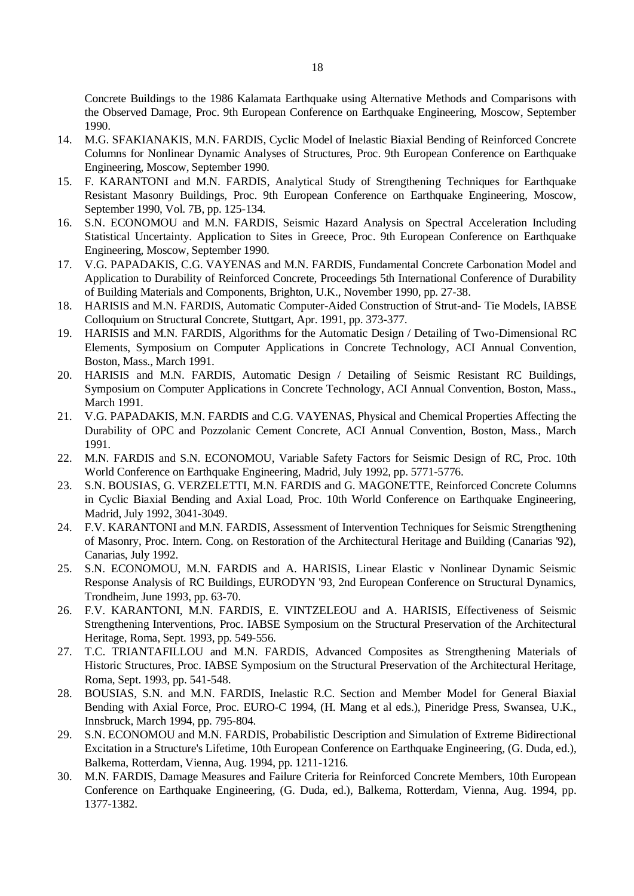Concrete Buildings to the 1986 Kalamata Earthquake using Alternative Methods and Comparisons with the Observed Damage, Proc. 9th European Conference on Earthquake Engineering, Moscow, September 1990.

14. M.G. SFAKIANAKIS, M.N. FARDIS, Cyclic Model of Inelastic Biaxial Bending of Reinforced Concrete Columns for Nonlinear Dynamic Analyses of Structures, Proc. 9th European Conference on Earthquake Engineering, Moscow, September 1990.
15. F. KARANTONI and M.N. FARDIS, Analytical Study of Strengthening Techniques for Earthquake Resistant Masonry Buildings, Proc. 9th European Conference on Earthquake Engineering, Moscow, September 1990, Vol. 7B, pp. 125-134.
16. S.N. ECONOMOU and M.N. FARDIS, Seismic Hazard Analysis on Spectral Acceleration Including Statistical Uncertainty. Application to Sites in Greece, Proc. 9th European Conference on Earthquake Engineering, Moscow, September 1990.
17. V.G. PAPADAKIS, C.G. VAYENAS and M.N. FARDIS, Fundamental Concrete Carbonation Model and Application to Durability of Reinforced Concrete, Proceedings 5th International Conference of Durability of Building Materials and Components, Brighton, U.K., November 1990, pp. 27-38.
18. HARISIS and M.N. FARDIS, Automatic Computer-Aided Construction of Strut-and- Tie Models, IABSE Colloquium on Structural Concrete, Stuttgart, Apr. 1991, pp. 373-377.
19. HARISIS and M.N. FARDIS, Algorithms for the Automatic Design / Detailing of Two-Dimensional RC Elements, Symposium on Computer Applications in Concrete Technology, ACI Annual Convention, Boston, Mass., March 1991.
20. HARISIS and M.N. FARDIS, Automatic Design / Detailing of Seismic Resistant RC Buildings, Symposium on Computer Applications in Concrete Technology, ACI Annual Convention, Boston, Mass., March 1991.
21. V.G. PAPADAKIS, M.N. FARDIS and C.G. VAYENAS, Physical and Chemical Properties Affecting the Durability of OPC and Pozzolanic Cement Concrete, ACI Annual Convention, Boston, Mass., March 1991.
22. M.N. FARDIS and S.N. ECONOMOU, Variable Safety Factors for Seismic Design of RC, Proc. 10th World Conference on Earthquake Engineering, Madrid, July 1992, pp. 5771-5776.
23. S.N. BOUSIAS, G. VERZELETTI, M.N. FARDIS and G. MAGONETTE, Reinforced Concrete Columns in Cyclic Biaxial Bending and Axial Load, Proc. 10th World Conference on Earthquake Engineering, Madrid, July 1992, 3041-3049.
24. F.V. KARANTONI and M.N. FARDIS, Assessment of Intervention Techniques for Seismic Strengthening of Masonry, Proc. Intern. Cong. on Restoration of the Architectural Heritage and Building (Canarias '92), Canarias, July 1992.
25. S.N. ECONOMOU, M.N. FARDIS and A. HARISIS, Linear Elastic v Nonlinear Dynamic Seismic Response Analysis of RC Buildings, EURODYN '93, 2nd European Conference on Structural Dynamics, Trondheim, June 1993, pp. 63-70.
26. F.V. KARANTONI, M.N. FARDIS, E. VINTZELEOU and A. HARISIS, Effectiveness of Seismic Strengthening Interventions, Proc. IABSE Symposium on the Structural Preservation of the Architectural Heritage, Roma, Sept. 1993, pp. 549-556.
27. T.C. TRIANTAFILLOU and M.N. FARDIS, Advanced Composites as Strengthening Materials of Historic Structures, Proc. IABSE Symposium on the Structural Preservation of the Architectural Heritage, Roma, Sept. 1993, pp. 541-548.
28. BOUSIAS, S.N. and M.N. FARDIS, Inelastic R.C. Section and Member Model for General Biaxial Bending with Axial Force, Proc. EURO-C 1994, (H. Mang et al eds.), Pineridge Press, Swansea, U.K., Innsbruck, March 1994, pp. 795-804.
29. S.N. ECONOMOU and M.N. FARDIS, Probabilistic Description and Simulation of Extreme Bidirectional Excitation in a Structure's Lifetime, 10th European Conference on Earthquake Engineering, (G. Duda, ed.), Balkema, Rotterdam, Vienna, Aug. 1994, pp. 1211-1216.
30. M.N. FARDIS, Damage Measures and Failure Criteria for Reinforced Concrete Members, 10th European Conference on Earthquake Engineering, (G. Duda, ed.), Balkema, Rotterdam, Vienna, Aug. 1994, pp. 1377-1382.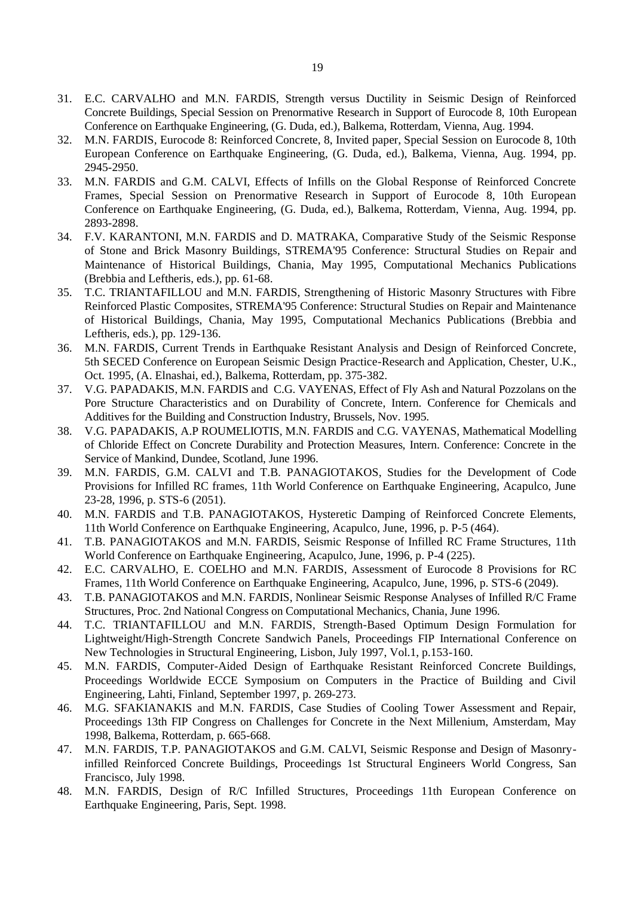31. E.C. CARVALHO and M.N. FARDIS, Strength versus Ductility in Seismic Design of Reinforced Concrete Buildings, Special Session on Prenormative Research in Support of Eurocode 8, 10th European Conference on Earthquake Engineering, (G. Duda, ed.), Balkema, Rotterdam, Vienna, Aug. 1994.
32. M.N. FARDIS, Eurocode 8: Reinforced Concrete, 8, Invited paper, Special Session on Eurocode 8, 10th European Conference on Earthquake Engineering, (G. Duda, ed.), Balkema, Vienna, Aug. 1994, pp. 2945-2950.
33. M.N. FARDIS and G.M. CALVI, Effects of Infills on the Global Response of Reinforced Concrete Frames, Special Session on Prenormative Research in Support of Eurocode 8, 10th European Conference on Earthquake Engineering, (G. Duda, ed.), Balkema, Rotterdam, Vienna, Aug. 1994, pp. 2893-2898.
34. F.V. KARANTONI, M.N. FARDIS and D. MATRAKA, Comparative Study of the Seismic Response of Stone and Brick Masonry Buildings, STREMA'95 Conference: Structural Studies on Repair and Maintenance of Historical Buildings, Chania, May 1995, Computational Mechanics Publications (Brebbia and Leftheris, eds.), pp. 61-68.
35. T.C. TRIANTAFILLOU and M.N. FARDIS, Strengthening of Historic Masonry Structures with Fibre Reinforced Plastic Composites, STREMA'95 Conference: Structural Studies on Repair and Maintenance of Historical Buildings, Chania, May 1995, Computational Mechanics Publications (Brebbia and Leftheris, eds.), pp. 129-136.
36. M.N. FARDIS, Current Trends in Earthquake Resistant Analysis and Design of Reinforced Concrete, 5th SECED Conference on European Seismic Design Practice-Research and Application, Chester, U.K., Oct. 1995, (A. Elnashai, ed.), Balkema, Rotterdam, pp. 375-382.
37. V.G. PAPADAKIS, M.N. FARDIS and C.G. VAYENAS, Effect of Fly Ash and Natural Pozzolans on the Pore Structure Characteristics and on Durability of Concrete, Intern. Conference for Chemicals and Additives for the Building and Construction Industry, Brussels, Nov. 1995.
38. V.G. PAPADAKIS, A.P ROUMELIOTIS, M.N. FARDIS and C.G. VAYENAS, Mathematical Modelling of Chloride Effect on Concrete Durability and Protection Measures, Intern. Conference: Concrete in the Service of Mankind, Dundee, Scotland, June 1996.
39. M.N. FARDIS, G.M. CALVI and T.B. PANAGIOTAKOS, Studies for the Development of Code Provisions for Infilled RC frames, 11th World Conference on Earthquake Engineering, Acapulco, June 23-28, 1996, p. STS-6 (2051).
40. M.N. FARDIS and T.B. PANAGIOTAKOS, Hysteretic Damping of Reinforced Concrete Elements, 11th World Conference on Earthquake Engineering, Acapulco, June, 1996, p. P-5 (464).
41. T.B. PANAGIOTAKOS and M.N. FARDIS, Seismic Response of Infilled RC Frame Structures, 11th World Conference on Earthquake Engineering, Acapulco, June, 1996, p. P-4 (225).
42. E.C. CARVALHO, E. COELHO and M.N. FARDIS, Assessment of Eurocode 8 Provisions for RC Frames, 11th World Conference on Earthquake Engineering, Acapulco, June, 1996, p. STS-6 (2049).
43. T.B. PANAGIOTAKOS and M.N. FARDIS, Nonlinear Seismic Response Analyses of Infilled R/C Frame Structures, Proc. 2nd National Congress on Computational Mechanics, Chania, June 1996.
44. T.C. TRIANTAFILLOU and M.N. FARDIS, Strength-Based Optimum Design Formulation for Lightweight/High-Strength Concrete Sandwich Panels, Proceedings FIP International Conference on New Technologies in Structural Engineering, Lisbon, July 1997, Vol.1, p.153-160.
45. M.N. FARDIS, Computer-Aided Design of Earthquake Resistant Reinforced Concrete Buildings, Proceedings Worldwide ECCE Symposium on Computers in the Practice of Building and Civil Engineering, Lahti, Finland, September 1997, p. 269-273.
46. M.G. SFAKIANAKIS and M.N. FARDIS, Case Studies of Cooling Tower Assessment and Repair, Proceedings 13th FIP Congress on Challenges for Concrete in the Next Millenium, Amsterdam, May 1998, Balkema, Rotterdam, p. 665-668.
47. M.N. FARDIS, T.P. PANAGIOTAKOS and G.M. CALVI, Seismic Response and Design of Masonry-infilled Reinforced Concrete Buildings, Proceedings 1st Structural Engineers World Congress, San Francisco, July 1998.
48. M.N. FARDIS, Design of R/C Infilled Structures, Proceedings 11th European Conference on Earthquake Engineering, Paris, Sept. 1998.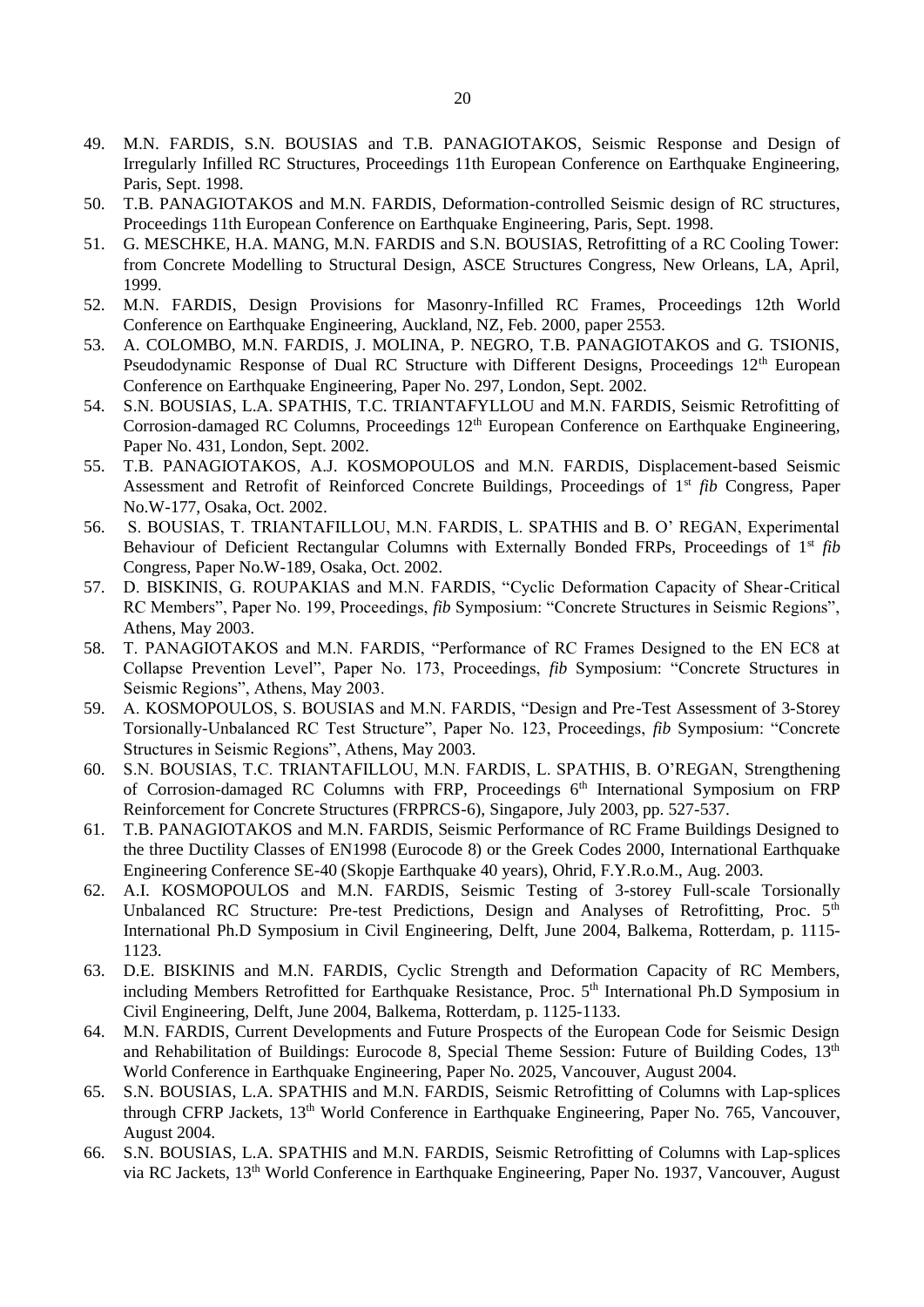49. M.N. FARDIS, S.N. BOUSIAS and T.B. PANAGIOTAKOS, Seismic Response and Design of Irregularly Infilled RC Structures, Proceedings 11th European Conference on Earthquake Engineering, Paris, Sept. 1998.
50. T.B. PANAGIOTAKOS and M.N. FARDIS, Deformation-controlled Seismic design of RC structures, Proceedings 11th European Conference on Earthquake Engineering, Paris, Sept. 1998.
51. G. MESCHKE, H.A. MANG, M.N. FARDIS and S.N. BOUSIAS, Retrofitting of a RC Cooling Tower: from Concrete Modelling to Structural Design, ASCE Structures Congress, New Orleans, LA, April, 1999.
52. M.N. FARDIS, Design Provisions for Masonry-Infilled RC Frames, Proceedings 12th World Conference on Earthquake Engineering, Auckland, NZ, Feb. 2000, paper 2553.
53. A. COLOMBO, M.N. FARDIS, J. MOLINA, P. NEGRO, T.B. PANAGIOTAKOS and G. TSIONIS, Pseudodynamic Response of Dual RC Structure with Different Designs, Proceedings 12th European Conference on Earthquake Engineering, Paper No. 297, London, Sept. 2002.
54. S.N. BOUSIAS, L.A. SPATHIS, T.C. TRIANTAFYLLOU and M.N. FARDIS, Seismic Retrofitting of Corrosion-damaged RC Columns, Proceedings 12th European Conference on Earthquake Engineering, Paper No. 431, London, Sept. 2002.
55. T.B. PANAGIOTAKOS, A.J. KOSMOPOULOS and M.N. FARDIS, Displacement-based Seismic Assessment and Retrofit of Reinforced Concrete Buildings, Proceedings of 1st *fib* Congress, Paper No.W-177, Osaka, Oct. 2002.
56. S. BOUSIAS, T. TRIANTAFILLOU, M.N. FARDIS, L. SPATHIS and B. O' REGAN, Experimental Behaviour of Deficient Rectangular Columns with Externally Bonded FRPs, Proceedings of 1st *fib* Congress, Paper No.W-189, Osaka, Oct. 2002.
57. D. BISKINIS, G. ROUPAKIAS and M.N. FARDIS, "Cyclic Deformation Capacity of Shear-Critical RC Members", Paper No. 199, Proceedings, *fib* Symposium: "Concrete Structures in Seismic Regions", Athens, May 2003.
58. T. PANAGIOTAKOS and M.N. FARDIS, "Performance of RC Frames Designed to the EN EC8 at Collapse Prevention Level", Paper No. 173, Proceedings, *fib* Symposium: "Concrete Structures in Seismic Regions", Athens, May 2003.
59. A. KOSMOPOULOS, S. BOUSIAS and M.N. FARDIS, "Design and Pre-Test Assessment of 3-Storey Torsionally-Unbalanced RC Test Structure", Paper No. 123, Proceedings, *fib* Symposium: "Concrete Structures in Seismic Regions", Athens, May 2003.
60. S.N. BOUSIAS, T.C. TRIANTAFILLOU, M.N. FARDIS, L. SPATHIS, B. O'REGAN, Strengthening of Corrosion-damaged RC Columns with FRP, Proceedings 6th International Symposium on FRP Reinforcement for Concrete Structures (FRPRCS-6), Singapore, July 2003, pp. 527-537.
61. T.B. PANAGIOTAKOS and M.N. FARDIS, Seismic Performance of RC Frame Buildings Designed to the three Ductility Classes of EN1998 (Eurocode 8) or the Greek Codes 2000, International Earthquake Engineering Conference SE-40 (Skopje Earthquake 40 years), Ohrid, F.Y.R.o.M., Aug. 2003.
62. A.I. KOSMOPOULOS and M.N. FARDIS, Seismic Testing of 3-storey Full-scale Torsionally Unbalanced RC Structure: Pre-test Predictions, Design and Analyses of Retrofitting, Proc. 5th International Ph.D Symposium in Civil Engineering, Delft, June 2004, Balkema, Rotterdam, p. 1115-1123.
63. D.E. BISKINIS and M.N. FARDIS, Cyclic Strength and Deformation Capacity of RC Members, including Members Retrofitted for Earthquake Resistance, Proc. 5th International Ph.D Symposium in Civil Engineering, Delft, June 2004, Balkema, Rotterdam, p. 1125-1133.
64. M.N. FARDIS, Current Developments and Future Prospects of the European Code for Seismic Design and Rehabilitation of Buildings: Eurocode 8, Special Theme Session: Future of Building Codes, 13th World Conference in Earthquake Engineering, Paper No. 2025, Vancouver, August 2004.
65. S.N. BOUSIAS, L.A. SPATHIS and M.N. FARDIS, Seismic Retrofitting of Columns with Lap-splices through CFRP Jackets, 13th World Conference in Earthquake Engineering, Paper No. 765, Vancouver, August 2004.
66. S.N. BOUSIAS, L.A. SPATHIS and M.N. FARDIS, Seismic Retrofitting of Columns with Lap-splices via RC Jackets, 13th World Conference in Earthquake Engineering, Paper No. 1937, Vancouver, August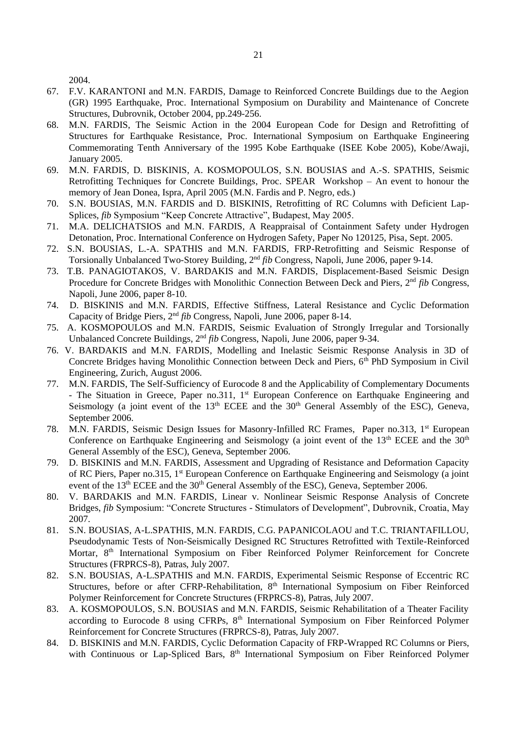2004.

67. F.V. KARANTONI and M.N. FARDIS, Damage to Reinforced Concrete Buildings due to the Aegion (GR) 1995 Earthquake, Proc. International Symposium on Durability and Maintenance of Concrete Structures, Dubrovnik, October 2004, pp.249-256.
68. M.N. FARDIS, The Seismic Action in the 2004 European Code for Design and Retrofitting of Structures for Earthquake Resistance, Proc. International Symposium on Earthquake Engineering Commemorating Tenth Anniversary of the 1995 Kobe Earthquake (ISEE Kobe 2005), Kobe/Awaji, January 2005.
69. M.N. FARDIS, D. BISKINIS, A. KOSMOPOULOS, S.N. BOUSIAS and A.-S. SPATHIS, Seismic Retrofitting Techniques for Concrete Buildings, Proc. SPEAR Workshop – An event to honour the memory of Jean Donea, Ispra, April 2005 (M.N. Fardis and P. Negro, eds.)
70. S.N. BOUSIAS, M.N. FARDIS and D. BISKINIS, Retrofitting of RC Columns with Deficient Lap-Splices, *fib* Symposium "Keep Concrete Attractive", Budapest, May 2005.
71. M.A. DELICHATSIOS and M.N. FARDIS, A Reappraisal of Containment Safety under Hydrogen Detonation, Proc. International Conference on Hydrogen Safety, Paper No 120125, Pisa, Sept. 2005.
72. S.N. BOUSIAS, L.-A. SPATHIS and M.N. FARDIS, FRP-Retrofitting and Seismic Response of Torsionally Unbalanced Two-Storey Building, 2nd *fib* Congress, Napoli, June 2006, paper 9-14.
73. T.B. PANAGIOTAKOS, V. BARDAKIS and M.N. FARDIS, Displacement-Based Seismic Design Procedure for Concrete Bridges with Monolithic Connection Between Deck and Piers, 2nd *fib* Congress, Napoli, June 2006, paper 8-10.
74. D. BISKINIS and M.N. FARDIS, Effective Stiffness, Lateral Resistance and Cyclic Deformation Capacity of Bridge Piers, 2nd *fib* Congress, Napoli, June 2006, paper 8-14.
75. A. KOSMOPOULOS and M.N. FARDIS, Seismic Evaluation of Strongly Irregular and Torsionally Unbalanced Concrete Buildings, 2nd *fib* Congress, Napoli, June 2006, paper 9-34.
76. V. BARDAKIS and M.N. FARDIS, Modelling and Inelastic Seismic Response Analysis in 3D of Concrete Bridges having Monolithic Connection between Deck and Piers, 6th PhD Symposium in Civil Engineering, Zurich, August 2006.
77. M.N. FARDIS, The Self-Sufficiency of Eurocode 8 and the Applicability of Complementary Documents - The Situation in Greece, Paper no.311, 1st European Conference on Earthquake Engineering and Seismology (a joint event of the 13th ECEE and the 30th General Assembly of the ESC), Geneva, September 2006.
78. M.N. FARDIS, Seismic Design Issues for Masonry-Infilled RC Frames, Paper no.313, 1st European Conference on Earthquake Engineering and Seismology (a joint event of the 13th ECEE and the 30th General Assembly of the ESC), Geneva, September 2006.
79. D. BISKINIS and M.N. FARDIS, Assessment and Upgrading of Resistance and Deformation Capacity of RC Piers, Paper no.315, 1st European Conference on Earthquake Engineering and Seismology (a joint event of the 13th ECEE and the 30th General Assembly of the ESC), Geneva, September 2006.
80. V. BARDAKIS and M.N. FARDIS, Linear v. Nonlinear Seismic Response Analysis of Concrete Bridges, *fib* Symposium: "Concrete Structures - Stimulators of Development", Dubrovnik, Croatia, May 2007.
81. S.N. BOUSIAS, A-L.SPATHIS, M.N. FARDIS, C.G. PAPANICOLAOU and T.C. TRIANTAFILLOU, Pseudodynamic Tests of Non-Seismically Designed RC Structures Retrofitted with Textile-Reinforced Mortar, 8th International Symposium on Fiber Reinforced Polymer Reinforcement for Concrete Structures (FRPRCS-8), Patras, July 2007.
82. S.N. BOUSIAS, A-L.SPATHIS and M.N. FARDIS, Experimental Seismic Response of Eccentric RC Structures, before or after CFRP-Rehabilitation, 8th International Symposium on Fiber Reinforced Polymer Reinforcement for Concrete Structures (FRPRCS-8), Patras, July 2007.
83. A. KOSMOPOULOS, S.N. BOUSIAS and M.N. FARDIS, Seismic Rehabilitation of a Theater Facility according to Eurocode 8 using CFRPs, 8th International Symposium on Fiber Reinforced Polymer Reinforcement for Concrete Structures (FRPRCS-8), Patras, July 2007.
84. D. BISKINIS and M.N. FARDIS, Cyclic Deformation Capacity of FRP-Wrapped RC Columns or Piers, with Continuous or Lap-Spliced Bars, 8th International Symposium on Fiber Reinforced Polymer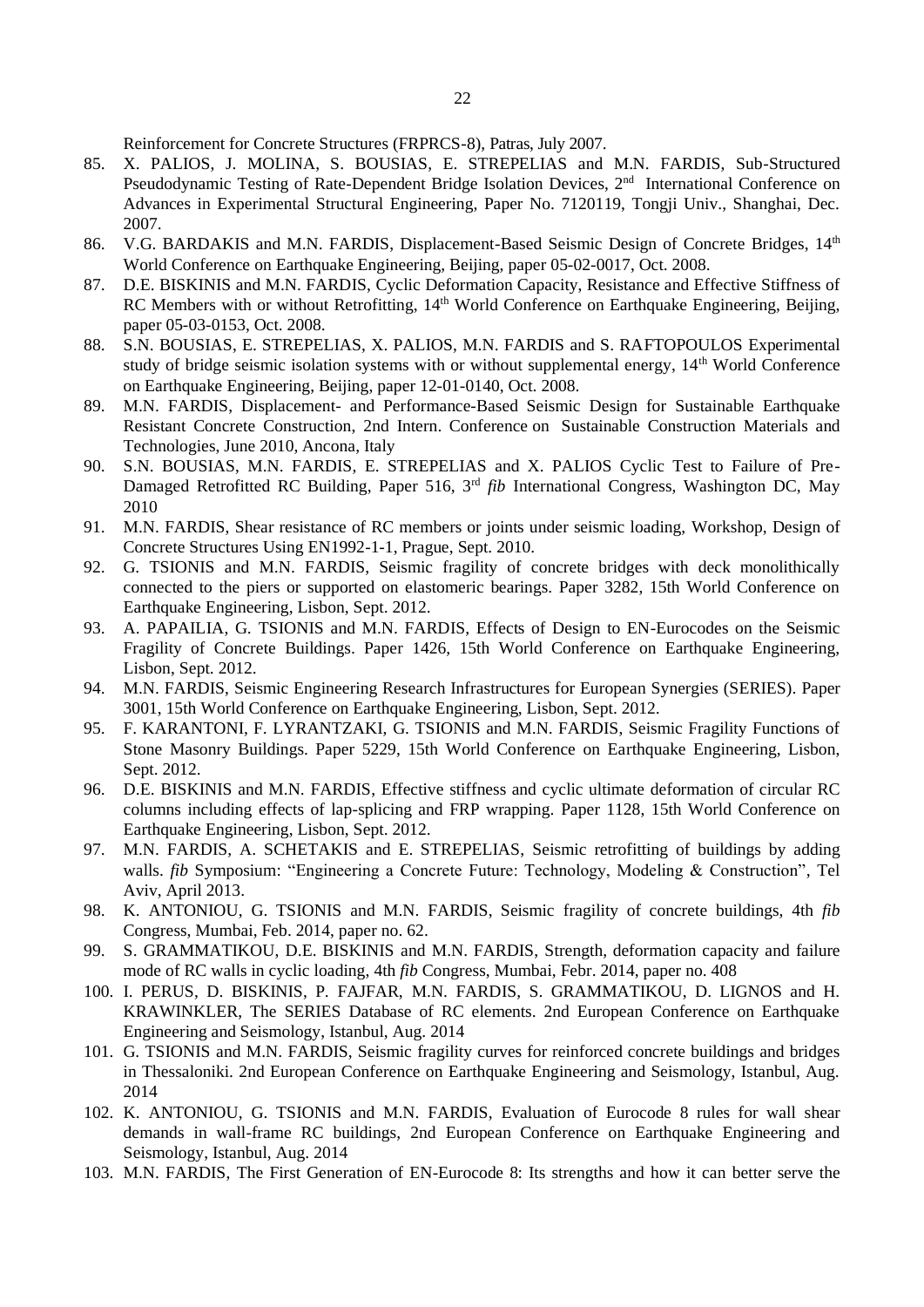Reinforcement for Concrete Structures (FRPRCS-8), Patras, July 2007.

85. X. PALIOS, J. MOLINA, S. BOUSIAS, E. STREPELIAS and M.N. FARDIS, Sub-Structured Pseudodynamic Testing of Rate-Dependent Bridge Isolation Devices, 2nd International Conference on Advances in Experimental Structural Engineering, Paper No. 7120119, Tongji Univ., Shanghai, Dec. 2007.
86. V.G. BARDAKIS and M.N. FARDIS, Displacement-Based Seismic Design of Concrete Bridges, 14th World Conference on Earthquake Engineering, Beijing, paper 05-02-0017, Oct. 2008.
87. D.E. BISKINIS and M.N. FARDIS, Cyclic Deformation Capacity, Resistance and Effective Stiffness of RC Members with or without Retrofitting, 14th World Conference on Earthquake Engineering, Beijing, paper 05-03-0153, Oct. 2008.
88. S.N. BOUSIAS, E. STREPELIAS, X. PALIOS, M.N. FARDIS and S. RAFTOPOULOS Experimental study of bridge seismic isolation systems with or without supplemental energy, 14th World Conference on Earthquake Engineering, Beijing, paper 12-01-0140, Oct. 2008.
89. M.N. FARDIS, Displacement- and Performance-Based Seismic Design for Sustainable Earthquake Resistant Concrete Construction, 2nd Intern. Conference on Sustainable Construction Materials and Technologies, June 2010, Ancona, Italy
90. S.N. BOUSIAS, M.N. FARDIS, E. STREPELIAS and X. PALIOS Cyclic Test to Failure of Pre-Damaged Retrofitted RC Building, Paper 516, 3rd *fib* International Congress, Washington DC, May 2010
91. M.N. FARDIS, Shear resistance of RC members or joints under seismic loading, Workshop, Design of Concrete Structures Using EN1992-1-1, Prague, Sept. 2010.
92. G. TSIONIS and M.N. FARDIS, Seismic fragility of concrete bridges with deck monolithically connected to the piers or supported on elastomeric bearings. Paper 3282, 15th World Conference on Earthquake Engineering, Lisbon, Sept. 2012.
93. A. PAPAILIA, G. TSIONIS and M.N. FARDIS, Effects of Design to EN-Eurocodes on the Seismic Fragility of Concrete Buildings. Paper 1426, 15th World Conference on Earthquake Engineering, Lisbon, Sept. 2012.
94. M.N. FARDIS, Seismic Engineering Research Infrastructures for European Synergies (SERIES). Paper 3001, 15th World Conference on Earthquake Engineering, Lisbon, Sept. 2012.
95. F. KARANTONI, F. LYRANTZAKI, G. TSIONIS and M.N. FARDIS, Seismic Fragility Functions of Stone Masonry Buildings. Paper 5229, 15th World Conference on Earthquake Engineering, Lisbon, Sept. 2012.
96. D.E. BISKINIS and M.N. FARDIS, Effective stiffness and cyclic ultimate deformation of circular RC columns including effects of lap-splicing and FRP wrapping. Paper 1128, 15th World Conference on Earthquake Engineering, Lisbon, Sept. 2012.
97. M.N. FARDIS, A. SCHETAKIS and E. STREPELIAS, Seismic retrofitting of buildings by adding walls. *fib* Symposium: "Engineering a Concrete Future: Technology, Modeling & Construction", Tel Aviv, April 2013.
98. K. ANTONIOU, G. TSIONIS and M.N. FARDIS, Seismic fragility of concrete buildings, 4th *fib* Congress, Mumbai, Feb. 2014, paper no. 62.
99. S. GRAMMATIKOU, D.E. BISKINIS and M.N. FARDIS, Strength, deformation capacity and failure mode of RC walls in cyclic loading, 4th *fib* Congress, Mumbai, Febr. 2014, paper no. 408
100. I. PERUS, D. BISKINIS, P. FAJFAR, M.N. FARDIS, S. GRAMMATIKOU, D. LIGNOS and H. KRAWINKLER, The SERIES Database of RC elements. 2nd European Conference on Earthquake Engineering and Seismology, Istanbul, Aug. 2014
101. G. TSIONIS and M.N. FARDIS, Seismic fragility curves for reinforced concrete buildings and bridges in Thessaloniki. 2nd European Conference on Earthquake Engineering and Seismology, Istanbul, Aug. 2014
102. K. ANTONIOU, G. TSIONIS and M.N. FARDIS, Evaluation of Eurocode 8 rules for wall shear demands in wall-frame RC buildings, 2nd European Conference on Earthquake Engineering and Seismology, Istanbul, Aug. 2014
103. M.N. FARDIS, The First Generation of EN-Eurocode 8: Its strengths and how it can better serve the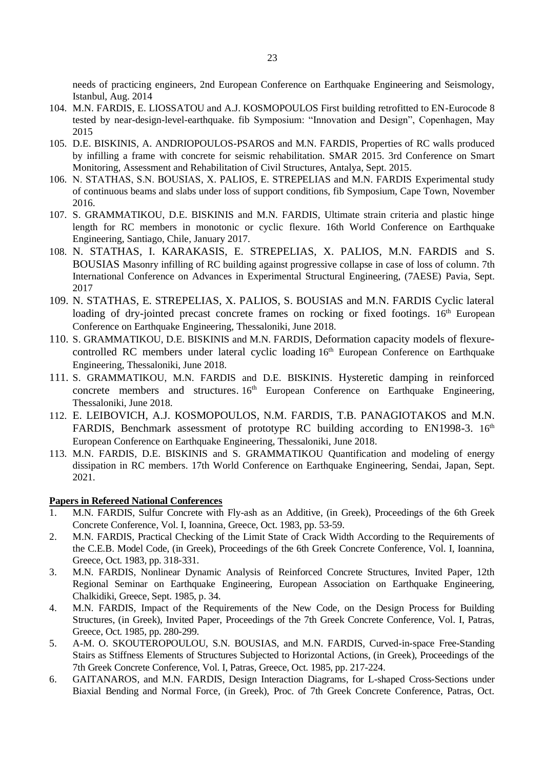needs of practicing engineers, 2nd European Conference on Earthquake Engineering and Seismology, Istanbul, Aug. 2014

104. M.N. FARDIS, E. LIOSSATOU and A.J. KOSMOPOULOS First building retrofitted to EN-Eurocode 8 tested by near-design-level-earthquake. fib Symposium: "Innovation and Design", Copenhagen, May 2015
105. D.E. BISKINIS, A. ANDRIOPOULOS-PSAROS and M.N. FARDIS, Properties of RC walls produced by infilling a frame with concrete for seismic rehabilitation. SMAR 2015. 3rd Conference on Smart Monitoring, Assessment and Rehabilitation of Civil Structures, Antalya, Sept. 2015.
106. N. STATHAS, S.N. BOUSIAS, X. PALIOS, E. STREPELIAS and M.N. FARDIS Experimental study of continuous beams and slabs under loss of support conditions, fib Symposium, Cape Town, November 2016.
107. S. GRAMMATIKOU, D.E. BISKINIS and M.N. FARDIS, Ultimate strain criteria and plastic hinge length for RC members in monotonic or cyclic flexure. 16th World Conference on Earthquake Engineering, Santiago, Chile, January 2017.
108. N. STATHAS, I. KARAKASIS, E. STREPELIAS, X. PALIOS, M.N. FARDIS and S. BOUSIAS Masonry infilling of RC building against progressive collapse in case of loss of column. 7th International Conference on Advances in Experimental Structural Engineering, (7AESE) Pavia, Sept. 2017
109. N. STATHAS, E. STREPELIAS, X. PALIOS, S. BOUSIAS and M.N. FARDIS Cyclic lateral loading of dry-jointed precast concrete frames on rocking or fixed footings. 16th European Conference on Earthquake Engineering, Thessaloniki, June 2018.
110. S. GRAMMATIKOU, D.E. BISKINIS and M.N. FARDIS, Deformation capacity models of flexure-controlled RC members under lateral cyclic loading 16th European Conference on Earthquake Engineering, Thessaloniki, June 2018.
111. S. GRAMMATIKOU, M.N. FARDIS and D.E. BISKINIS. Hysteretic damping in reinforced concrete members and structures. 16th European Conference on Earthquake Engineering, Thessaloniki, June 2018.
112. E. LEIBOVICH, A.J. KOSMOPOULOS, N.M. FARDIS, T.B. PANAGIOTAKOS and M.N. FARDIS, Benchmark assessment of prototype RC building according to EN1998-3. 16th European Conference on Earthquake Engineering, Thessaloniki, June 2018.
113. M.N. FARDIS, D.E. BISKINIS and S. GRAMMATIKOU Quantification and modeling of energy dissipation in RC members. 17th World Conference on Earthquake Engineering, Sendai, Japan, Sept. 2021.

**Papers in Refereed National Conferences**

1. M.N. FARDIS, Sulfur Concrete with Fly-ash as an Additive, (in Greek), Proceedings of the 6th Greek Concrete Conference, Vol. I, Ioannina, Greece, Oct. 1983, pp. 53-59.
2. M.N. FARDIS, Practical Checking of the Limit State of Crack Width According to the Requirements of the C.E.B. Model Code, (in Greek), Proceedings of the 6th Greek Concrete Conference, Vol. I, Ioannina, Greece, Oct. 1983, pp. 318-331.
3. M.N. FARDIS, Nonlinear Dynamic Analysis of Reinforced Concrete Structures, Invited Paper, 12th Regional Seminar on Earthquake Engineering, European Association on Earthquake Engineering, Chalkidiki, Greece, Sept. 1985, p. 34.
4. M.N. FARDIS, Impact of the Requirements of the New Code, on the Design Process for Building Structures, (in Greek), Invited Paper, Proceedings of the 7th Greek Concrete Conference, Vol. I, Patras, Greece, Oct. 1985, pp. 280-299.
5. A-M. O. SKOUTEROPOULOU, S.N. BOUSIAS, and M.N. FARDIS, Curved-in-space Free-Standing Stairs as Stiffness Elements of Structures Subjected to Horizontal Actions, (in Greek), Proceedings of the 7th Greek Concrete Conference, Vol. I, Patras, Greece, Oct. 1985, pp. 217-224.
6. GAITANAROS, and M.N. FARDIS, Design Interaction Diagrams, for L-shaped Cross-Sections under Biaxial Bending and Normal Force, (in Greek), Proc. of 7th Greek Concrete Conference, Patras, Oct.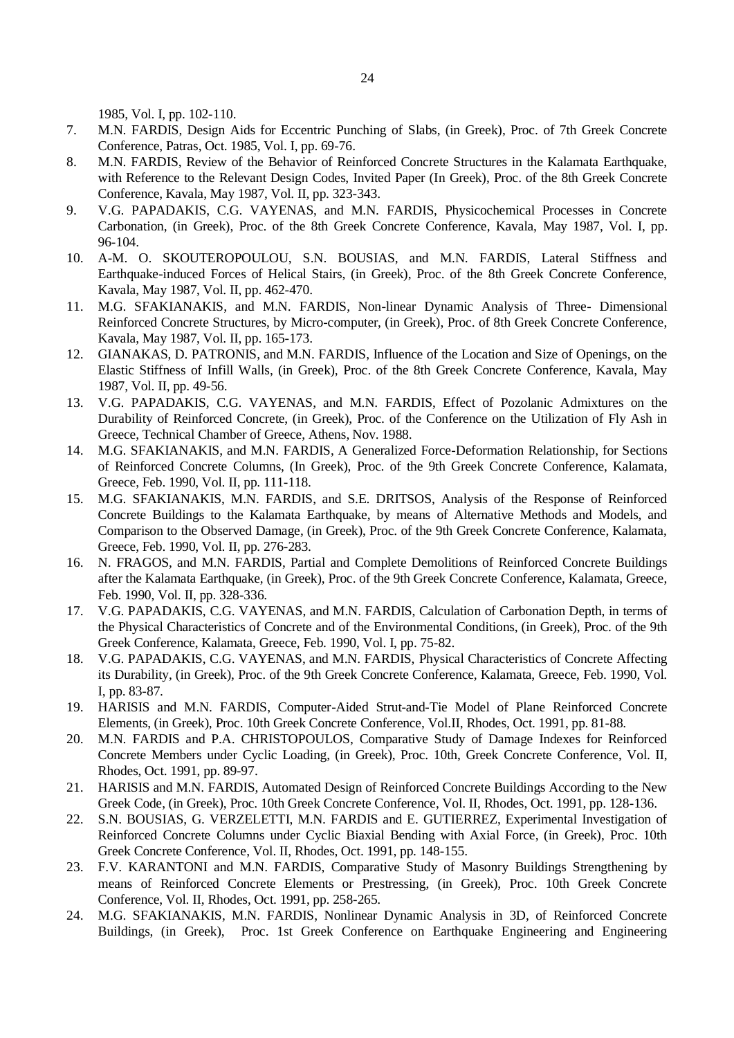1985, Vol. I, pp. 102-110.

7. M.N. FARDIS, Design Aids for Eccentric Punching of Slabs, (in Greek), Proc. of 7th Greek Concrete Conference, Patras, Oct. 1985, Vol. I, pp. 69-76.
8. M.N. FARDIS, Review of the Behavior of Reinforced Concrete Structures in the Kalamata Earthquake, with Reference to the Relevant Design Codes, Invited Paper (In Greek), Proc. of the 8th Greek Concrete Conference, Kavala, May 1987, Vol. II, pp. 323-343.
9. V.G. PAPADAKIS, C.G. VAYENAS, and M.N. FARDIS, Physicochemical Processes in Concrete Carbonation, (in Greek), Proc. of the 8th Greek Concrete Conference, Kavala, May 1987, Vol. I, pp. 96-104.
10. A-M. O. SKOUTEROPOULOU, S.N. BOUSIAS, and M.N. FARDIS, Lateral Stiffness and Earthquake-induced Forces of Helical Stairs, (in Greek), Proc. of the 8th Greek Concrete Conference, Kavala, May 1987, Vol. II, pp. 462-470.
11. M.G. SFAKIANAKIS, and M.N. FARDIS, Non-linear Dynamic Analysis of Three- Dimensional Reinforced Concrete Structures, by Micro-computer, (in Greek), Proc. of 8th Greek Concrete Conference, Kavala, May 1987, Vol. II, pp. 165-173.
12. GIANAKAS, D. PATRONIS, and M.N. FARDIS, Influence of the Location and Size of Openings, on the Elastic Stiffness of Infill Walls, (in Greek), Proc. of the 8th Greek Concrete Conference, Kavala, May 1987, Vol. II, pp. 49-56.
13. V.G. PAPADAKIS, C.G. VAYENAS, and M.N. FARDIS, Effect of Pozolanic Admixtures on the Durability of Reinforced Concrete, (in Greek), Proc. of the Conference on the Utilization of Fly Ash in Greece, Technical Chamber of Greece, Athens, Nov. 1988.
14. M.G. SFAKIANAKIS, and M.N. FARDIS, A Generalized Force-Deformation Relationship, for Sections of Reinforced Concrete Columns, (In Greek), Proc. of the 9th Greek Concrete Conference, Kalamata, Greece, Feb. 1990, Vol. II, pp. 111-118.
15. M.G. SFAKIANAKIS, M.N. FARDIS, and S.E. DRITSOS, Analysis of the Response of Reinforced Concrete Buildings to the Kalamata Earthquake, by means of Alternative Methods and Models, and Comparison to the Observed Damage, (in Greek), Proc. of the 9th Greek Concrete Conference, Kalamata, Greece, Feb. 1990, Vol. II, pp. 276-283.
16. N. FRAGOS, and M.N. FARDIS, Partial and Complete Demolitions of Reinforced Concrete Buildings after the Kalamata Earthquake, (in Greek), Proc. of the 9th Greek Concrete Conference, Kalamata, Greece, Feb. 1990, Vol. II, pp. 328-336.
17. V.G. PAPADAKIS, C.G. VAYENAS, and M.N. FARDIS, Calculation of Carbonation Depth, in terms of the Physical Characteristics of Concrete and of the Environmental Conditions, (in Greek), Proc. of the 9th Greek Conference, Kalamata, Greece, Feb. 1990, Vol. I, pp. 75-82.
18. V.G. PAPADAKIS, C.G. VAYENAS, and M.N. FARDIS, Physical Characteristics of Concrete Affecting its Durability, (in Greek), Proc. of the 9th Greek Concrete Conference, Kalamata, Greece, Feb. 1990, Vol. I, pp. 83-87.
19. HARISIS and M.N. FARDIS, Computer-Aided Strut-and-Tie Model of Plane Reinforced Concrete Elements, (in Greek), Proc. 10th Greek Concrete Conference, Vol.II, Rhodes, Oct. 1991, pp. 81-88.
20. M.N. FARDIS and P.A. CHRISTOPOULOS, Comparative Study of Damage Indexes for Reinforced Concrete Members under Cyclic Loading, (in Greek), Proc. 10th, Greek Concrete Conference, Vol. II, Rhodes, Oct. 1991, pp. 89-97.
21. HARISIS and M.N. FARDIS, Automated Design of Reinforced Concrete Buildings According to the New Greek Code, (in Greek), Proc. 10th Greek Concrete Conference, Vol. II, Rhodes, Oct. 1991, pp. 128-136.
22. S.N. BOUSIAS, G. VERZELETTI, M.N. FARDIS and E. GUTIERREZ, Experimental Investigation of Reinforced Concrete Columns under Cyclic Biaxial Bending with Axial Force, (in Greek), Proc. 10th Greek Concrete Conference, Vol. II, Rhodes, Oct. 1991, pp. 148-155.
23. F.V. KARANTONI and M.N. FARDIS, Comparative Study of Masonry Buildings Strengthening by means of Reinforced Concrete Elements or Prestressing, (in Greek), Proc. 10th Greek Concrete Conference, Vol. II, Rhodes, Oct. 1991, pp. 258-265.
24. M.G. SFAKIANAKIS, M.N. FARDIS, Nonlinear Dynamic Analysis in 3D, of Reinforced Concrete Buildings, (in Greek), Proc. 1st Greek Conference on Earthquake Engineering and Engineering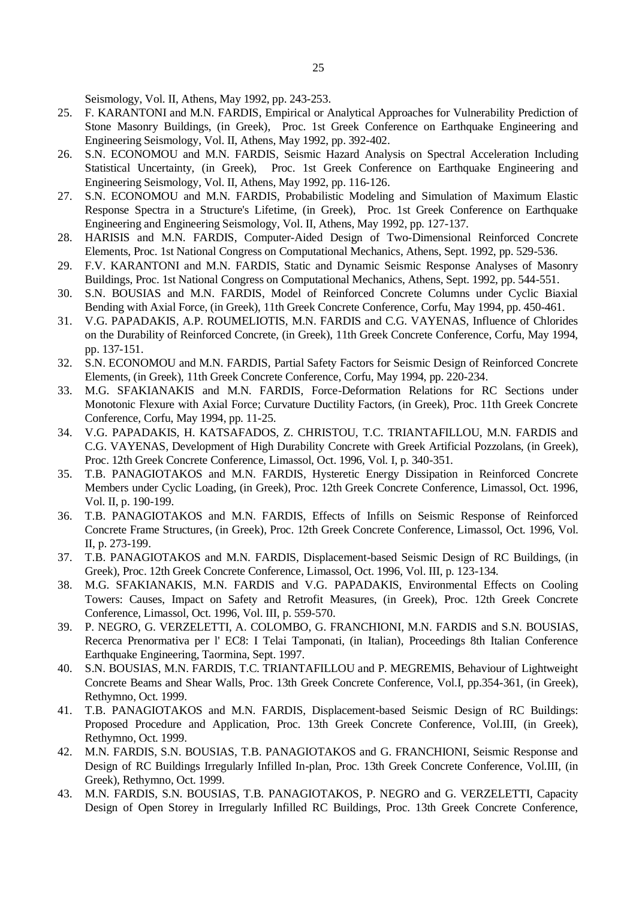Seismology, Vol. II, Athens, May 1992, pp. 243-253.

25. F. KARANTONI and M.N. FARDIS, Empirical or Analytical Approaches for Vulnerability Prediction of Stone Masonry Buildings, (in Greek), Proc. 1st Greek Conference on Earthquake Engineering and Engineering Seismology, Vol. II, Athens, May 1992, pp. 392-402.
26. S.N. ECONOMOU and M.N. FARDIS, Seismic Hazard Analysis on Spectral Acceleration Including Statistical Uncertainty, (in Greek), Proc. 1st Greek Conference on Earthquake Engineering and Engineering Seismology, Vol. II, Athens, May 1992, pp. 116-126.
27. S.N. ECONOMOU and M.N. FARDIS, Probabilistic Modeling and Simulation of Maximum Elastic Response Spectra in a Structure's Lifetime, (in Greek), Proc. 1st Greek Conference on Earthquake Engineering and Engineering Seismology, Vol. II, Athens, May 1992, pp. 127-137.
28. HARISIS and M.N. FARDIS, Computer-Aided Design of Two-Dimensional Reinforced Concrete Elements, Proc. 1st National Congress on Computational Mechanics, Athens, Sept. 1992, pp. 529-536.
29. F.V. KARANTONI and M.N. FARDIS, Static and Dynamic Seismic Response Analyses of Masonry Buildings, Proc. 1st National Congress on Computational Mechanics, Athens, Sept. 1992, pp. 544-551.
30. S.N. BOUSIAS and M.N. FARDIS, Model of Reinforced Concrete Columns under Cyclic Biaxial Bending with Axial Force, (in Greek), 11th Greek Concrete Conference, Corfu, May 1994, pp. 450-461.
31. V.G. PAPADAKIS, A.P. ROUMELIOTIS, M.N. FARDIS and C.G. VAYENAS, Influence of Chlorides on the Durability of Reinforced Concrete, (in Greek), 11th Greek Concrete Conference, Corfu, May 1994, pp. 137-151.
32. S.N. ECONOMOU and M.N. FARDIS, Partial Safety Factors for Seismic Design of Reinforced Concrete Elements, (in Greek), 11th Greek Concrete Conference, Corfu, May 1994, pp. 220-234.
33. M.G. SFAKIANAKIS and M.N. FARDIS, Force-Deformation Relations for RC Sections under Monotonic Flexure with Axial Force; Curvature Ductility Factors, (in Greek), Proc. 11th Greek Concrete Conference, Corfu, May 1994, pp. 11-25.
34. V.G. PAPADAKIS, H. KATSAFADOS, Z. CHRISTOU, T.C. TRIANTAFILLOU, M.N. FARDIS and C.G. VAYENAS, Development of High Durability Concrete with Greek Artificial Pozzolans, (in Greek), Proc. 12th Greek Concrete Conference, Limassol, Oct. 1996, Vol. I, p. 340-351.
35. T.B. PANAGIOTAKOS and M.N. FARDIS, Hysteretic Energy Dissipation in Reinforced Concrete Members under Cyclic Loading, (in Greek), Proc. 12th Greek Concrete Conference, Limassol, Oct. 1996, Vol. II, p. 190-199.
36. T.B. PANAGIOTAKOS and M.N. FARDIS, Effects of Infills on Seismic Response of Reinforced Concrete Frame Structures, (in Greek), Proc. 12th Greek Concrete Conference, Limassol, Oct. 1996, Vol. II, p. 273-199.
37. T.B. PANAGIOTAKOS and M.N. FARDIS, Displacement-based Seismic Design of RC Buildings, (in Greek), Proc. 12th Greek Concrete Conference, Limassol, Oct. 1996, Vol. III, p. 123-134.
38. M.G. SFAKIANAKIS, M.N. FARDIS and V.G. PAPADAKIS, Environmental Effects on Cooling Towers: Causes, Impact on Safety and Retrofit Measures, (in Greek), Proc. 12th Greek Concrete Conference, Limassol, Oct. 1996, Vol. III, p. 559-570.
39. P. NEGRO, G. VERZELETTI, A. COLOMBO, G. FRANCHIONI, M.N. FARDIS and S.N. BOUSIAS, Recerca Prenormativa per l' EC8: I Telai Tamponati, (in Italian), Proceedings 8th Italian Conference Earthquake Engineering, Taormina, Sept. 1997.
40. S.N. BOUSIAS, M.N. FARDIS, T.C. TRIANTAFILLOU and P. MEGREMIS, Behaviour of Lightweight Concrete Beams and Shear Walls, Proc. 13th Greek Concrete Conference, Vol.I, pp.354-361, (in Greek), Rethymno, Oct. 1999.
41. T.B. PANAGIOTAKOS and M.N. FARDIS, Displacement-based Seismic Design of RC Buildings: Proposed Procedure and Application, Proc. 13th Greek Concrete Conference, Vol.III, (in Greek), Rethymno, Oct. 1999.
42. M.N. FARDIS, S.N. BOUSIAS, T.B. PANAGIOTAKOS and G. FRANCHIONI, Seismic Response and Design of RC Buildings Irregularly Infilled In-plan, Proc. 13th Greek Concrete Conference, Vol.III, (in Greek), Rethymno, Oct. 1999.
43. M.N. FARDIS, S.N. BOUSIAS, T.B. PANAGIOTAKOS, P. NEGRO and G. VERZELETTI, Capacity Design of Open Storey in Irregularly Infilled RC Buildings, Proc. 13th Greek Concrete Conference,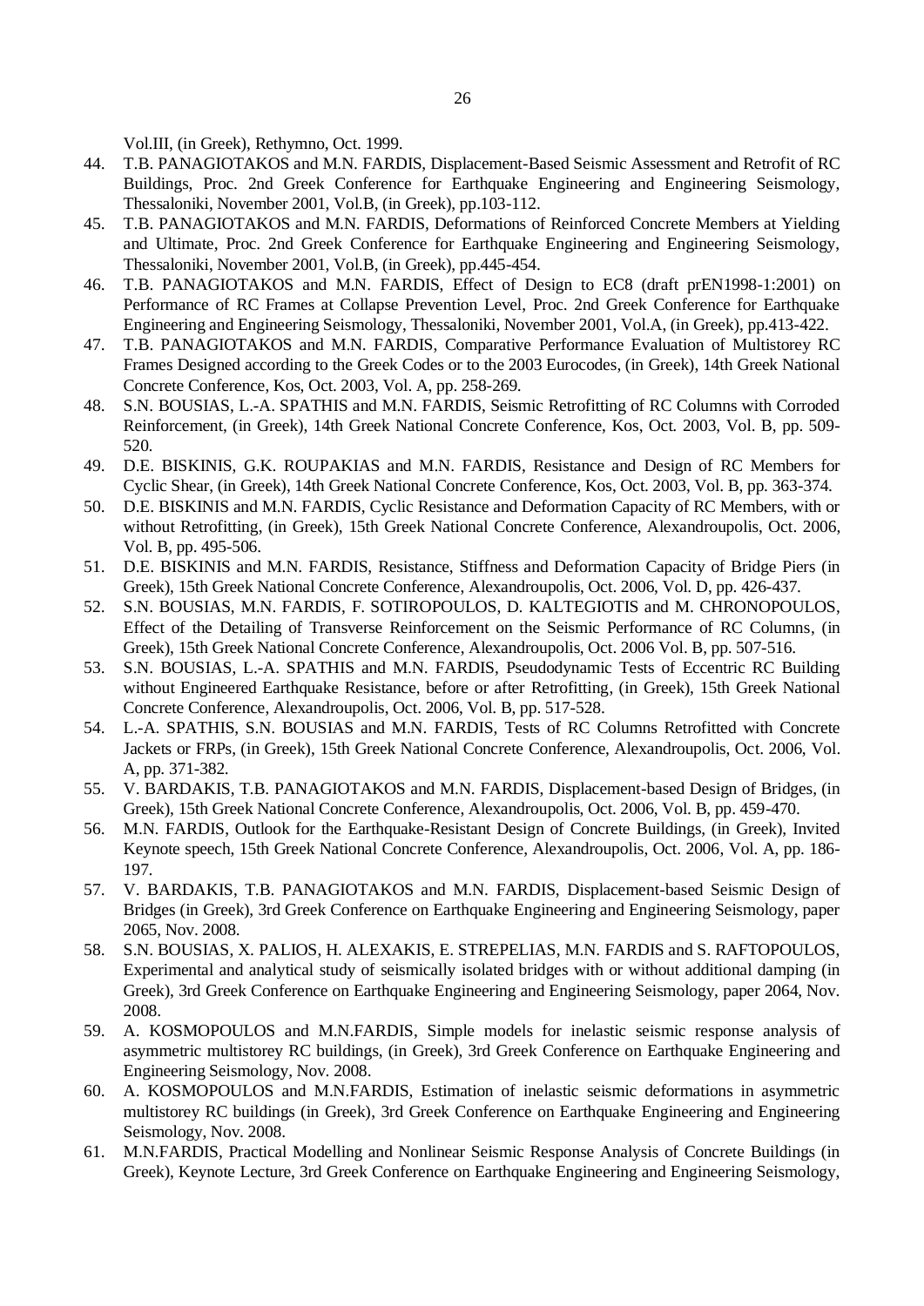Vol.III, (in Greek), Rethymno, Oct. 1999.

44. T.B. PANAGIOTAKOS and M.N. FARDIS, Displacement-Based Seismic Assessment and Retrofit of RC Buildings, Proc. 2nd Greek Conference for Earthquake Engineering and Engineering Seismology, Thessaloniki, November 2001, Vol.B, (in Greek), pp.103-112.
45. T.B. PANAGIOTAKOS and M.N. FARDIS, Deformations of Reinforced Concrete Members at Yielding and Ultimate, Proc. 2nd Greek Conference for Earthquake Engineering and Engineering Seismology, Thessaloniki, November 2001, Vol.B, (in Greek), pp.445-454.
46. T.B. PANAGIOTAKOS and M.N. FARDIS, Effect of Design to EC8 (draft prEN1998-1:2001) on Performance of RC Frames at Collapse Prevention Level, Proc. 2nd Greek Conference for Earthquake Engineering and Engineering Seismology, Thessaloniki, November 2001, Vol.A, (in Greek), pp.413-422.
47. T.B. PANAGIOTAKOS and M.N. FARDIS, Comparative Performance Evaluation of Multistorey RC Frames Designed according to the Greek Codes or to the 2003 Eurocodes, (in Greek), 14th Greek National Concrete Conference, Kos, Oct. 2003, Vol. A, pp. 258-269.
48. S.N. BOUSIAS, L.-A. SPATHIS and M.N. FARDIS, Seismic Retrofitting of RC Columns with Corroded Reinforcement, (in Greek), 14th Greek National Concrete Conference, Kos, Oct. 2003, Vol. B, pp. 509-520.
49. D.E. BISKINIS, G.K. ROUPAKIAS and M.N. FARDIS, Resistance and Design of RC Members for Cyclic Shear, (in Greek), 14th Greek National Concrete Conference, Kos, Oct. 2003, Vol. B, pp. 363-374.
50. D.E. BISKINIS and M.N. FARDIS, Cyclic Resistance and Deformation Capacity of RC Members, with or without Retrofitting, (in Greek), 15th Greek National Concrete Conference, Alexandroupolis, Oct. 2006, Vol. B, pp. 495-506.
51. D.E. BISKINIS and M.N. FARDIS, Resistance, Stiffness and Deformation Capacity of Bridge Piers (in Greek), 15th Greek National Concrete Conference, Alexandroupolis, Oct. 2006, Vol. D, pp. 426-437.
52. S.N. BOUSIAS, M.N. FARDIS, F. SOTIROPOULOS, D. KALTEGIOTIS and M. CHRONOPOULOS, Effect of the Detailing of Transverse Reinforcement on the Seismic Performance of RC Columns, (in Greek), 15th Greek National Concrete Conference, Alexandroupolis, Oct. 2006 Vol. B, pp. 507-516.
53. S.N. BOUSIAS, L.-A. SPATHIS and M.N. FARDIS, Pseudodynamic Tests of Eccentric RC Building without Engineered Earthquake Resistance, before or after Retrofitting, (in Greek), 15th Greek National Concrete Conference, Alexandroupolis, Oct. 2006, Vol. B, pp. 517-528.
54. L.-A. SPATHIS, S.N. BOUSIAS and M.N. FARDIS, Tests of RC Columns Retrofitted with Concrete Jackets or FRPs, (in Greek), 15th Greek National Concrete Conference, Alexandroupolis, Oct. 2006, Vol. A, pp. 371-382.
55. V. BARDAKIS, T.B. PANAGIOTAKOS and M.N. FARDIS, Displacement-based Design of Bridges, (in Greek), 15th Greek National Concrete Conference, Alexandroupolis, Oct. 2006, Vol. B, pp. 459-470.
56. M.N. FARDIS, Outlook for the Earthquake-Resistant Design of Concrete Buildings, (in Greek), Invited Keynote speech, 15th Greek National Concrete Conference, Alexandroupolis, Oct. 2006, Vol. A, pp. 186-197.
57. V. BARDAKIS, T.B. PANAGIOTAKOS and M.N. FARDIS, Displacement-based Seismic Design of Bridges (in Greek), 3rd Greek Conference on Earthquake Engineering and Engineering Seismology, paper 2065, Nov. 2008.
58. S.N. BOUSIAS, X. PALIOS, H. ALEXAKIS, E. STREPELIAS, M.N. FARDIS and S. RAFTOPOULOS, Experimental and analytical study of seismically isolated bridges with or without additional damping (in Greek), 3rd Greek Conference on Earthquake Engineering and Engineering Seismology, paper 2064, Nov. 2008.
59. A. KOSMOPOULOS and M.N.FARDIS, Simple models for inelastic seismic response analysis of asymmetric multistorey RC buildings, (in Greek), 3rd Greek Conference on Earthquake Engineering and Engineering Seismology, Nov. 2008.
60. A. KOSMOPOULOS and M.N.FARDIS, Estimation of inelastic seismic deformations in asymmetric multistorey RC buildings (in Greek), 3rd Greek Conference on Earthquake Engineering and Engineering Seismology, Nov. 2008.
61. M.N.FARDIS, Practical Modelling and Nonlinear Seismic Response Analysis of Concrete Buildings (in Greek), Keynote Lecture, 3rd Greek Conference on Earthquake Engineering and Engineering Seismology,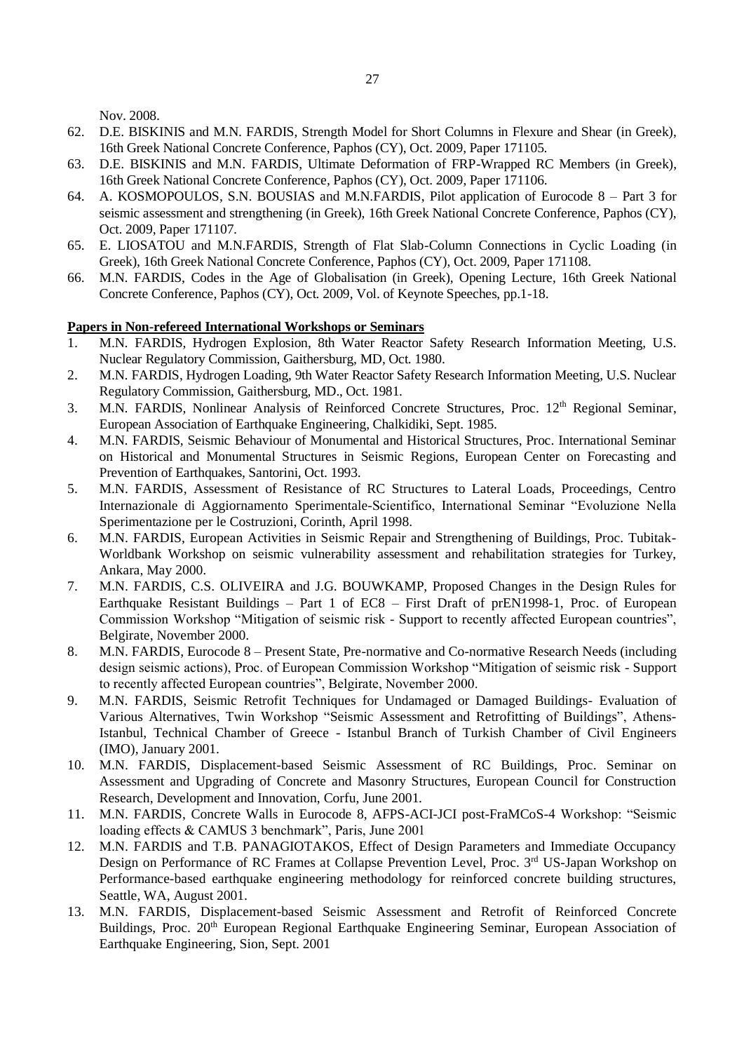Nov. 2008.

62. D.E. BISKINIS and M.N. FARDIS, Strength Model for Short Columns in Flexure and Shear (in Greek), 16th Greek National Concrete Conference, Paphos (CY), Oct. 2009, Paper 171105.
63. D.E. BISKINIS and M.N. FARDIS, Ultimate Deformation of FRP-Wrapped RC Members (in Greek), 16th Greek National Concrete Conference, Paphos (CY), Oct. 2009, Paper 171106.
64. A. KOSMOPOULOS, S.N. BOUSIAS and M.N.FARDIS, Pilot application of Eurocode 8 – Part 3 for seismic assessment and strengthening (in Greek), 16th Greek National Concrete Conference, Paphos (CY), Oct. 2009, Paper 171107.
65. E. LIOSATOU and M.N.FARDIS, Strength of Flat Slab-Column Connections in Cyclic Loading (in Greek), 16th Greek National Concrete Conference, Paphos (CY), Oct. 2009, Paper 171108.
66. M.N. FARDIS, Codes in the Age of Globalisation (in Greek), Opening Lecture, 16th Greek National Concrete Conference, Paphos (CY), Oct. 2009, Vol. of Keynote Speeches, pp.1-18.

**Papers in Non-refereed International Workshops or Seminars**

1. M.N. FARDIS, Hydrogen Explosion, 8th Water Reactor Safety Research Information Meeting, U.S. Nuclear Regulatory Commission, Gaithersburg, MD, Oct. 1980.
2. M.N. FARDIS, Hydrogen Loading, 9th Water Reactor Safety Research Information Meeting, U.S. Nuclear Regulatory Commission, Gaithersburg, MD., Oct. 1981.
3. M.N. FARDIS, Nonlinear Analysis of Reinforced Concrete Structures, Proc. 12th Regional Seminar, European Association of Earthquake Engineering, Chalkidiki, Sept. 1985.
4. M.N. FARDIS, Seismic Behaviour of Monumental and Historical Structures, Proc. International Seminar on Historical and Monumental Structures in Seismic Regions, European Center on Forecasting and Prevention of Earthquakes, Santorini, Oct. 1993.
5. M.N. FARDIS, Assessment of Resistance of RC Structures to Lateral Loads, Proceedings, Centro Internazionale di Aggiornamento Sperimentale-Scientifico, International Seminar "Evoluzione Nella Sperimentazione per le Costruzioni, Corinth, April 1998.
6. M.N. FARDIS, European Activities in Seismic Repair and Strengthening of Buildings, Proc. Tubitak-Worldbank Workshop on seismic vulnerability assessment and rehabilitation strategies for Turkey, Ankara, May 2000.
7. M.N. FARDIS, C.S. OLIVEIRA and J.G. BOUWKAMP, Proposed Changes in the Design Rules for Earthquake Resistant Buildings – Part 1 of EC8 – First Draft of prEN1998-1, Proc. of European Commission Workshop "Mitigation of seismic risk - Support to recently affected European countries", Belgirate, November 2000.
8. M.N. FARDIS, Eurocode 8 – Present State, Pre-normative and Co-normative Research Needs (including design seismic actions), Proc. of European Commission Workshop "Mitigation of seismic risk - Support to recently affected European countries", Belgirate, November 2000.
9. M.N. FARDIS, Seismic Retrofit Techniques for Undamaged or Damaged Buildings- Evaluation of Various Alternatives, Twin Workshop "Seismic Assessment and Retrofitting of Buildings", Athens-Istanbul, Technical Chamber of Greece - Istanbul Branch of Turkish Chamber of Civil Engineers (IMO), January 2001.
10. M.N. FARDIS, Displacement-based Seismic Assessment of RC Buildings, Proc. Seminar on Assessment and Upgrading of Concrete and Masonry Structures, European Council for Construction Research, Development and Innovation, Corfu, June 2001.
11. M.N. FARDIS, Concrete Walls in Eurocode 8, AFPS-ACI-JCI post-FraMCoS-4 Workshop: "Seismic loading effects & CAMUS 3 benchmark", Paris, June 2001
12. M.N. FARDIS and T.B. PANAGIOTAKOS, Effect of Design Parameters and Immediate Occupancy Design on Performance of RC Frames at Collapse Prevention Level, Proc. 3rd US-Japan Workshop on Performance-based earthquake engineering methodology for reinforced concrete building structures, Seattle, WA, August 2001.
13. M.N. FARDIS, Displacement-based Seismic Assessment and Retrofit of Reinforced Concrete Buildings, Proc. 20th European Regional Earthquake Engineering Seminar, European Association of Earthquake Engineering, Sion, Sept. 2001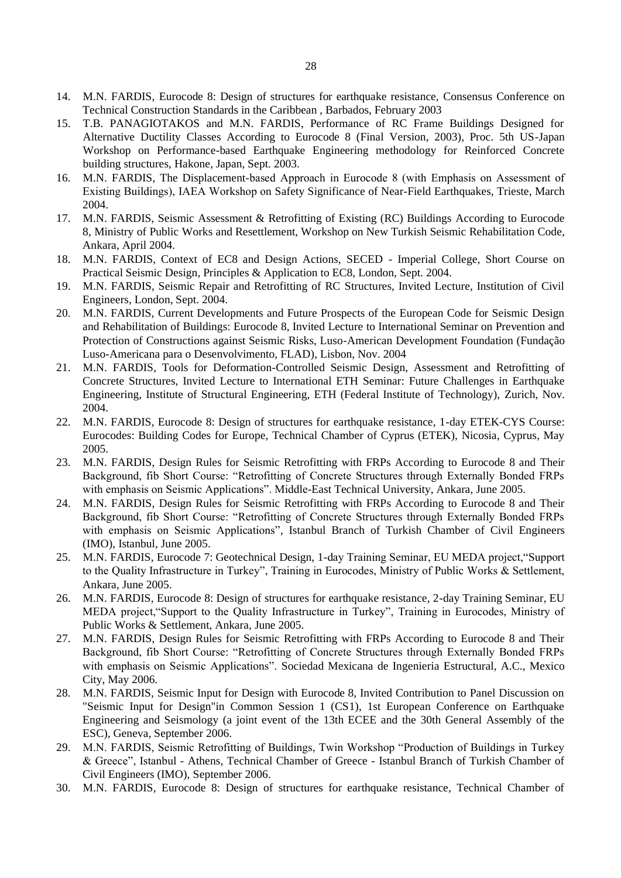14. M.N. FARDIS, Eurocode 8: Design of structures for earthquake resistance, Consensus Conference on Technical Construction Standards in the Caribbean , Barbados, February 2003
15. T.B. PANAGIOTAKOS and M.N. FARDIS, Performance of RC Frame Buildings Designed for Alternative Ductility Classes According to Eurocode 8 (Final Version, 2003), Proc. 5th US-Japan Workshop on Performance-based Earthquake Engineering methodology for Reinforced Concrete building structures, Hakone, Japan, Sept. 2003.
16. M.N. FARDIS, The Displacement-based Approach in Eurocode 8 (with Emphasis on Assessment of Existing Buildings), IAEA Workshop on Safety Significance of Near-Field Earthquakes, Trieste, March 2004.
17. M.N. FARDIS, Seismic Assessment & Retrofitting of Existing (RC) Buildings According to Eurocode 8, Ministry of Public Works and Resettlement, Workshop on New Turkish Seismic Rehabilitation Code, Ankara, April 2004.
18. M.N. FARDIS, Context of EC8 and Design Actions, SECED - Imperial College, Short Course on Practical Seismic Design, Principles & Application to EC8, London, Sept. 2004.
19. M.N. FARDIS, Seismic Repair and Retrofitting of RC Structures, Invited Lecture, Institution of Civil Engineers, London, Sept. 2004.
20. M.N. FARDIS, Current Developments and Future Prospects of the European Code for Seismic Design and Rehabilitation of Buildings: Eurocode 8, Invited Lecture to International Seminar on Prevention and Protection of Constructions against Seismic Risks, Luso-American Development Foundation (Fundação Luso-Americana para o Desenvolvimento, FLAD), Lisbon, Nov. 2004
21. M.N. FARDIS, Tools for Deformation-Controlled Seismic Design, Assessment and Retrofitting of Concrete Structures, Invited Lecture to International ETH Seminar: Future Challenges in Earthquake Engineering, Institute of Structural Engineering, ETH (Federal Institute of Technology), Zurich, Nov. 2004.
22. M.N. FARDIS, Eurocode 8: Design of structures for earthquake resistance, 1-day ETEK-CYS Course: Eurocodes: Building Codes for Europe, Technical Chamber of Cyprus (ETEK), Nicosia, Cyprus, May 2005.
23. M.N. FARDIS, Design Rules for Seismic Retrofitting with FRPs According to Eurocode 8 and Their Background, fib Short Course: "Retrofitting of Concrete Structures through Externally Bonded FRPs with emphasis on Seismic Applications". Middle-East Technical University, Ankara, June 2005.
24. M.N. FARDIS, Design Rules for Seismic Retrofitting with FRPs According to Eurocode 8 and Their Background, fib Short Course: "Retrofitting of Concrete Structures through Externally Bonded FRPs with emphasis on Seismic Applications", Istanbul Branch of Turkish Chamber of Civil Engineers (IMO), Istanbul, June 2005.
25. M.N. FARDIS, Eurocode 7: Geotechnical Design, 1-day Training Seminar, EU MEDA project,"Support to the Quality Infrastructure in Turkey", Training in Eurocodes, Ministry of Public Works & Settlement, Ankara, June 2005.
26. M.N. FARDIS, Eurocode 8: Design of structures for earthquake resistance, 2-day Training Seminar, EU MEDA project,"Support to the Quality Infrastructure in Turkey", Training in Eurocodes, Ministry of Public Works & Settlement, Ankara, June 2005.
27. M.N. FARDIS, Design Rules for Seismic Retrofitting with FRPs According to Eurocode 8 and Their Background, fib Short Course: "Retrofitting of Concrete Structures through Externally Bonded FRPs with emphasis on Seismic Applications". Sociedad Mexicana de Ingenieria Estructural, A.C., Mexico City, May 2006.
28. M.N. FARDIS, Seismic Input for Design with Eurocode 8, Invited Contribution to Panel Discussion on "Seismic Input for Design"in Common Session 1 (CS1), 1st European Conference on Earthquake Engineering and Seismology (a joint event of the 13th ECEE and the 30th General Assembly of the ESC), Geneva, September 2006.
29. M.N. FARDIS, Seismic Retrofitting of Buildings, Twin Workshop "Production of Buildings in Turkey & Greece", Istanbul - Athens, Technical Chamber of Greece - Istanbul Branch of Turkish Chamber of Civil Engineers (IMO), September 2006.
30. M.N. FARDIS, Eurocode 8: Design of structures for earthquake resistance, Technical Chamber of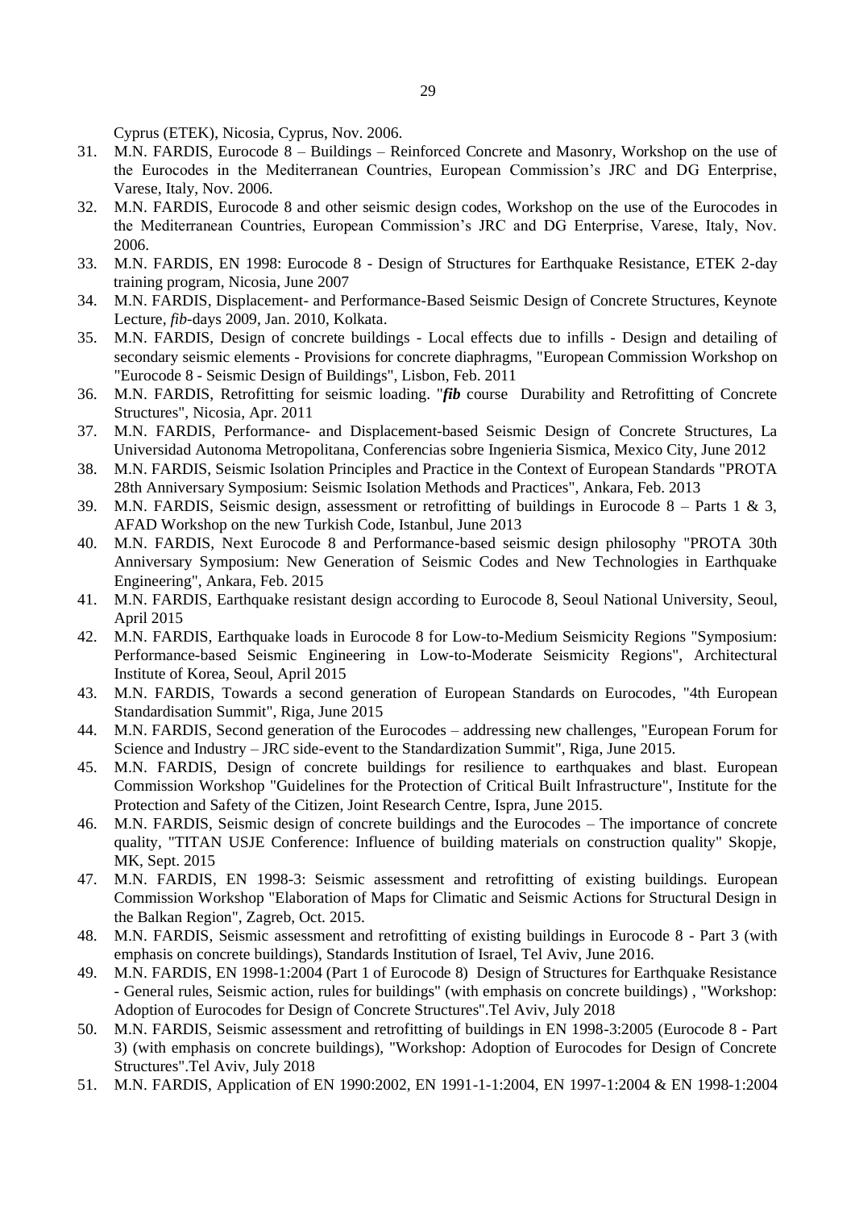Cyprus (ETEK), Nicosia, Cyprus, Nov. 2006.

31. M.N. FARDIS, Eurocode 8 – Buildings – Reinforced Concrete and Masonry, Workshop on the use of the Eurocodes in the Mediterranean Countries, European Commission's JRC and DG Enterprise, Varese, Italy, Nov. 2006.
32. M.N. FARDIS, Eurocode 8 and other seismic design codes, Workshop on the use of the Eurocodes in the Mediterranean Countries, European Commission's JRC and DG Enterprise, Varese, Italy, Nov. 2006.
33. M.N. FARDIS, EN 1998: Eurocode 8 - Design of Structures for Earthquake Resistance, ETEK 2-day training program, Nicosia, June 2007
34. M.N. FARDIS, Displacement- and Performance-Based Seismic Design of Concrete Structures, Keynote Lecture, *fib*-days 2009, Jan. 2010, Kolkata.
35. M.N. FARDIS, Design of concrete buildings - Local effects due to infills - Design and detailing of secondary seismic elements - Provisions for concrete diaphragms, "European Commission Workshop on "Eurocode 8 - Seismic Design of Buildings", Lisbon, Feb. 2011
36. M.N. FARDIS, Retrofitting for seismic loading. "***fib*** course Durability and Retrofitting of Concrete Structures", Nicosia, Apr. 2011
37. M.N. FARDIS, Performance- and Displacement-based Seismic Design of Concrete Structures, La Universidad Autonoma Metropolitana, Conferencias sobre Ingenieria Sismica, Mexico City, June 2012
38. M.N. FARDIS, Seismic Isolation Principles and Practice in the Context of European Standards "PROTA 28th Anniversary Symposium: Seismic Isolation Methods and Practices", Ankara, Feb. 2013
39. M.N. FARDIS, Seismic design, assessment or retrofitting of buildings in Eurocode 8 – Parts 1 & 3, AFAD Workshop on the new Turkish Code, Istanbul, June 2013
40. M.N. FARDIS, Next Eurocode 8 and Performance-based seismic design philosophy "PROTA 30th Anniversary Symposium: New Generation of Seismic Codes and New Technologies in Earthquake Engineering", Ankara, Feb. 2015
41. M.N. FARDIS, Earthquake resistant design according to Eurocode 8, Seoul National University, Seoul, April 2015
42. M.N. FARDIS, Earthquake loads in Eurocode 8 for Low-to-Medium Seismicity Regions "Symposium: Performance-based Seismic Engineering in Low-to-Moderate Seismicity Regions", Architectural Institute of Korea, Seoul, April 2015
43. M.N. FARDIS, Towards a second generation of European Standards on Eurocodes, "4th European Standardisation Summit", Riga, June 2015
44. M.N. FARDIS, Second generation of the Eurocodes – addressing new challenges, "European Forum for Science and Industry – JRC side-event to the Standardization Summit", Riga, June 2015.
45. M.N. FARDIS, Design of concrete buildings for resilience to earthquakes and blast. European Commission Workshop "Guidelines for the Protection of Critical Built Infrastructure", Institute for the Protection and Safety of the Citizen, Joint Research Centre, Ispra, June 2015.
46. M.N. FARDIS, Seismic design of concrete buildings and the Eurocodes – The importance of concrete quality, "TITAN USJE Conference: Influence of building materials on construction quality" Skopje, MK, Sept. 2015
47. M.N. FARDIS, EN 1998-3: Seismic assessment and retrofitting of existing buildings. European Commission Workshop "Elaboration of Maps for Climatic and Seismic Actions for Structural Design in the Balkan Region", Zagreb, Oct. 2015.
48. M.N. FARDIS, Seismic assessment and retrofitting of existing buildings in Eurocode 8 - Part 3 (with emphasis on concrete buildings), Standards Institution of Israel, Tel Aviv, June 2016.
49. M.N. FARDIS, EN 1998-1:2004 (Part 1 of Eurocode 8) Design of Structures for Earthquake Resistance - General rules, Seismic action, rules for buildings" (with emphasis on concrete buildings) , "Workshop: Adoption of Eurocodes for Design of Concrete Structures".Tel Aviv, July 2018
50. M.N. FARDIS, Seismic assessment and retrofitting of buildings in EN 1998-3:2005 (Eurocode 8 - Part 3) (with emphasis on concrete buildings), "Workshop: Adoption of Eurocodes for Design of Concrete Structures".Tel Aviv, July 2018
51. M.N. FARDIS, Application of EN 1990:2002, EN 1991-1-1:2004, EN 1997-1:2004 & EN 1998-1:2004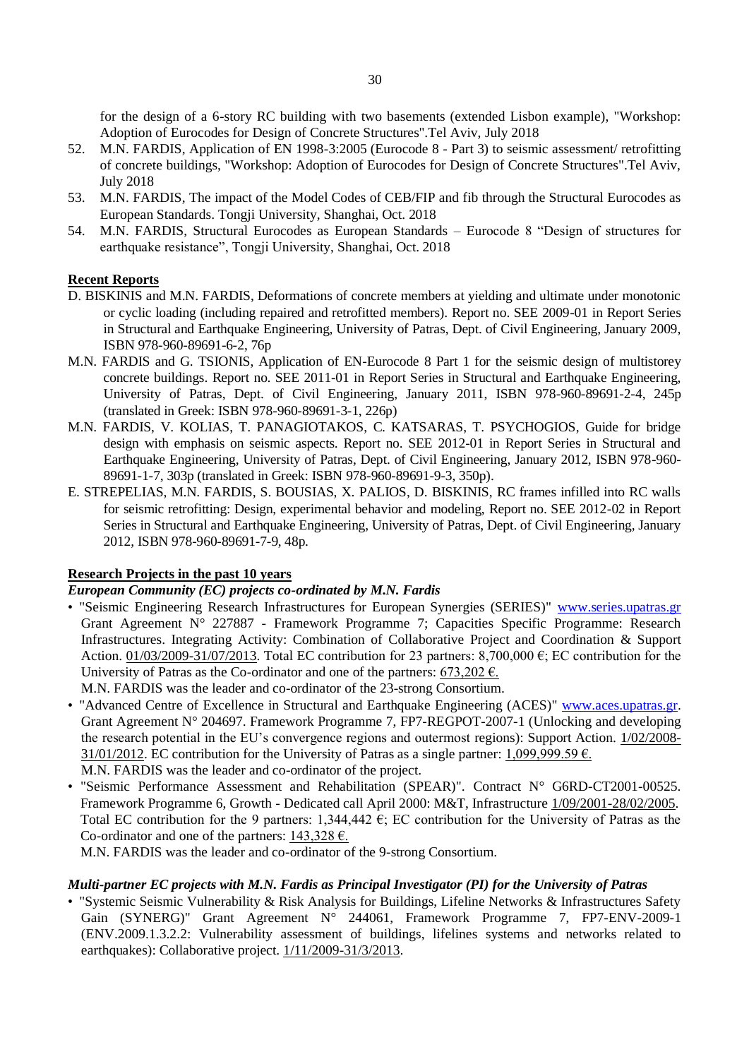for the design of a 6-story RC building with two basements (extended Lisbon example), "Workshop: Adoption of Eurocodes for Design of Concrete Structures".Tel Aviv, July 2018

52. M.N. FARDIS, Application of EN 1998-3:2005 (Eurocode 8 - Part 3) to seismic assessment/ retrofitting of concrete buildings, "Workshop: Adoption of Eurocodes for Design of Concrete Structures".Tel Aviv, July 2018
53. M.N. FARDIS, The impact of the Model Codes of CEB/FIP and fib through the Structural Eurocodes as European Standards. Tongji University, Shanghai, Oct. 2018
54. M.N. FARDIS, Structural Eurocodes as European Standards – Eurocode 8 "Design of structures for earthquake resistance", Tongji University, Shanghai, Oct. 2018

**Recent Reports**

D. BISKINIS and M.N. FARDIS, Deformations of concrete members at yielding and ultimate under monotonic or cyclic loading (including repaired and retrofitted members). Report no. SEE 2009-01 in Report Series in Structural and Earthquake Engineering, University of Patras, Dept. of Civil Engineering, January 2009, ISBN 978-960-89691-6-2, 76p

M.N. FARDIS and G. TSIONIS, Application of EN-Eurocode 8 Part 1 for the seismic design of multistorey concrete buildings. Report no. SEE 2011-01 in Report Series in Structural and Earthquake Engineering, University of Patras, Dept. of Civil Engineering, January 2011, ISBN 978-960-89691-2-4, 245p (translated in Greek: ISBN 978-960-89691-3-1, 226p)

M.N. FARDIS, V. KOLIAS, T. PANAGIOTAKOS, C. KATSARAS, T. PSYCHOGIOS, Guide for bridge design with emphasis on seismic aspects. Report no. SEE 2012-01 in Report Series in Structural and Earthquake Engineering, University of Patras, Dept. of Civil Engineering, January 2012, ISBN 978-960-89691-1-7, 303p (translated in Greek: ISBN 978-960-89691-9-3, 350p).

E. STREPELIAS, M.N. FARDIS, S. BOUSIAS, X. PALIOS, D. BISKINIS, RC frames infilled into RC walls for seismic retrofitting: Design, experimental behavior and modeling, Report no. SEE 2012-02 in Report Series in Structural and Earthquake Engineering, University of Patras, Dept. of Civil Engineering, January 2012, ISBN 978-960-89691-7-9, 48p.

**Research Projects in the past 10 years**

***European Community (EC) projects co-ordinated by M.N. Fardis***

- "Seismic Engineering Research Infrastructures for European Synergies (SERIES)" www.series.upatras.gr Grant Agreement N° 227887 - Framework Programme 7; Capacities Specific Programme: Research Infrastructures. Integrating Activity: Combination of Collaborative Project and Coordination & Support Action. 01/03/2009-31/07/2013. Total EC contribution for 23 partners: 8,700,000 €; EC contribution for the University of Patras as the Co-ordinator and one of the partners: 673,202 €.
  M.N. FARDIS was the leader and co-ordinator of the 23-strong Consortium.
- "Advanced Centre of Excellence in Structural and Earthquake Engineering (ACES)" www.aces.upatras.gr. Grant Agreement N° 204697. Framework Programme 7, FP7-REGPOT-2007-1 (Unlocking and developing the research potential in the EU's convergence regions and outermost regions): Support Action. 1/02/2008-31/01/2012. EC contribution for the University of Patras as a single partner: 1,099,999.59 €.
  M.N. FARDIS was the leader and co-ordinator of the project.
- "Seismic Performance Assessment and Rehabilitation (SPEAR)". Contract N° G6RD-CT2001-00525. Framework Programme 6, Growth - Dedicated call April 2000: M&T, Infrastructure 1/09/2001-28/02/2005. Total EC contribution for the 9 partners: 1,344,442 €; EC contribution for the University of Patras as the Co-ordinator and one of the partners: 143,328 €.
  M.N. FARDIS was the leader and co-ordinator of the 9-strong Consortium.

***Multi-partner EC projects with M.N. Fardis as Principal Investigator (PI) for the University of Patras***

- "Systemic Seismic Vulnerability & Risk Analysis for Buildings, Lifeline Networks & Infrastructures Safety Gain (SYNERG)" Grant Agreement N° 244061, Framework Programme 7, FP7-ENV-2009-1 (ENV.2009.1.3.2.2: Vulnerability assessment of buildings, lifelines systems and networks related to earthquakes): Collaborative project. 1/11/2009-31/3/2013.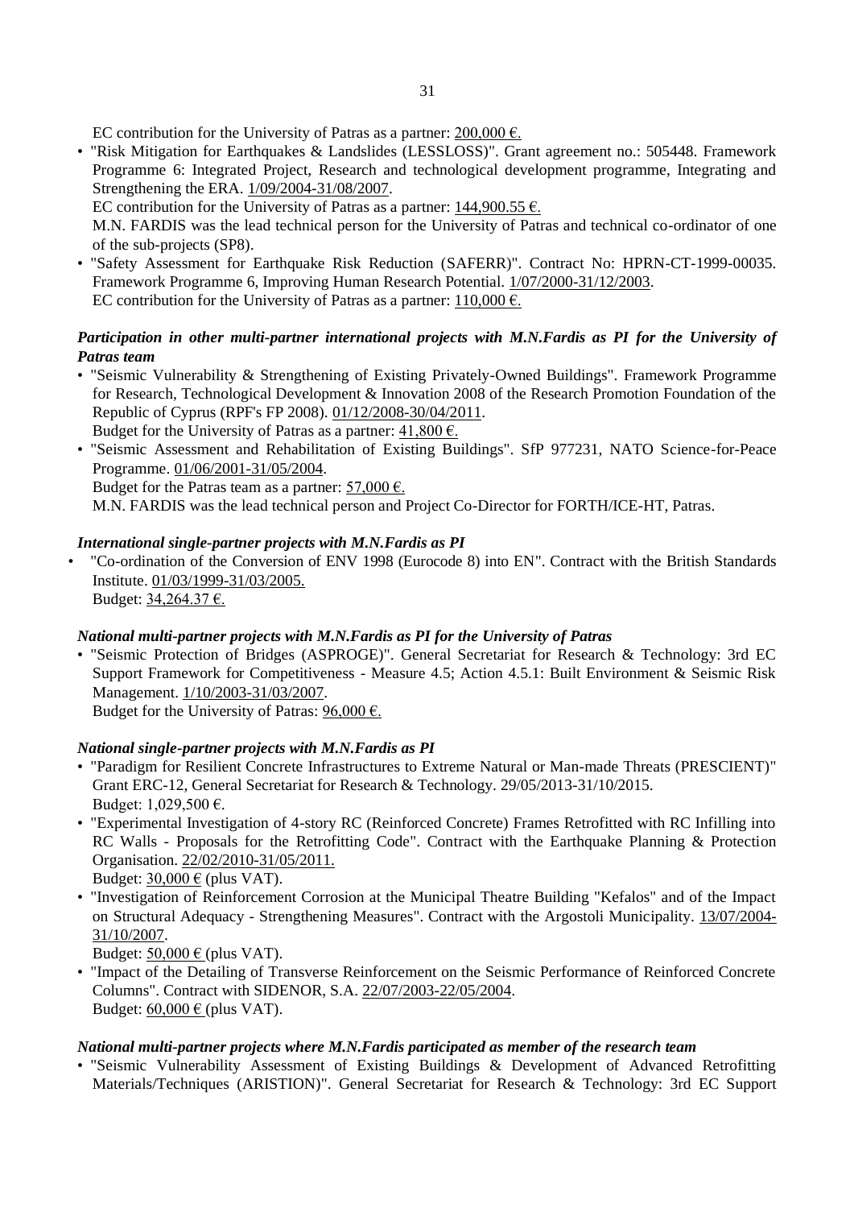EC contribution for the University of Patras as a partner: 200,000 €.

- "Risk Mitigation for Earthquakes & Landslides (LESSLOSS)". Grant agreement no.: 505448. Framework Programme 6: Integrated Project, Research and technological development programme, Integrating and Strengthening the ERA. 1/09/2004-31/08/2007.
  EC contribution for the University of Patras as a partner: 144,900.55 €.
  M.N. FARDIS was the lead technical person for the University of Patras and technical co-ordinator of one of the sub-projects (SP8).
- "Safety Assessment for Earthquake Risk Reduction (SAFERR)". Contract No: HPRN-CT-1999-00035. Framework Programme 6, Improving Human Research Potential. 1/07/2000-31/12/2003.
  EC contribution for the University of Patras as a partner: 110,000 €.

***Participation in other multi-partner international projects with M.N.Fardis as PI for the University of Patras team***

- "Seismic Vulnerability & Strengthening of Existing Privately-Owned Buildings". Framework Programme for Research, Technological Development & Innovation 2008 of the Research Promotion Foundation of the Republic of Cyprus (RPF's FP 2008). 01/12/2008-30/04/2011.
  Budget for the University of Patras as a partner: 41,800 €.
- "Seismic Assessment and Rehabilitation of Existing Buildings". SfP 977231, NATO Science-for-Peace Programme. 01/06/2001-31/05/2004.
  Budget for the Patras team as a partner: 57,000 €.
  M.N. FARDIS was the lead technical person and Project Co-Director for FORTH/ICE-HT, Patras.

***International single-partner projects with M.N.Fardis as PI***

- "Co-ordination of the Conversion of ENV 1998 (Eurocode 8) into EN". Contract with the British Standards Institute. 01/03/1999-31/03/2005.
  Budget: 34,264.37 €.

***National multi-partner projects with M.N.Fardis as PI for the University of Patras***

- "Seismic Protection of Bridges (ASPROGE)". General Secretariat for Research & Technology: 3rd EC Support Framework for Competitiveness - Measure 4.5; Action 4.5.1: Built Environment & Seismic Risk Management. 1/10/2003-31/03/2007.
  Budget for the University of Patras: 96,000 €.

***National single-partner projects with M.N.Fardis as PI***

- "Paradigm for Resilient Concrete Infrastructures to Extreme Natural or Man-made Threats (PRESCIENT)" Grant ERC-12, General Secretariat for Research & Technology. 29/05/2013-31/10/2015.
  Budget: 1,029,500 €.
- "Experimental Investigation of 4-story RC (Reinforced Concrete) Frames Retrofitted with RC Infilling into RC Walls - Proposals for the Retrofitting Code". Contract with the Earthquake Planning & Protection Organisation. 22/02/2010-31/05/2011.
  Budget: 30,000 € (plus VAT).
- "Investigation of Reinforcement Corrosion at the Municipal Theatre Building "Kefalos" and of the Impact on Structural Adequacy - Strengthening Measures". Contract with the Argostoli Municipality. 13/07/2004-31/10/2007.
  Budget: 50,000 € (plus VAT).
- "Impact of the Detailing of Transverse Reinforcement on the Seismic Performance of Reinforced Concrete Columns". Contract with SIDENOR, S.A. 22/07/2003-22/05/2004.
  Budget: 60,000 € (plus VAT).

***National multi-partner projects where M.N.Fardis participated as member of the research team***

- "Seismic Vulnerability Assessment of Existing Buildings & Development of Advanced Retrofitting Materials/Techniques (ARISTION)". General Secretariat for Research & Technology: 3rd EC Support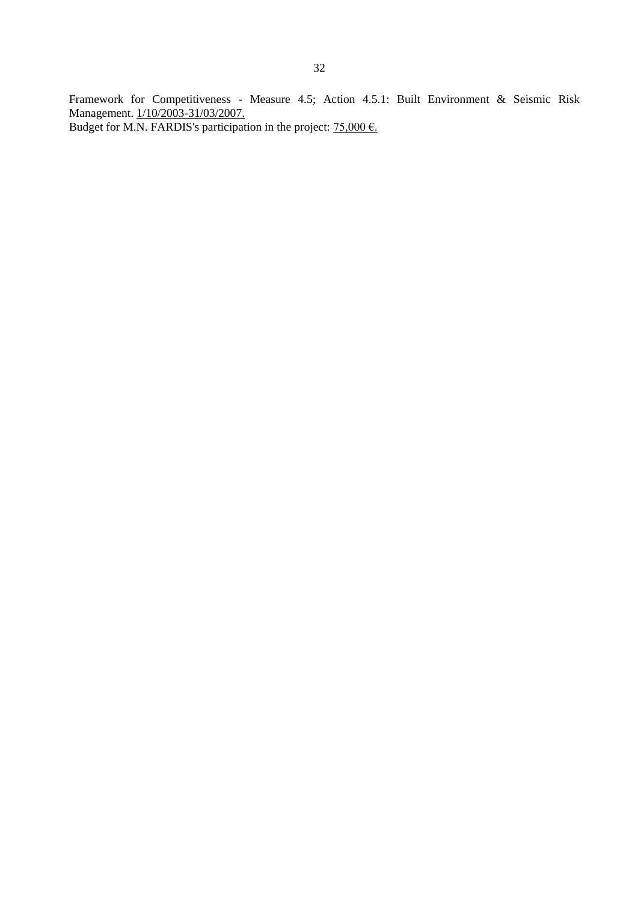Framework for Competitiveness - Measure 4.5; Action 4.5.1: Built Environment & Seismic Risk Management. 1/10/2003-31/03/2007.

Budget for M.N. FARDIS's participation in the project: 75,000 €.